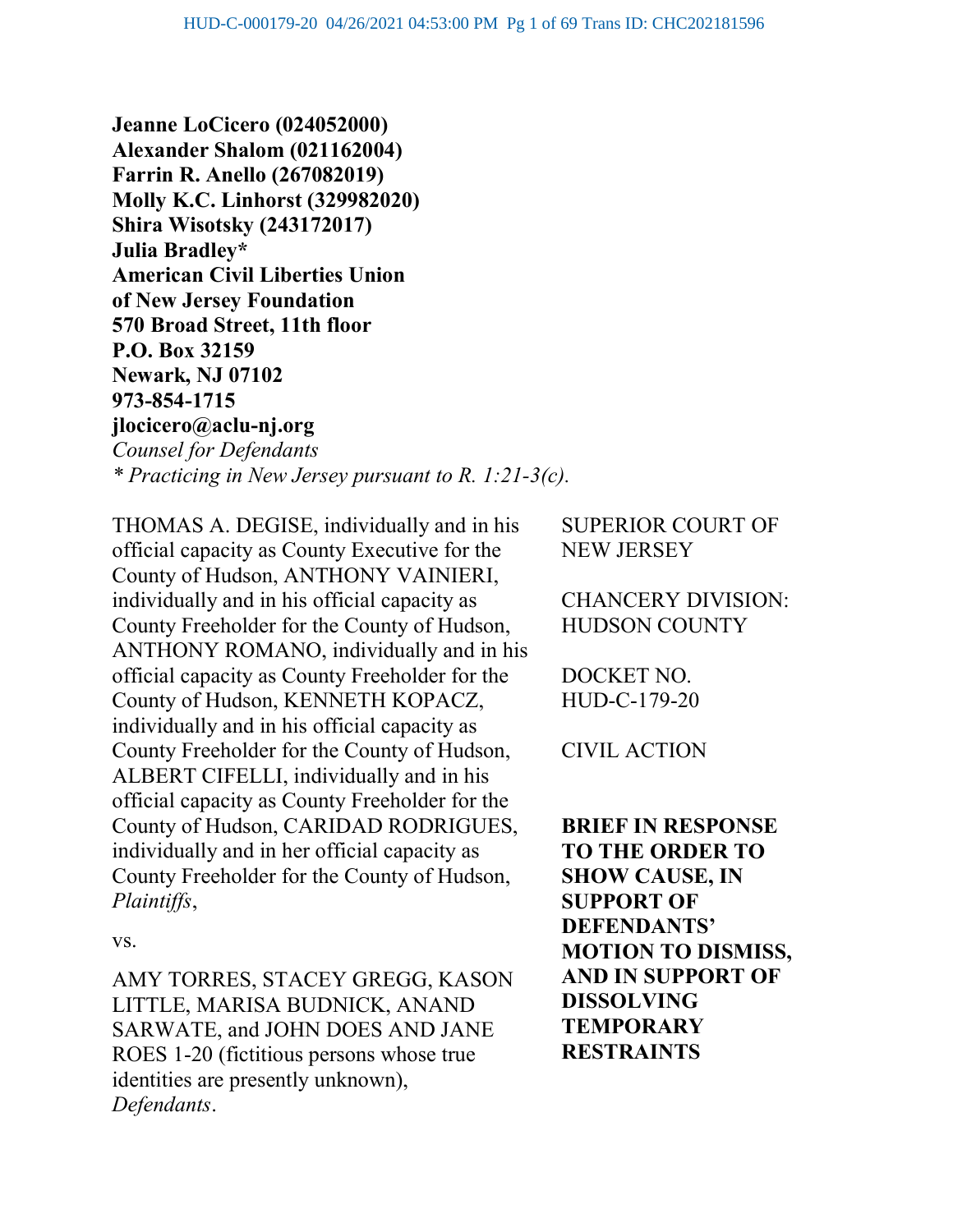**Jeanne LoCicero (024052000)**
**Alexander Shalom (021162004)**
**Farrin R. Anello (267082019)**
**Molly K.C. Linhorst (329982020)**
**Shira Wisotsky (243172017)**
**Julia Bradley***
**American Civil Liberties Union**
**of New Jersey Foundation**
**570 Broad Street, 11th floor**
**P.O. Box 32159**
**Newark, NJ 07102**
**973-854-1715**
**jlocicero@aclu-nj.org**
*Counsel for Defendants*
*\* Practicing in New Jersey pursuant to R. 1:21-3(c).*

THOMAS A. DEGISE, individually and in his official capacity as County Executive for the County of Hudson, ANTHONY VAINIERI, individually and in his official capacity as County Freeholder for the County of Hudson, ANTHONY ROMANO, individually and in his official capacity as County Freeholder for the County of Hudson, KENNETH KOPACZ, individually and in his official capacity as County Freeholder for the County of Hudson, ALBERT CIFELLI, individually and in his official capacity as County Freeholder for the County of Hudson, CARIDAD RODRIGUES, individually and in her official capacity as County Freeholder for the County of Hudson,
*Plaintiffs*,

vs.

AMY TORRES, STACEY GREGG, KASON LITTLE, MARISA BUDNICK, ANAND SARWATE, and JOHN DOES AND JANE ROES 1-20 (fictitious persons whose true identities are presently unknown),
*Defendants*.

SUPERIOR COURT OF NEW JERSEY

CHANCERY DIVISION: HUDSON COUNTY

DOCKET NO. HUD-C-179-20

CIVIL ACTION

**BRIEF IN RESPONSE TO THE ORDER TO SHOW CAUSE, IN SUPPORT OF DEFENDANTS' MOTION TO DISMISS, AND IN SUPPORT OF DISSOLVING TEMPORARY RESTRAINTS**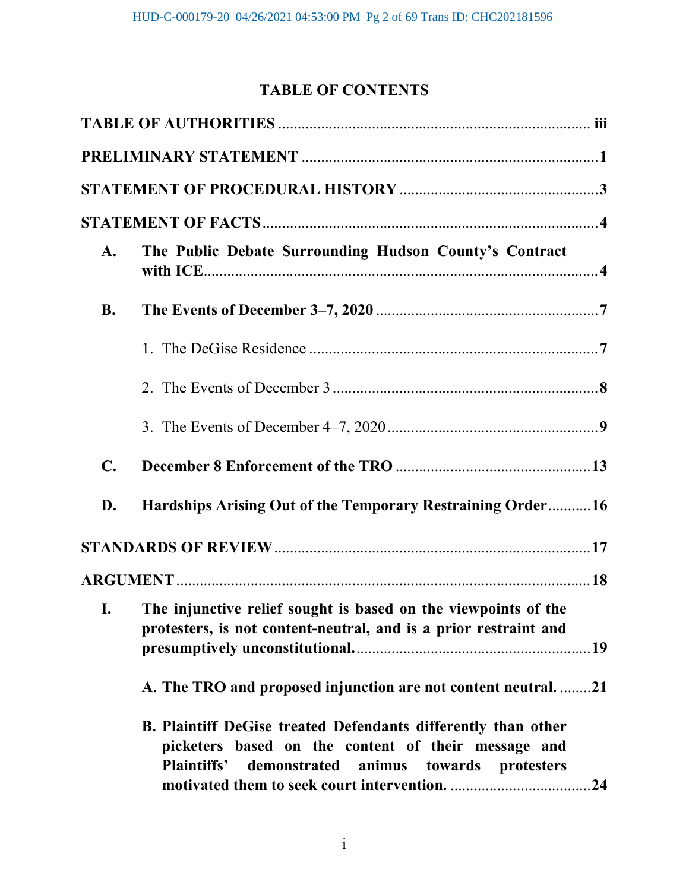# TABLE OF CONTENTS

**TABLE OF AUTHORITIES** ............................................................................ **iii**

**PRELIMINARY STATEMENT** ......................................................................... **1**

**STATEMENT OF PROCEDURAL HISTORY** .................................................. **3**

**STATEMENT OF FACTS** .................................................................................. **4**

**A. The Public Debate Surrounding Hudson County's Contract with ICE** ........................................................................................... **4**

**B. The Events of December 3–7, 2020** ....................................................... **7**

1. The DeGise Residence ....................................................................... **7**

2. The Events of December 3 .................................................................. **8**

3. The Events of December 4–7, 2020 ..................................................... **9**

**C. December 8 Enforcement of the TRO** ................................................. **13**

**D. Hardships Arising Out of the Temporary Restraining Order** ........... **16**

**STANDARDS OF REVIEW** ............................................................................... **17**

**ARGUMENT** ...................................................................................................... **18**

**I. The injunctive relief sought is based on the viewpoints of the protesters, is not content-neutral, and is a prior restraint and presumptively unconstitutional.** ........................................................ **19**

**A. The TRO and proposed injunction are not content neutral.** ........ **21**

**B. Plaintiff DeGise treated Defendants differently than other picketers based on the content of their message and Plaintiffs' demonstrated animus towards protesters motivated them to seek court intervention.** ................................... **24**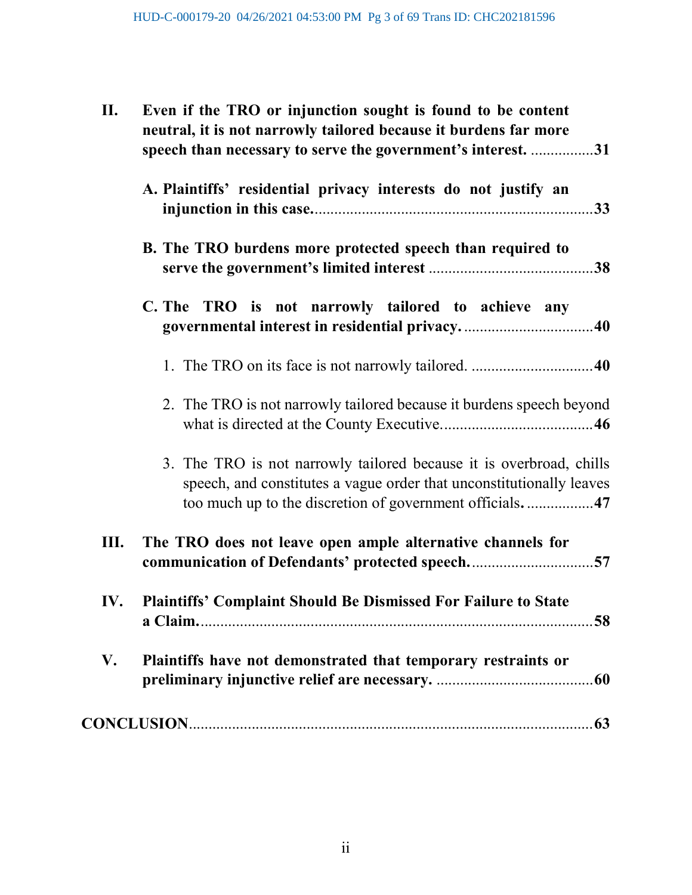**II. Even if the TRO or injunction sought is found to be content neutral, it is not narrowly tailored because it burdens far more speech than necessary to serve the government's interest. ................31**

**A. Plaintiffs' residential privacy interests do not justify an injunction in this case. .......................................................................33**

**B. The TRO burdens more protected speech than required to serve the government's limited interest ..........................................38**

**C. The TRO is not narrowly tailored to achieve any governmental interest in residential privacy. .................................40**

1. The TRO on its face is not narrowly tailored. ...............................**40**

2. The TRO is not narrowly tailored because it burdens speech beyond what is directed at the County Executive......................................**46**

3. The TRO is not narrowly tailored because it is overbroad, chills speech, and constitutes a vague order that unconstitutionally leaves too much up to the discretion of government officials**.** .................**47**

**III. The TRO does not leave open ample alternative channels for communication of Defendants' protected speech. ...............................57**

**IV. Plaintiffs' Complaint Should Be Dismissed For Failure to State a Claim. ...................................................................................................58**

**V. Plaintiffs have not demonstrated that temporary restraints or preliminary injunctive relief are necessary. ........................................60**

**CONCLUSION.......................................................................................................63**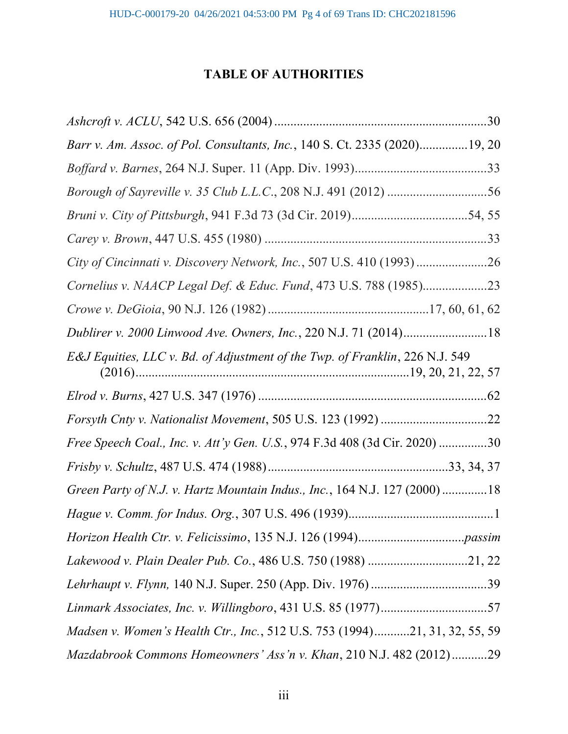# TABLE OF AUTHORITIES

*Ashcroft v. ACLU*, 542 U.S. 656 (2004) .................................................................30

*Barr v. Am. Assoc. of Pol. Consultants, Inc.*, 140 S. Ct. 2335 (2020)...............19, 20

*Boffard v. Barnes*, 264 N.J. Super. 11 (App. Div. 1993).........................................33

*Borough of Sayreville v. 35 Club L.L.C.*, 208 N.J. 491 (2012) ...............................56

*Bruni v. City of Pittsburgh*, 941 F.3d 73 (3d Cir. 2019)....................................54, 55

*Carey v. Brown*, 447 U.S. 455 (1980) .....................................................................33

*City of Cincinnati v. Discovery Network, Inc.*, 507 U.S. 410 (1993) ......................26

*Cornelius v. NAACP Legal Def. & Educ. Fund*, 473 U.S. 788 (1985)...................23

*Crowe v. DeGioia*, 90 N.J. 126 (1982) ..................................................17, 60, 61, 62

*Dublirer v. 2000 Linwood Ave. Owners, Inc.*, 220 N.J. 71 (2014)..........................18

*E&J Equities, LLC v. Bd. of Adjustment of the Twp. of Franklin*, 226 N.J. 549 (2016).....................................................................................19, 20, 21, 22, 57

*Elrod v. Burns*, 427 U.S. 347 (1976) .......................................................................62

*Forsyth Cnty v. Nationalist Movement*, 505 U.S. 123 (1992) .................................22

*Free Speech Coal., Inc. v. Att'y Gen. U.S.*, 974 F.3d 408 (3d Cir. 2020) ...............30

*Frisby v. Schultz*, 487 U.S. 474 (1988).......................................................33, 34, 37

*Green Party of N.J. v. Hartz Mountain Indus., Inc.*, 164 N.J. 127 (2000) ..............18

*Hague v. Comm. for Indus. Org.*, 307 U.S. 496 (1939).............................................1

*Horizon Health Ctr. v. Felicissimo*, 135 N.J. 126 (1994)................................*passim*

*Lakewood v. Plain Dealer Pub. Co.*, 486 U.S. 750 (1988) ...............................21, 22

*Lehrhaupt v. Flynn,* 140 N.J. Super. 250 (App. Div. 1976) ....................................39

*Linmark Associates, Inc. v. Willingboro*, 431 U.S. 85 (1977).................................57

*Madsen v. Women's Health Ctr., Inc.*, 512 U.S. 753 (1994)...........21, 31, 32, 55, 59

*Mazdabrook Commons Homeowners' Ass'n v. Khan*, 210 N.J. 482 (2012)...........29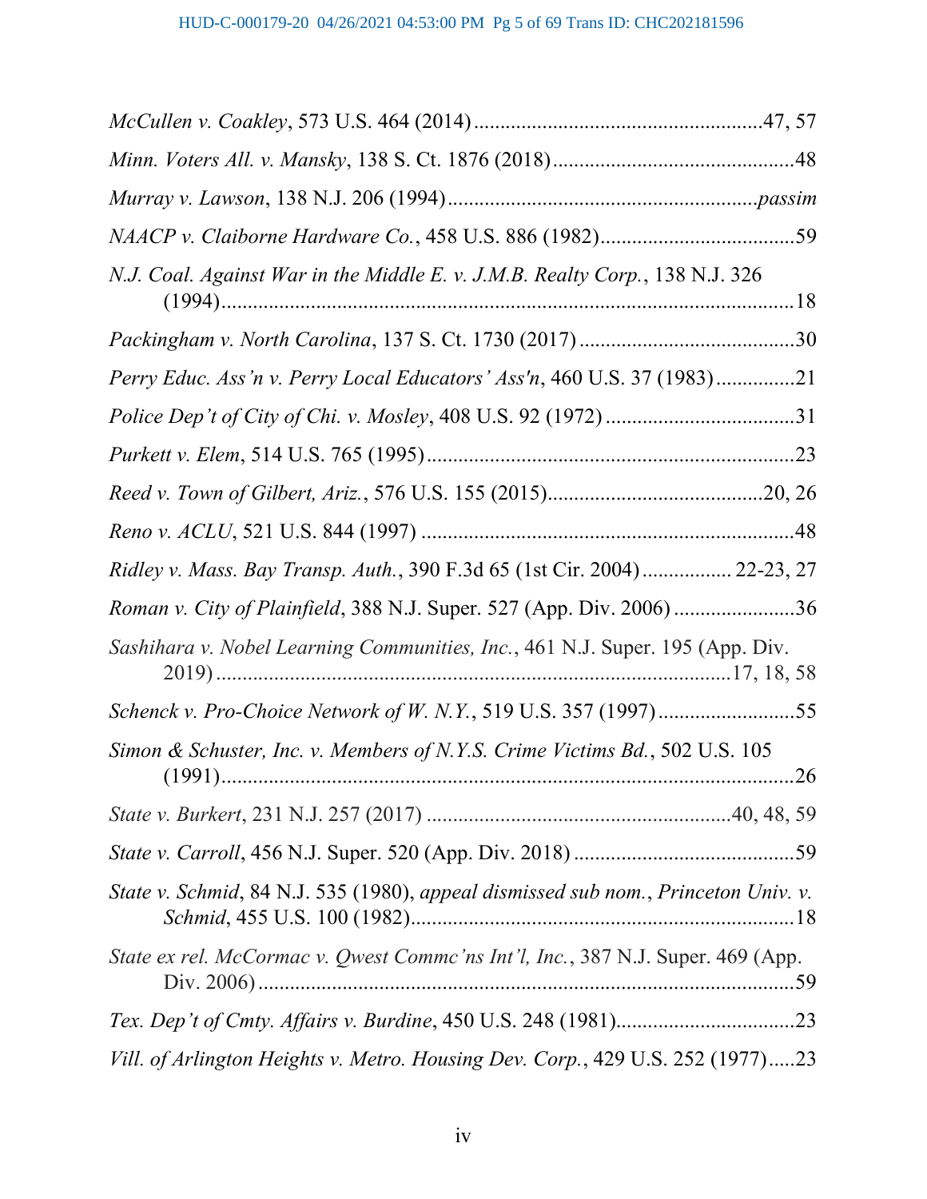*McCullen v. Coakley*, 573 U.S. 464 (2014)......................................................47, 57

*Minn. Voters All. v. Mansky*, 138 S. Ct. 1876 (2018).............................................48

*Murray v. Lawson*, 138 N.J. 206 (1994).........................................................*passim*

*NAACP v. Claiborne Hardware Co.*, 458 U.S. 886 (1982)....................................59

*N.J. Coal. Against War in the Middle E. v. J.M.B. Realty Corp.*, 138 N.J. 326 (1994).........................................................................................................18

*Packingham v. North Carolina*, 137 S. Ct. 1730 (2017)........................................30

*Perry Educ. Ass'n v. Perry Local Educators' Ass'n*, 460 U.S. 37 (1983)..............21

*Police Dep't of City of Chi. v. Mosley*, 408 U.S. 92 (1972)...................................31

*Purkett v. Elem*, 514 U.S. 765 (1995).....................................................................23

*Reed v. Town of Gilbert, Ariz.*, 576 U.S. 155 (2015)........................................20, 26

*Reno v. ACLU*, 521 U.S. 844 (1997).....................................................................48

*Ridley v. Mass. Bay Transp. Auth.*, 390 F.3d 65 (1st Cir. 2004)................ 22-23, 27

*Roman v. City of Plainfield*, 388 N.J. Super. 527 (App. Div. 2006).......................36

*Sashihara v. Nobel Learning Communities, Inc.*, 461 N.J. Super. 195 (App. Div. 2019)...............................................................................................17, 18, 58

*Schenck v. Pro-Choice Network of W. N.Y.*, 519 U.S. 357 (1997)..........................55

*Simon & Schuster, Inc. v. Members of N.Y.S. Crime Victims Bd.*, 502 U.S. 105 (1991)..........................................................................................................26

*State v. Burkert*, 231 N.J. 257 (2017).......................................................40, 48, 59

*State v. Carroll*, 456 N.J. Super. 520 (App. Div. 2018)..........................................59

*State v. Schmid*, 84 N.J. 535 (1980), *appeal dismissed sub nom.*, *Princeton Univ. v. Schmid*, 455 U.S. 100 (1982)........................................................................18

*State ex rel. McCormac v. Qwest Commc'ns Int'l, Inc.*, 387 N.J. Super. 469 (App. Div. 2006)..................................................................................................59

*Tex. Dep't of Cmty. Affairs v. Burdine*, 450 U.S. 248 (1981)..................................23

*Vill. of Arlington Heights v. Metro. Housing Dev. Corp.*, 429 U.S. 252 (1977).....23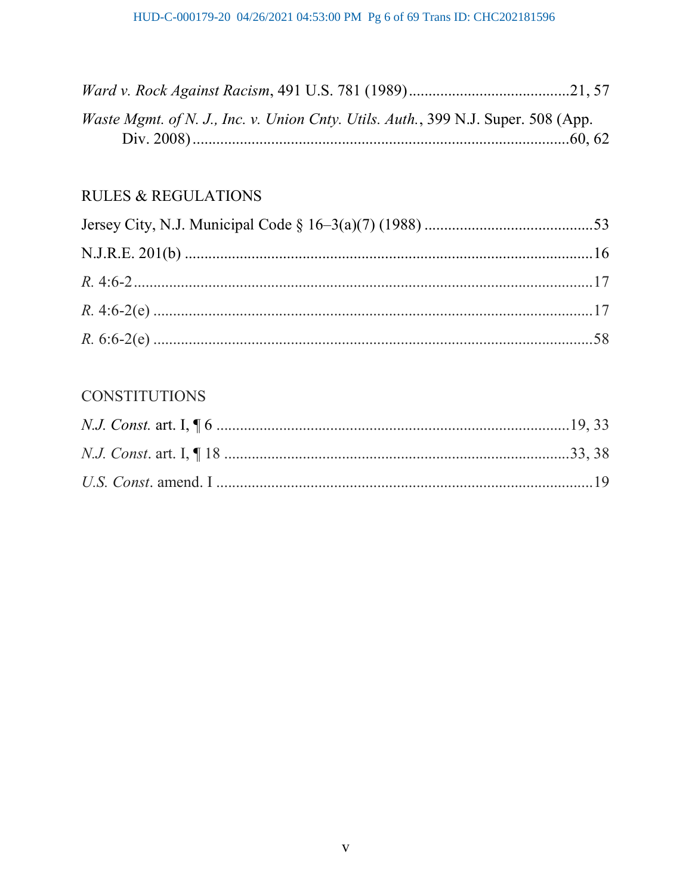*Ward v. Rock Against Racism*, 491 U.S. 781 (1989) ........................................21, 57

*Waste Mgmt. of N. J., Inc. v. Union Cnty. Utils. Auth.*, 399 N.J. Super. 508 (App. Div. 2008) ................................................................................................60, 62

## RULES & REGULATIONS

Jersey City, N.J. Municipal Code § 16–3(a)(7) (1988) ..........................................53

N.J.R.E. 201(b) .......................................................................................................16

*R.* 4:6-2 ...................................................................................................................17

*R.* 4:6-2(e) ..............................................................................................................17

*R.* 6:6-2(e) ..............................................................................................................58

## CONSTITUTIONS

*N.J. Const.* art. I, ¶ 6 ........................................................................................19, 33

*N.J. Const*. art. I, ¶ 18 ......................................................................................33, 38

*U.S. Const*. amend. I ..............................................................................................19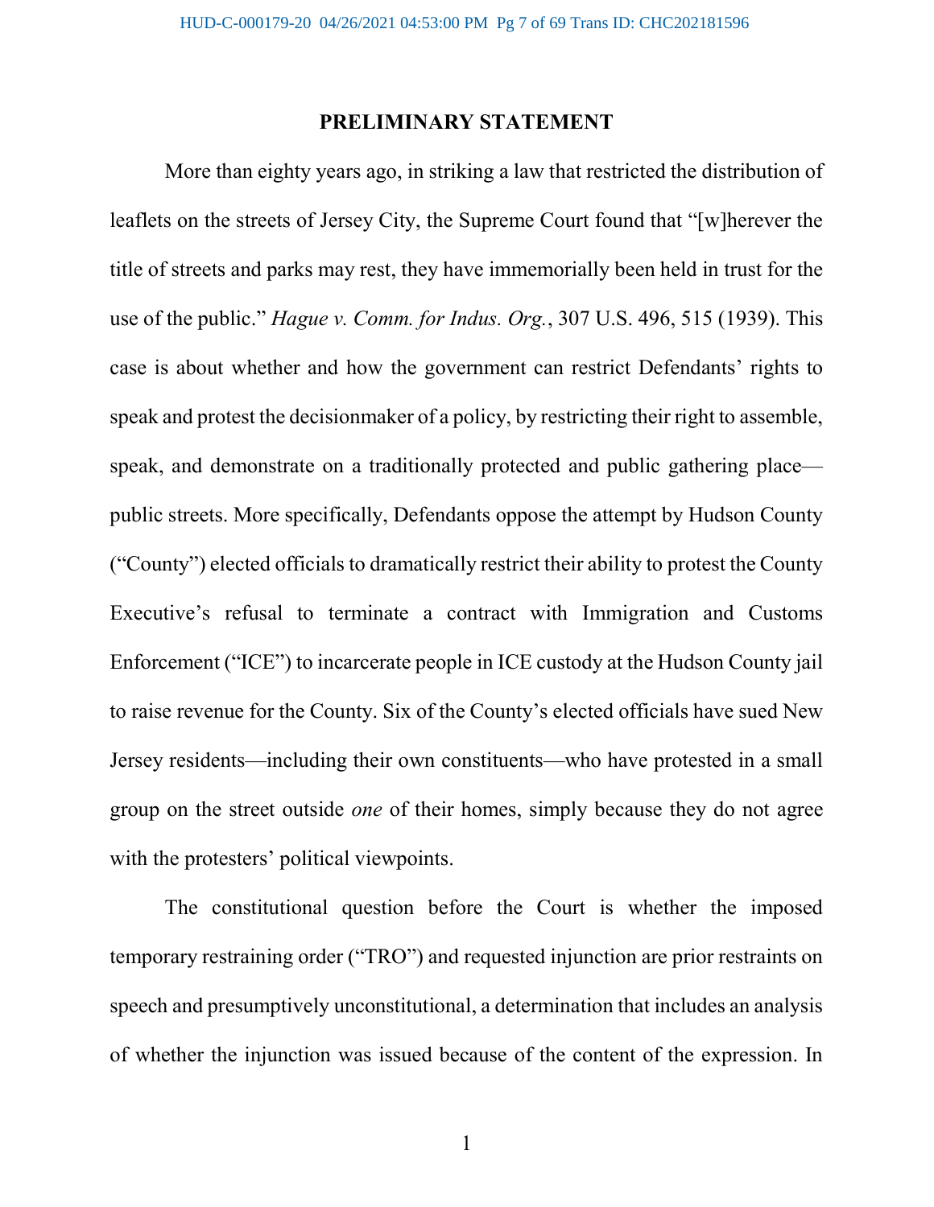# PRELIMINARY STATEMENT

More than eighty years ago, in striking a law that restricted the distribution of leaflets on the streets of Jersey City, the Supreme Court found that "[w]herever the title of streets and parks may rest, they have immemorially been held in trust for the use of the public." *Hague v. Comm. for Indus. Org.*, 307 U.S. 496, 515 (1939). This case is about whether and how the government can restrict Defendants' rights to speak and protest the decisionmaker of a policy, by restricting their right to assemble, speak, and demonstrate on a traditionally protected and public gathering place—public streets. More specifically, Defendants oppose the attempt by Hudson County ("County") elected officials to dramatically restrict their ability to protest the County Executive's refusal to terminate a contract with Immigration and Customs Enforcement ("ICE") to incarcerate people in ICE custody at the Hudson County jail to raise revenue for the County. Six of the County's elected officials have sued New Jersey residents—including their own constituents—who have protested in a small group on the street outside *one* of their homes, simply because they do not agree with the protesters' political viewpoints.

The constitutional question before the Court is whether the imposed temporary restraining order ("TRO") and requested injunction are prior restraints on speech and presumptively unconstitutional, a determination that includes an analysis of whether the injunction was issued because of the content of the expression. In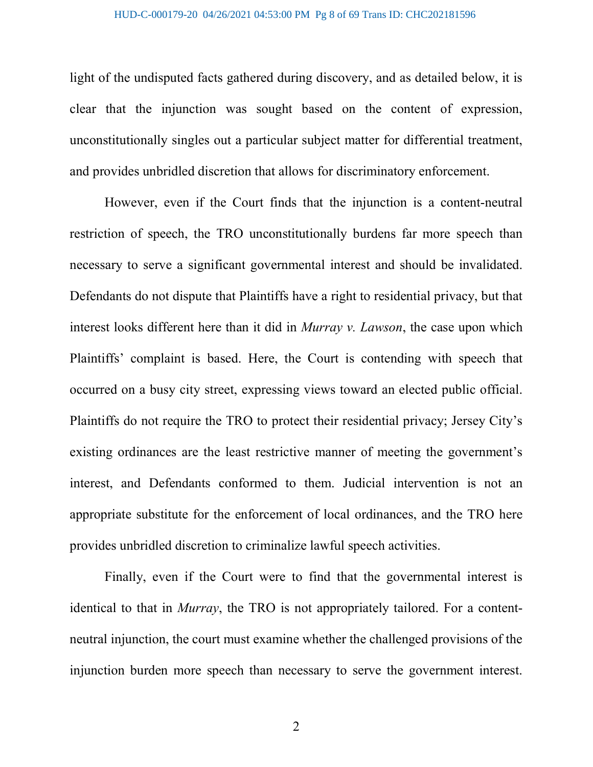light of the undisputed facts gathered during discovery, and as detailed below, it is clear that the injunction was sought based on the content of expression, unconstitutionally singles out a particular subject matter for differential treatment, and provides unbridled discretion that allows for discriminatory enforcement.

However, even if the Court finds that the injunction is a content-neutral restriction of speech, the TRO unconstitutionally burdens far more speech than necessary to serve a significant governmental interest and should be invalidated. Defendants do not dispute that Plaintiffs have a right to residential privacy, but that interest looks different here than it did in *Murray v. Lawson*, the case upon which Plaintiffs' complaint is based. Here, the Court is contending with speech that occurred on a busy city street, expressing views toward an elected public official. Plaintiffs do not require the TRO to protect their residential privacy; Jersey City's existing ordinances are the least restrictive manner of meeting the government's interest, and Defendants conformed to them. Judicial intervention is not an appropriate substitute for the enforcement of local ordinances, and the TRO here provides unbridled discretion to criminalize lawful speech activities.

Finally, even if the Court were to find that the governmental interest is identical to that in *Murray*, the TRO is not appropriately tailored. For a content-neutral injunction, the court must examine whether the challenged provisions of the injunction burden more speech than necessary to serve the government interest.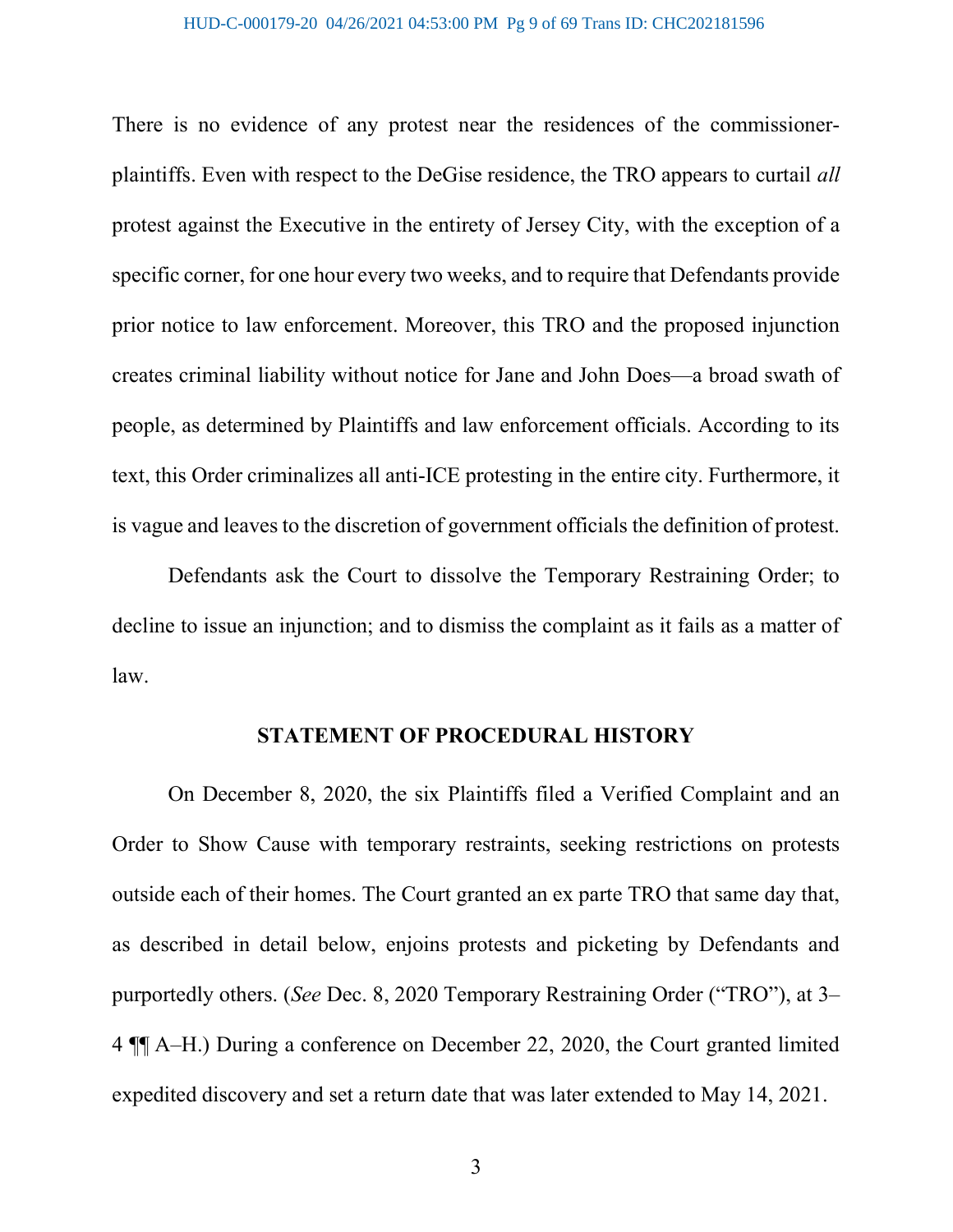There is no evidence of any protest near the residences of the commissioner-plaintiffs. Even with respect to the DeGise residence, the TRO appears to curtail *all* protest against the Executive in the entirety of Jersey City, with the exception of a specific corner, for one hour every two weeks, and to require that Defendants provide prior notice to law enforcement. Moreover, this TRO and the proposed injunction creates criminal liability without notice for Jane and John Does—a broad swath of people, as determined by Plaintiffs and law enforcement officials. According to its text, this Order criminalizes all anti-ICE protesting in the entire city. Furthermore, it is vague and leaves to the discretion of government officials the definition of protest.

Defendants ask the Court to dissolve the Temporary Restraining Order; to decline to issue an injunction; and to dismiss the complaint as it fails as a matter of law.

## STATEMENT OF PROCEDURAL HISTORY

On December 8, 2020, the six Plaintiffs filed a Verified Complaint and an Order to Show Cause with temporary restraints, seeking restrictions on protests outside each of their homes. The Court granted an ex parte TRO that same day that, as described in detail below, enjoins protests and picketing by Defendants and purportedly others. (*See* Dec. 8, 2020 Temporary Restraining Order ("TRO"), at 3–4 ¶¶ A–H.) During a conference on December 22, 2020, the Court granted limited expedited discovery and set a return date that was later extended to May 14, 2021.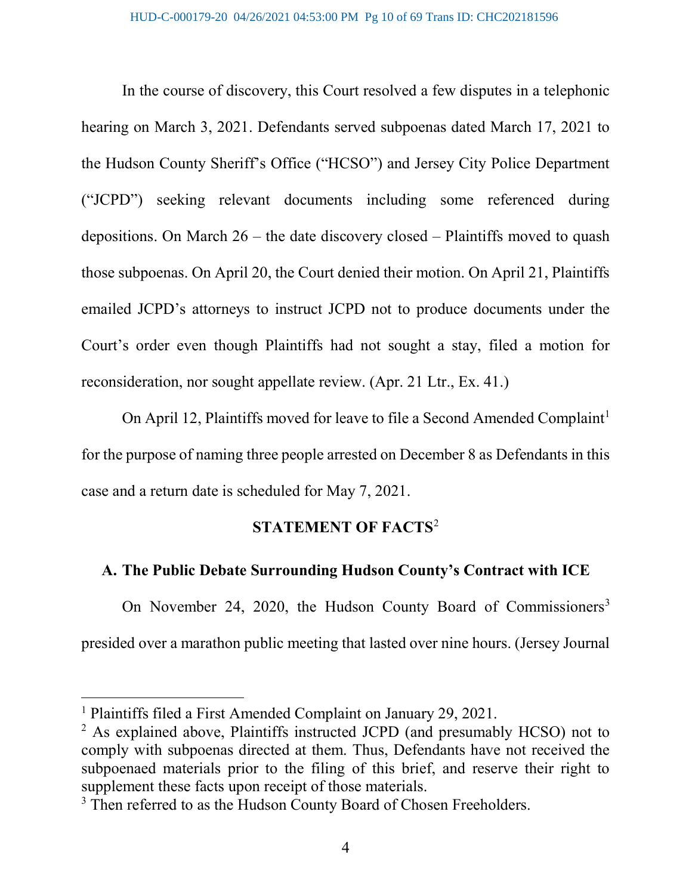In the course of discovery, this Court resolved a few disputes in a telephonic hearing on March 3, 2021. Defendants served subpoenas dated March 17, 2021 to the Hudson County Sheriff's Office ("HCSO") and Jersey City Police Department ("JCPD") seeking relevant documents including some referenced during depositions. On March 26 – the date discovery closed – Plaintiffs moved to quash those subpoenas. On April 20, the Court denied their motion. On April 21, Plaintiffs emailed JCPD's attorneys to instruct JCPD not to produce documents under the Court's order even though Plaintiffs had not sought a stay, filed a motion for reconsideration, nor sought appellate review. (Apr. 21 Ltr., Ex. 41.)

On April 12, Plaintiffs moved for leave to file a Second Amended Complaint[1] for the purpose of naming three people arrested on December 8 as Defendants in this case and a return date is scheduled for May 7, 2021.

## STATEMENT OF FACTS[2]

### A. The Public Debate Surrounding Hudson County's Contract with ICE

On November 24, 2020, the Hudson County Board of Commissioners[3] presided over a marathon public meeting that lasted over nine hours. (Jersey Journal

---

[1] Plaintiffs filed a First Amended Complaint on January 29, 2021.

[2] As explained above, Plaintiffs instructed JCPD (and presumably HCSO) not to comply with subpoenas directed at them. Thus, Defendants have not received the subpoenaed materials prior to the filing of this brief, and reserve their right to supplement these facts upon receipt of those materials.

[3] Then referred to as the Hudson County Board of Chosen Freeholders.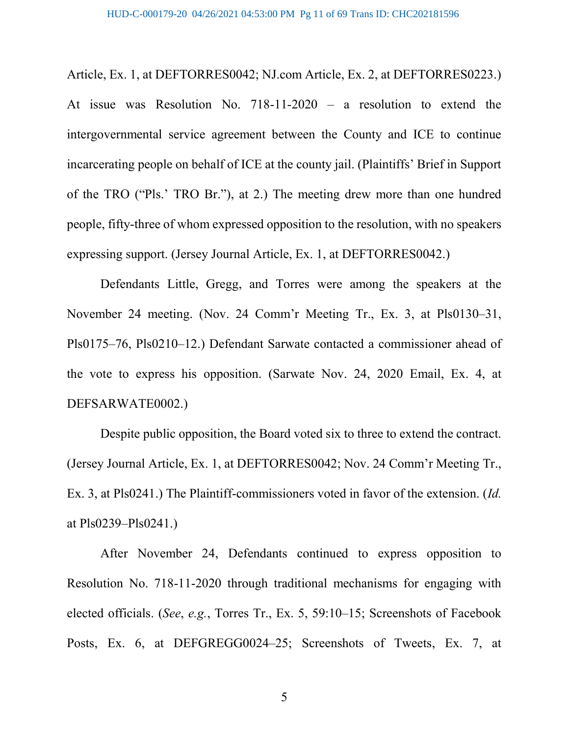Article, Ex. 1, at DEFTORRES0042; NJ.com Article, Ex. 2, at DEFTORRES0223.) At issue was Resolution No. 718-11-2020 – a resolution to extend the intergovernmental service agreement between the County and ICE to continue incarcerating people on behalf of ICE at the county jail. (Plaintiffs' Brief in Support of the TRO ("Pls.' TRO Br."), at 2.) The meeting drew more than one hundred people, fifty-three of whom expressed opposition to the resolution, with no speakers expressing support. (Jersey Journal Article, Ex. 1, at DEFTORRES0042.)

Defendants Little, Gregg, and Torres were among the speakers at the November 24 meeting. (Nov. 24 Comm'r Meeting Tr., Ex. 3, at Pls0130–31, Pls0175–76, Pls0210–12.) Defendant Sarwate contacted a commissioner ahead of the vote to express his opposition. (Sarwate Nov. 24, 2020 Email, Ex. 4, at DEFSARWATE0002.)

Despite public opposition, the Board voted six to three to extend the contract. (Jersey Journal Article, Ex. 1, at DEFTORRES0042; Nov. 24 Comm'r Meeting Tr., Ex. 3, at Pls0241.) The Plaintiff-commissioners voted in favor of the extension. (*Id.* at Pls0239–Pls0241.)

After November 24, Defendants continued to express opposition to Resolution No. 718-11-2020 through traditional mechanisms for engaging with elected officials. (*See*, *e.g.*, Torres Tr., Ex. 5, 59:10–15; Screenshots of Facebook Posts, Ex. 6, at DEFGREGG0024–25; Screenshots of Tweets, Ex. 7, at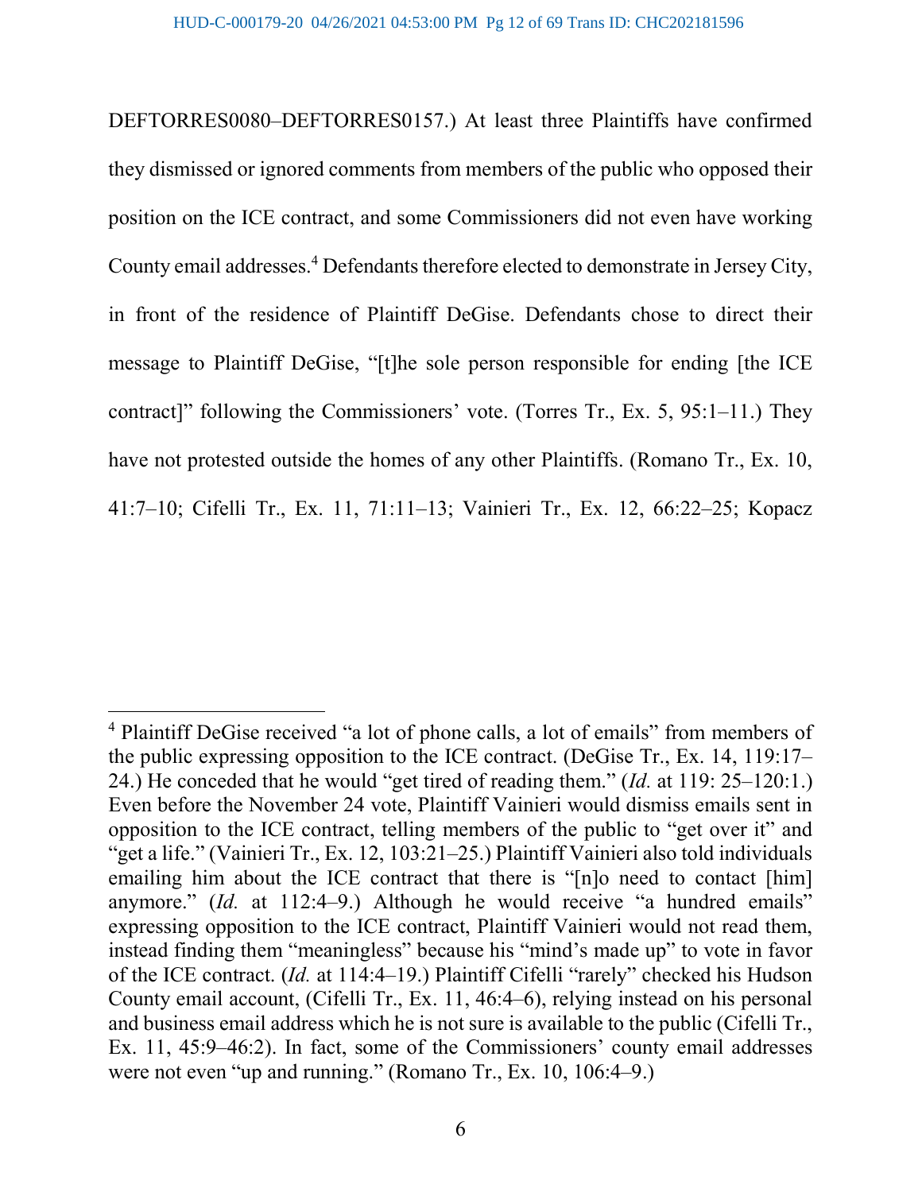DEFTORRES0080–DEFTORRES0157.) At least three Plaintiffs have confirmed they dismissed or ignored comments from members of the public who opposed their position on the ICE contract, and some Commissioners did not even have working County email addresses.[4] Defendants therefore elected to demonstrate in Jersey City, in front of the residence of Plaintiff DeGise. Defendants chose to direct their message to Plaintiff DeGise, "[t]he sole person responsible for ending [the ICE contract]" following the Commissioners' vote. (Torres Tr., Ex. 5, 95:1–11.) They have not protested outside the homes of any other Plaintiffs. (Romano Tr., Ex. 10, 41:7–10; Cifelli Tr., Ex. 11, 71:11–13; Vainieri Tr., Ex. 12, 66:22–25; Kopacz

---

[4] Plaintiff DeGise received "a lot of phone calls, a lot of emails" from members of the public expressing opposition to the ICE contract. (DeGise Tr., Ex. 14, 119:17–24.) He conceded that he would "get tired of reading them." (*Id.* at 119: 25–120:1.) Even before the November 24 vote, Plaintiff Vainieri would dismiss emails sent in opposition to the ICE contract, telling members of the public to "get over it" and "get a life." (Vainieri Tr., Ex. 12, 103:21–25.) Plaintiff Vainieri also told individuals emailing him about the ICE contract that there is "[n]o need to contact [him] anymore." (*Id.* at 112:4–9.) Although he would receive "a hundred emails" expressing opposition to the ICE contract, Plaintiff Vainieri would not read them, instead finding them "meaningless" because his "mind's made up" to vote in favor of the ICE contract. (*Id.* at 114:4–19.) Plaintiff Cifelli "rarely" checked his Hudson County email account, (Cifelli Tr., Ex. 11, 46:4–6), relying instead on his personal and business email address which he is not sure is available to the public (Cifelli Tr., Ex. 11, 45:9–46:2). In fact, some of the Commissioners' county email addresses were not even "up and running." (Romano Tr., Ex. 10, 106:4–9.)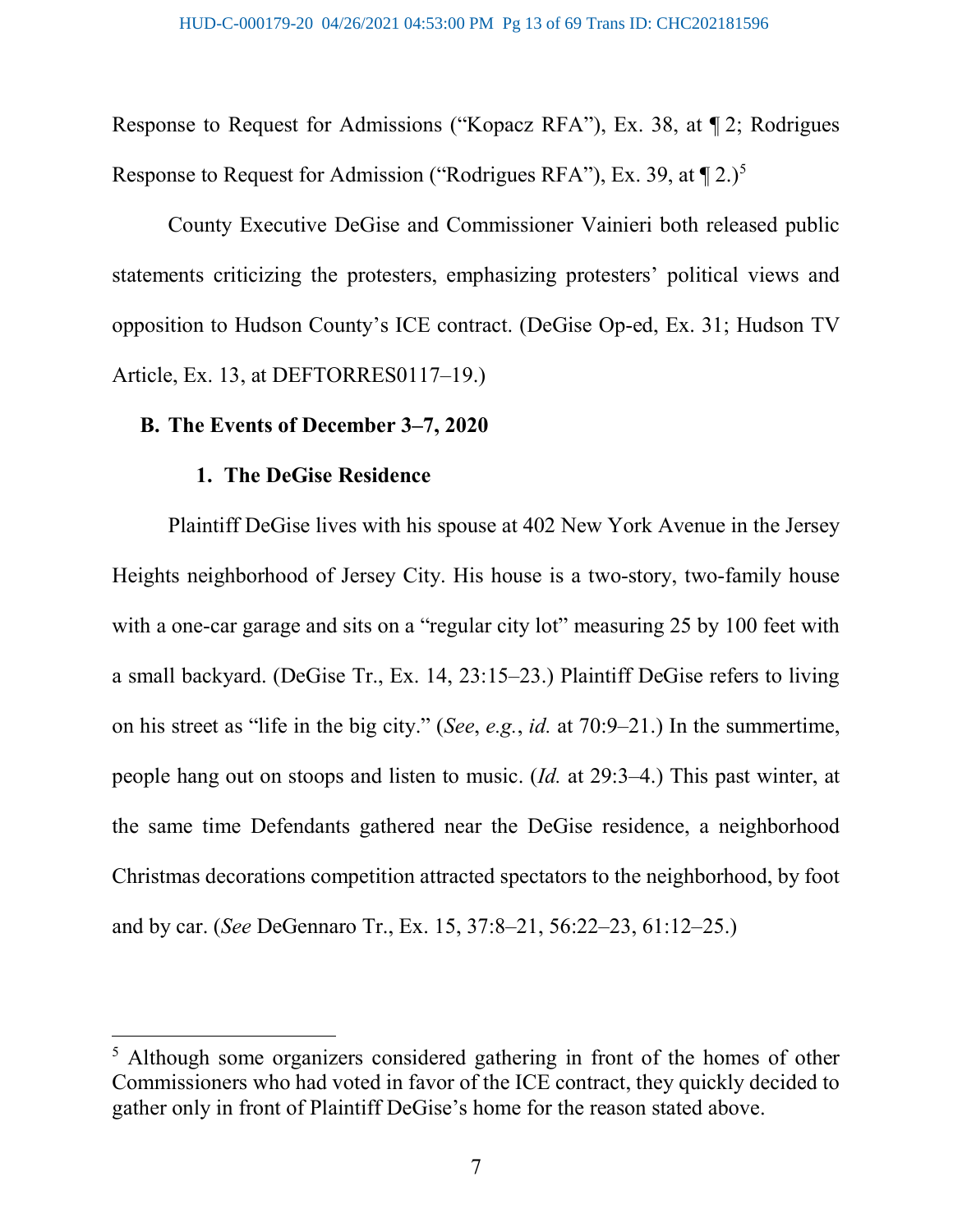Response to Request for Admissions ("Kopacz RFA"), Ex. 38, at ¶ 2; Rodrigues Response to Request for Admission ("Rodrigues RFA"), Ex. 39, at ¶ 2.)[5]

County Executive DeGise and Commissioner Vainieri both released public statements criticizing the protesters, emphasizing protesters' political views and opposition to Hudson County's ICE contract. (DeGise Op-ed, Ex. 31; Hudson TV Article, Ex. 13, at DEFTORRES0117–19.)

### B. The Events of December 3–7, 2020

#### 1. The DeGise Residence

Plaintiff DeGise lives with his spouse at 402 New York Avenue in the Jersey Heights neighborhood of Jersey City. His house is a two-story, two-family house with a one-car garage and sits on a "regular city lot" measuring 25 by 100 feet with a small backyard. (DeGise Tr., Ex. 14, 23:15–23.) Plaintiff DeGise refers to living on his street as "life in the big city." (*See*, *e.g.*, *id.* at 70:9–21.) In the summertime, people hang out on stoops and listen to music. (*Id.* at 29:3–4.) This past winter, at the same time Defendants gathered near the DeGise residence, a neighborhood Christmas decorations competition attracted spectators to the neighborhood, by foot and by car. (*See* DeGennaro Tr., Ex. 15, 37:8–21, 56:22–23, 61:12–25.)

[5] Although some organizers considered gathering in front of the homes of other Commissioners who had voted in favor of the ICE contract, they quickly decided to gather only in front of Plaintiff DeGise's home for the reason stated above.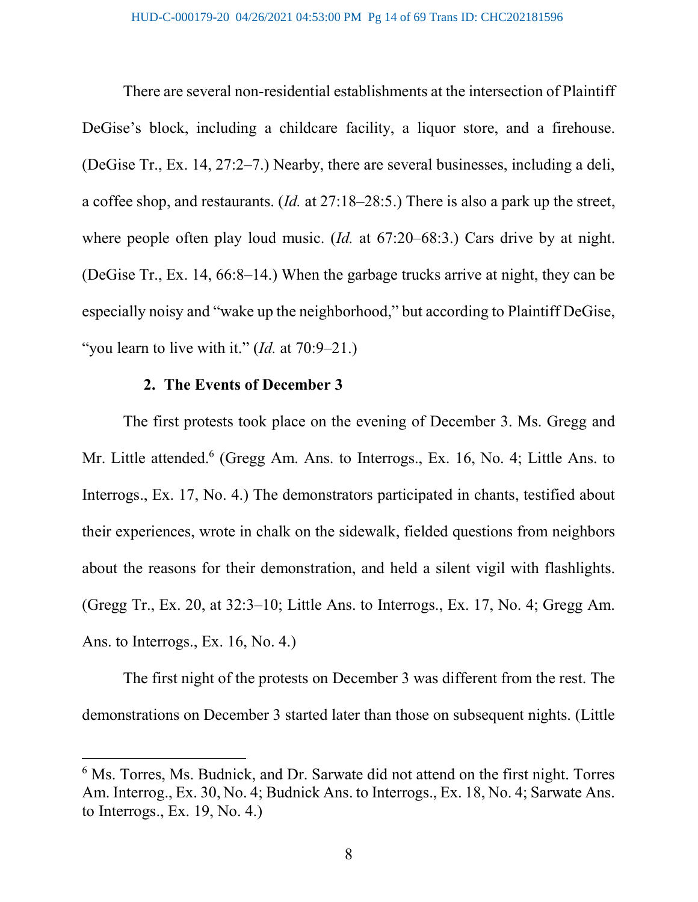There are several non-residential establishments at the intersection of Plaintiff DeGise's block, including a childcare facility, a liquor store, and a firehouse. (DeGise Tr., Ex. 14, 27:2–7.) Nearby, there are several businesses, including a deli, a coffee shop, and restaurants. (*Id.* at 27:18–28:5.) There is also a park up the street, where people often play loud music. (*Id.* at 67:20–68:3.) Cars drive by at night. (DeGise Tr., Ex. 14, 66:8–14.) When the garbage trucks arrive at night, they can be especially noisy and "wake up the neighborhood," but according to Plaintiff DeGise, "you learn to live with it." (*Id.* at 70:9–21.)

### 2. The Events of December 3

The first protests took place on the evening of December 3. Ms. Gregg and Mr. Little attended.[6] (Gregg Am. Ans. to Interrogs., Ex. 16, No. 4; Little Ans. to Interrogs., Ex. 17, No. 4.) The demonstrators participated in chants, testified about their experiences, wrote in chalk on the sidewalk, fielded questions from neighbors about the reasons for their demonstration, and held a silent vigil with flashlights. (Gregg Tr., Ex. 20, at 32:3–10; Little Ans. to Interrogs., Ex. 17, No. 4; Gregg Am. Ans. to Interrogs., Ex. 16, No. 4.)

The first night of the protests on December 3 was different from the rest. The demonstrations on December 3 started later than those on subsequent nights. (Little

[6] Ms. Torres, Ms. Budnick, and Dr. Sarwate did not attend on the first night. Torres Am. Interrog., Ex. 30, No. 4; Budnick Ans. to Interrogs., Ex. 18, No. 4; Sarwate Ans. to Interrogs., Ex. 19, No. 4.)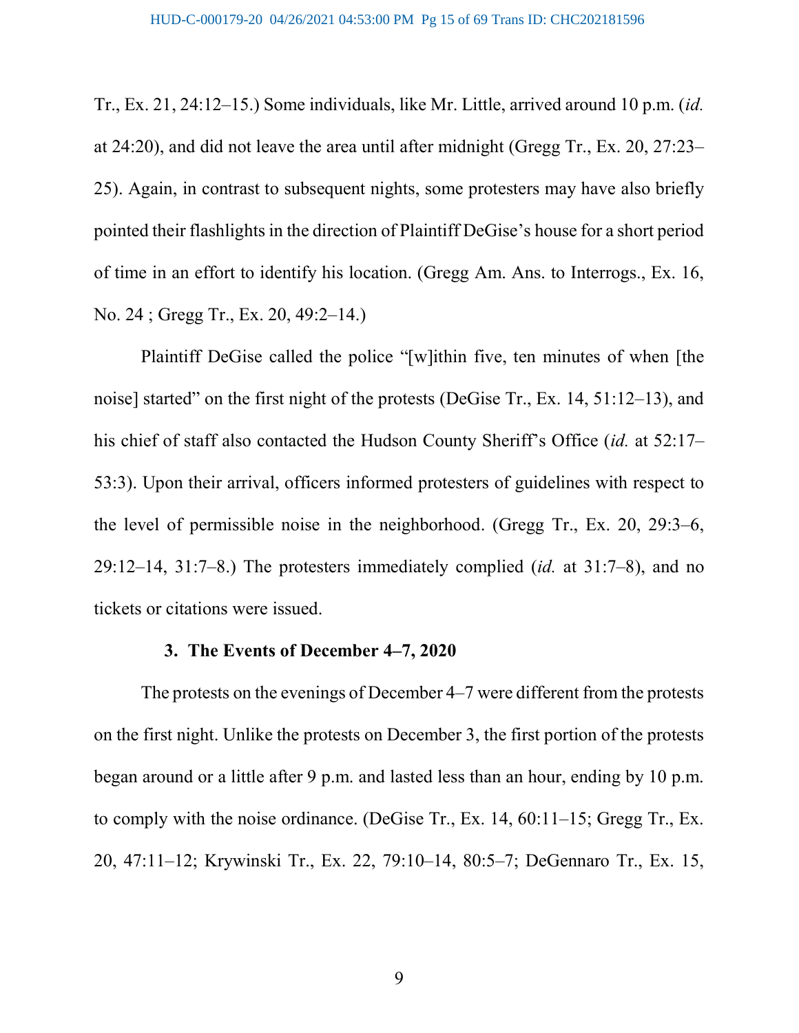Tr., Ex. 21, 24:12–15.) Some individuals, like Mr. Little, arrived around 10 p.m. (*id.* at 24:20), and did not leave the area until after midnight (Gregg Tr., Ex. 20, 27:23–25). Again, in contrast to subsequent nights, some protesters may have also briefly pointed their flashlights in the direction of Plaintiff DeGise's house for a short period of time in an effort to identify his location. (Gregg Am. Ans. to Interrogs., Ex. 16, No. 24 ; Gregg Tr., Ex. 20, 49:2–14.)

Plaintiff DeGise called the police "[w]ithin five, ten minutes of when [the noise] started" on the first night of the protests (DeGise Tr., Ex. 14, 51:12–13), and his chief of staff also contacted the Hudson County Sheriff's Office (*id.* at 52:17–53:3). Upon their arrival, officers informed protesters of guidelines with respect to the level of permissible noise in the neighborhood. (Gregg Tr., Ex. 20, 29:3–6, 29:12–14, 31:7–8.) The protesters immediately complied (*id.* at 31:7–8), and no tickets or citations were issued.

### 3. The Events of December 4–7, 2020

The protests on the evenings of December 4–7 were different from the protests on the first night. Unlike the protests on December 3, the first portion of the protests began around or a little after 9 p.m. and lasted less than an hour, ending by 10 p.m. to comply with the noise ordinance. (DeGise Tr., Ex. 14, 60:11–15; Gregg Tr., Ex. 20, 47:11–12; Krywinski Tr., Ex. 22, 79:10–14, 80:5–7; DeGennaro Tr., Ex. 15,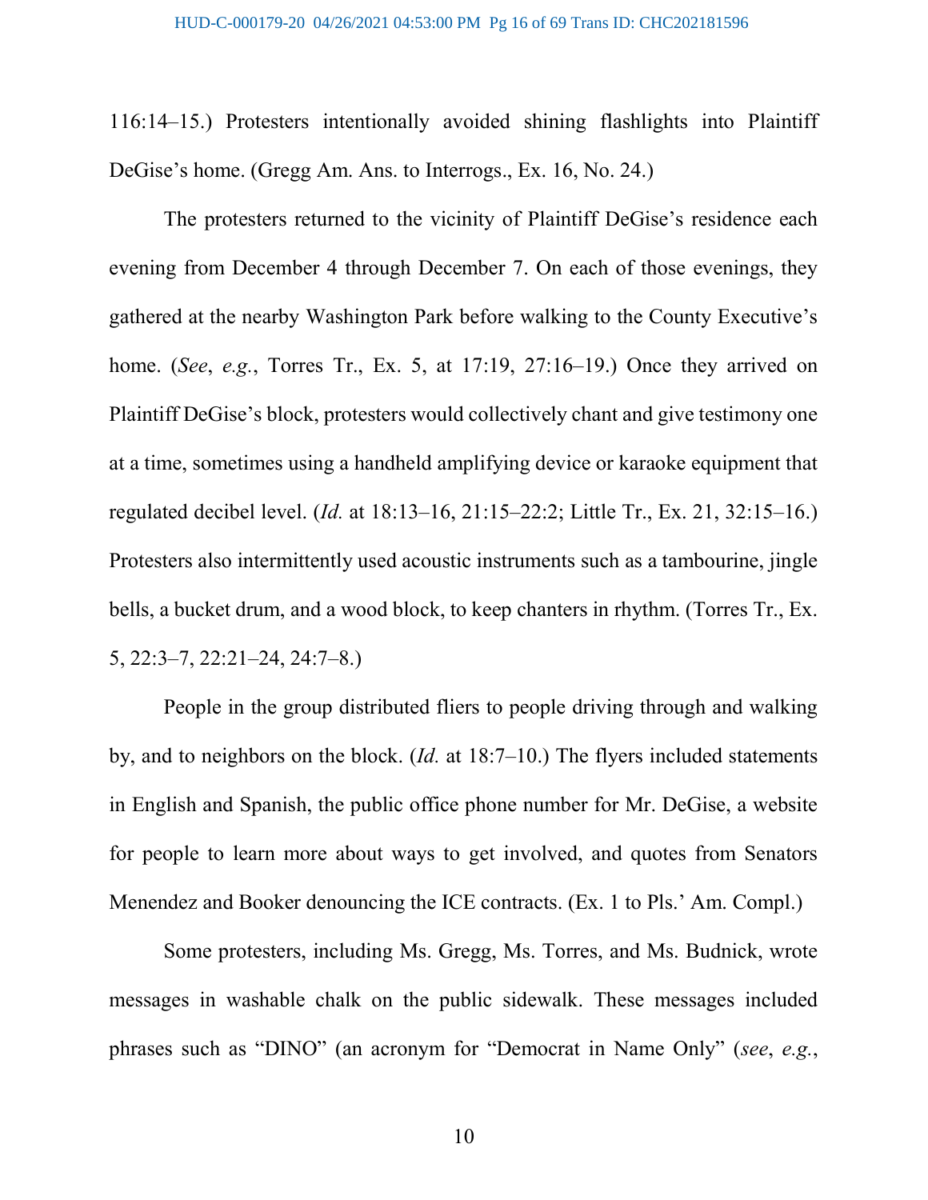116:14–15.) Protesters intentionally avoided shining flashlights into Plaintiff DeGise's home. (Gregg Am. Ans. to Interrogs., Ex. 16, No. 24.)

The protesters returned to the vicinity of Plaintiff DeGise's residence each evening from December 4 through December 7. On each of those evenings, they gathered at the nearby Washington Park before walking to the County Executive's home. (*See*, *e.g.*, Torres Tr., Ex. 5, at 17:19, 27:16–19.) Once they arrived on Plaintiff DeGise's block, protesters would collectively chant and give testimony one at a time, sometimes using a handheld amplifying device or karaoke equipment that regulated decibel level. (*Id.* at 18:13–16, 21:15–22:2; Little Tr., Ex. 21, 32:15–16.) Protesters also intermittently used acoustic instruments such as a tambourine, jingle bells, a bucket drum, and a wood block, to keep chanters in rhythm. (Torres Tr., Ex. 5, 22:3–7, 22:21–24, 24:7–8.)

People in the group distributed fliers to people driving through and walking by, and to neighbors on the block. (*Id.* at 18:7–10.) The flyers included statements in English and Spanish, the public office phone number for Mr. DeGise, a website for people to learn more about ways to get involved, and quotes from Senators Menendez and Booker denouncing the ICE contracts. (Ex. 1 to Pls.' Am. Compl.)

Some protesters, including Ms. Gregg, Ms. Torres, and Ms. Budnick, wrote messages in washable chalk on the public sidewalk. These messages included phrases such as "DINO" (an acronym for "Democrat in Name Only" (*see*, *e.g.*,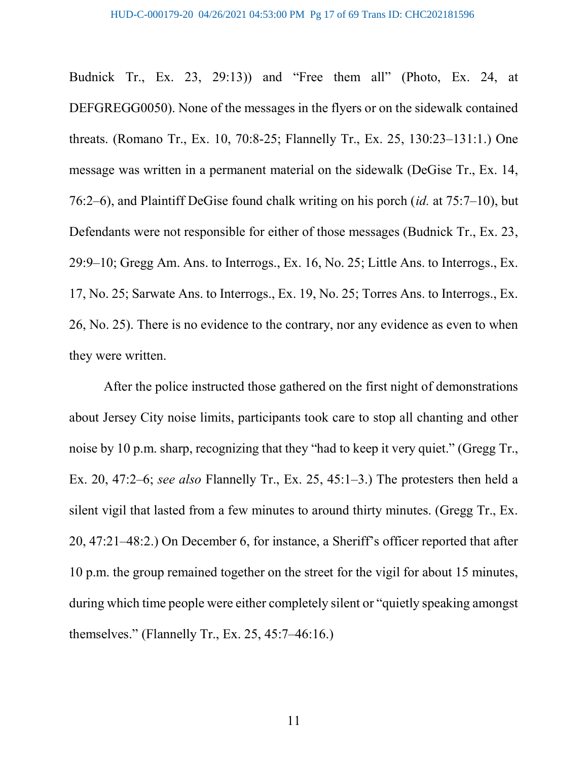Budnick Tr., Ex. 23, 29:13)) and "Free them all" (Photo, Ex. 24, at DEFGREGG0050). None of the messages in the flyers or on the sidewalk contained threats. (Romano Tr., Ex. 10, 70:8-25; Flannelly Tr., Ex. 25, 130:23–131:1.) One message was written in a permanent material on the sidewalk (DeGise Tr., Ex. 14, 76:2–6), and Plaintiff DeGise found chalk writing on his porch (*id.* at 75:7–10), but Defendants were not responsible for either of those messages (Budnick Tr., Ex. 23, 29:9–10; Gregg Am. Ans. to Interrogs., Ex. 16, No. 25; Little Ans. to Interrogs., Ex. 17, No. 25; Sarwate Ans. to Interrogs., Ex. 19, No. 25; Torres Ans. to Interrogs., Ex. 26, No. 25). There is no evidence to the contrary, nor any evidence as even to when they were written.

After the police instructed those gathered on the first night of demonstrations about Jersey City noise limits, participants took care to stop all chanting and other noise by 10 p.m. sharp, recognizing that they "had to keep it very quiet." (Gregg Tr., Ex. 20, 47:2–6; *see also* Flannelly Tr., Ex. 25, 45:1–3.) The protesters then held a silent vigil that lasted from a few minutes to around thirty minutes. (Gregg Tr., Ex. 20, 47:21–48:2.) On December 6, for instance, a Sheriff's officer reported that after 10 p.m. the group remained together on the street for the vigil for about 15 minutes, during which time people were either completely silent or "quietly speaking amongst themselves." (Flannelly Tr., Ex. 25, 45:7–46:16.)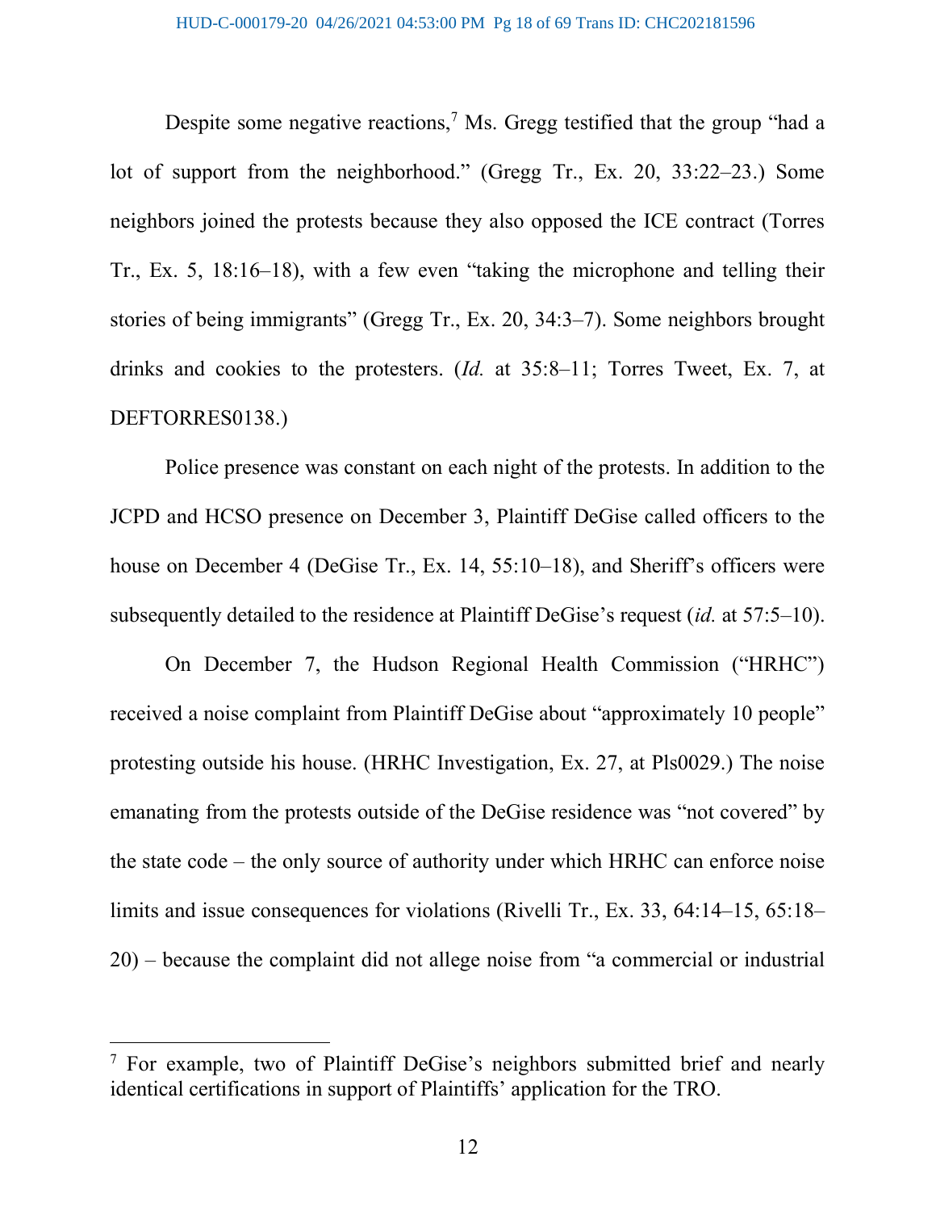Despite some negative reactions,[7] Ms. Gregg testified that the group "had a lot of support from the neighborhood." (Gregg Tr., Ex. 20, 33:22–23.) Some neighbors joined the protests because they also opposed the ICE contract (Torres Tr., Ex. 5, 18:16–18), with a few even "taking the microphone and telling their stories of being immigrants" (Gregg Tr., Ex. 20, 34:3–7). Some neighbors brought drinks and cookies to the protesters. (*Id.* at 35:8–11; Torres Tweet, Ex. 7, at DEFTORRES0138.)

Police presence was constant on each night of the protests. In addition to the JCPD and HCSO presence on December 3, Plaintiff DeGise called officers to the house on December 4 (DeGise Tr., Ex. 14, 55:10–18), and Sheriff's officers were subsequently detailed to the residence at Plaintiff DeGise's request (*id.* at 57:5–10).

On December 7, the Hudson Regional Health Commission ("HRHC") received a noise complaint from Plaintiff DeGise about "approximately 10 people" protesting outside his house. (HRHC Investigation, Ex. 27, at Pls0029.) The noise emanating from the protests outside of the DeGise residence was "not covered" by the state code – the only source of authority under which HRHC can enforce noise limits and issue consequences for violations (Rivelli Tr., Ex. 33, 64:14–15, 65:18–20) – because the complaint did not allege noise from "a commercial or industrial

---

[7] For example, two of Plaintiff DeGise's neighbors submitted brief and nearly identical certifications in support of Plaintiffs' application for the TRO.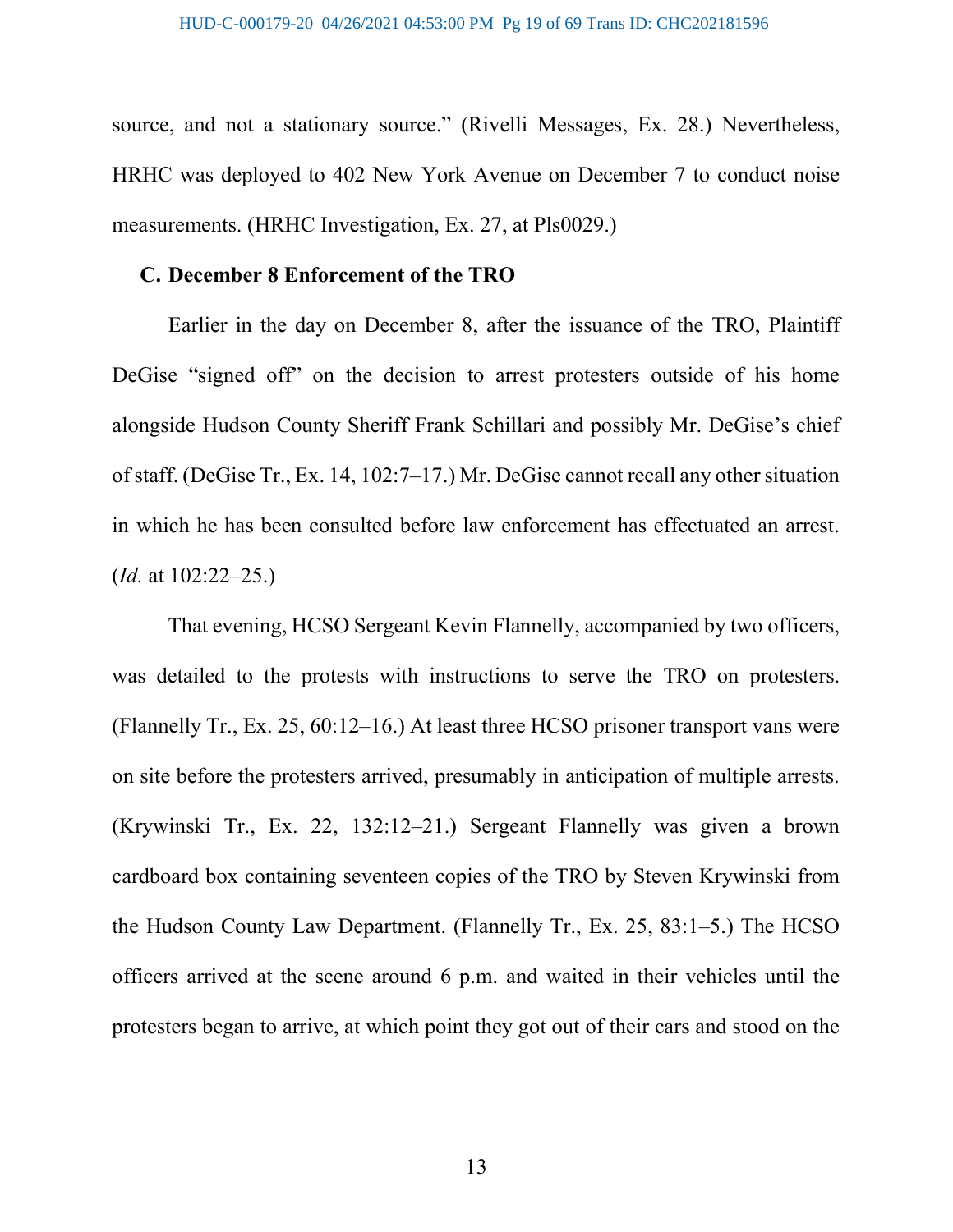source, and not a stationary source." (Rivelli Messages, Ex. 28.) Nevertheless, HRHC was deployed to 402 New York Avenue on December 7 to conduct noise measurements. (HRHC Investigation, Ex. 27, at Pls0029.)

### C. December 8 Enforcement of the TRO

Earlier in the day on December 8, after the issuance of the TRO, Plaintiff DeGise "signed off" on the decision to arrest protesters outside of his home alongside Hudson County Sheriff Frank Schillari and possibly Mr. DeGise's chief of staff. (DeGise Tr., Ex. 14, 102:7–17.) Mr. DeGise cannot recall any other situation in which he has been consulted before law enforcement has effectuated an arrest. (*Id.* at 102:22–25.)

That evening, HCSO Sergeant Kevin Flannelly, accompanied by two officers, was detailed to the protests with instructions to serve the TRO on protesters. (Flannelly Tr., Ex. 25, 60:12–16.) At least three HCSO prisoner transport vans were on site before the protesters arrived, presumably in anticipation of multiple arrests. (Krywinski Tr., Ex. 22, 132:12–21.) Sergeant Flannelly was given a brown cardboard box containing seventeen copies of the TRO by Steven Krywinski from the Hudson County Law Department. (Flannelly Tr., Ex. 25, 83:1–5.) The HCSO officers arrived at the scene around 6 p.m. and waited in their vehicles until the protesters began to arrive, at which point they got out of their cars and stood on the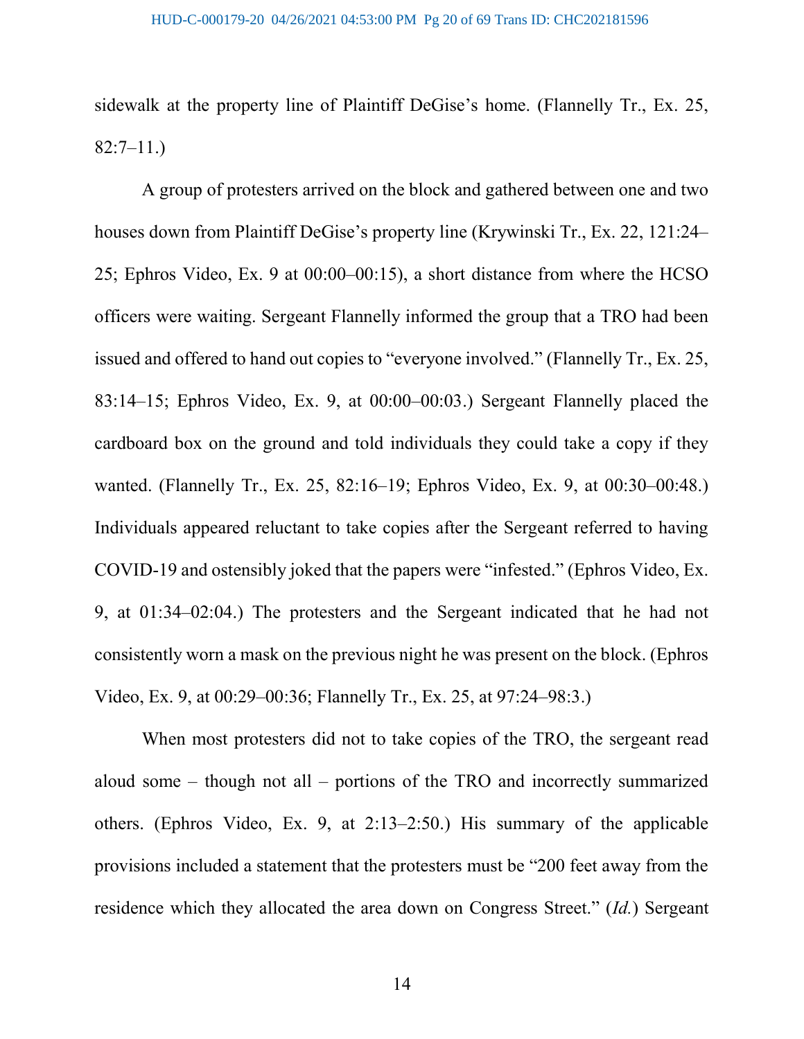sidewalk at the property line of Plaintiff DeGise's home. (Flannelly Tr., Ex. 25, 82:7–11.)

A group of protesters arrived on the block and gathered between one and two houses down from Plaintiff DeGise's property line (Krywinski Tr., Ex. 22, 121:24–25; Ephros Video, Ex. 9 at 00:00–00:15), a short distance from where the HCSO officers were waiting. Sergeant Flannelly informed the group that a TRO had been issued and offered to hand out copies to "everyone involved." (Flannelly Tr., Ex. 25, 83:14–15; Ephros Video, Ex. 9, at 00:00–00:03.) Sergeant Flannelly placed the cardboard box on the ground and told individuals they could take a copy if they wanted. (Flannelly Tr., Ex. 25, 82:16–19; Ephros Video, Ex. 9, at 00:30–00:48.) Individuals appeared reluctant to take copies after the Sergeant referred to having COVID-19 and ostensibly joked that the papers were "infested." (Ephros Video, Ex. 9, at 01:34–02:04.) The protesters and the Sergeant indicated that he had not consistently worn a mask on the previous night he was present on the block. (Ephros Video, Ex. 9, at 00:29–00:36; Flannelly Tr., Ex. 25, at 97:24–98:3.)

When most protesters did not to take copies of the TRO, the sergeant read aloud some – though not all – portions of the TRO and incorrectly summarized others. (Ephros Video, Ex. 9, at 2:13–2:50.) His summary of the applicable provisions included a statement that the protesters must be "200 feet away from the residence which they allocated the area down on Congress Street." (*Id.*) Sergeant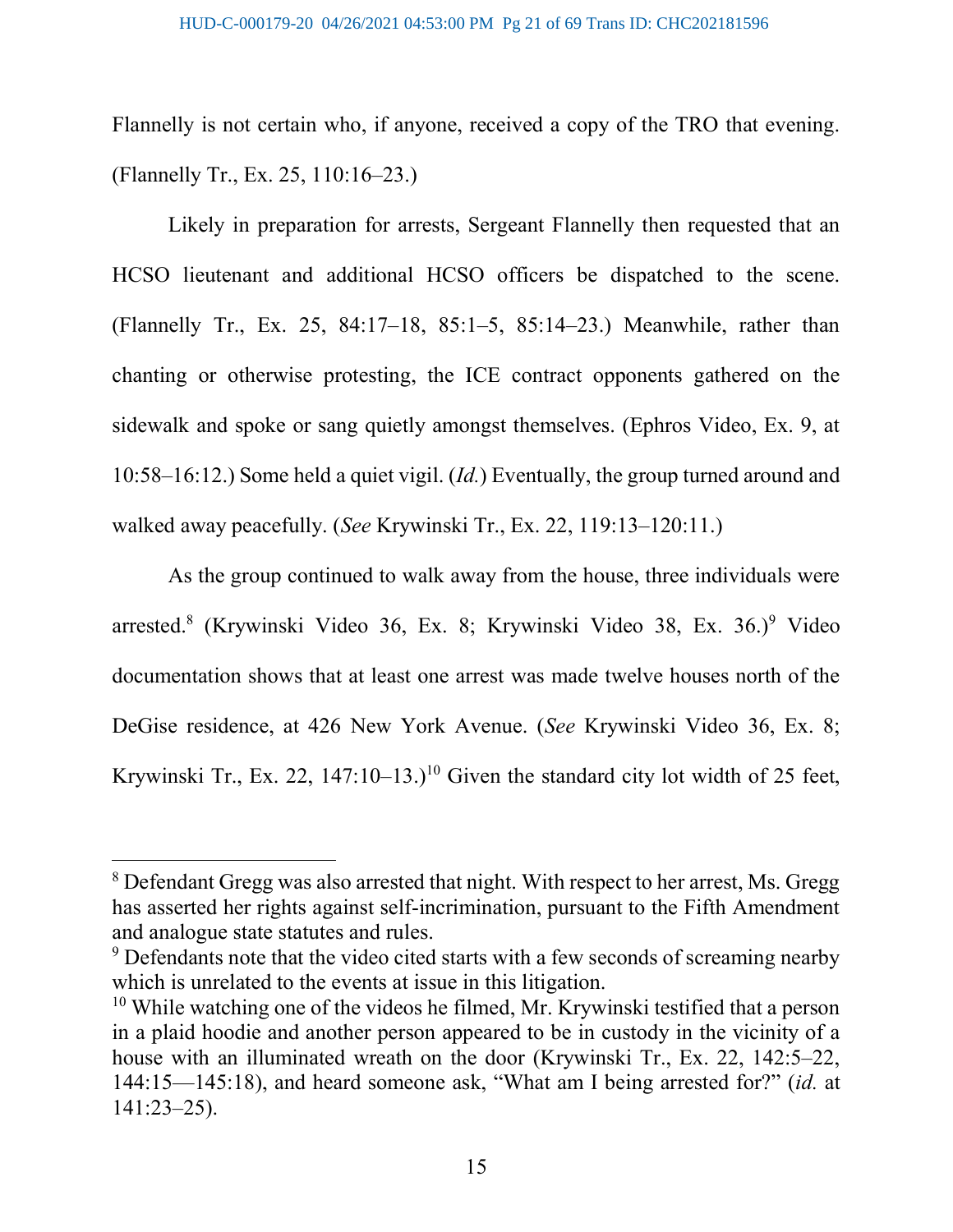Flannelly is not certain who, if anyone, received a copy of the TRO that evening. (Flannelly Tr., Ex. 25, 110:16–23.)

Likely in preparation for arrests, Sergeant Flannelly then requested that an HCSO lieutenant and additional HCSO officers be dispatched to the scene. (Flannelly Tr., Ex. 25, 84:17–18, 85:1–5, 85:14–23.) Meanwhile, rather than chanting or otherwise protesting, the ICE contract opponents gathered on the sidewalk and spoke or sang quietly amongst themselves. (Ephros Video, Ex. 9, at 10:58–16:12.) Some held a quiet vigil. (*Id.*) Eventually, the group turned around and walked away peacefully. (*See* Krywinski Tr., Ex. 22, 119:13–120:11.)

As the group continued to walk away from the house, three individuals were arrested.[8] (Krywinski Video 36, Ex. 8; Krywinski Video 38, Ex. 36.)[9] Video documentation shows that at least one arrest was made twelve houses north of the DeGise residence, at 426 New York Avenue. (*See* Krywinski Video 36, Ex. 8; Krywinski Tr., Ex. 22, 147:10–13.)[10] Given the standard city lot width of 25 feet,

---

[8] Defendant Gregg was also arrested that night. With respect to her arrest, Ms. Gregg has asserted her rights against self-incrimination, pursuant to the Fifth Amendment and analogue state statutes and rules.

[9] Defendants note that the video cited starts with a few seconds of screaming nearby which is unrelated to the events at issue in this litigation.

[10] While watching one of the videos he filmed, Mr. Krywinski testified that a person in a plaid hoodie and another person appeared to be in custody in the vicinity of a house with an illuminated wreath on the door (Krywinski Tr., Ex. 22, 142:5–22, 144:15—145:18), and heard someone ask, "What am I being arrested for?" (*id.* at 141:23–25).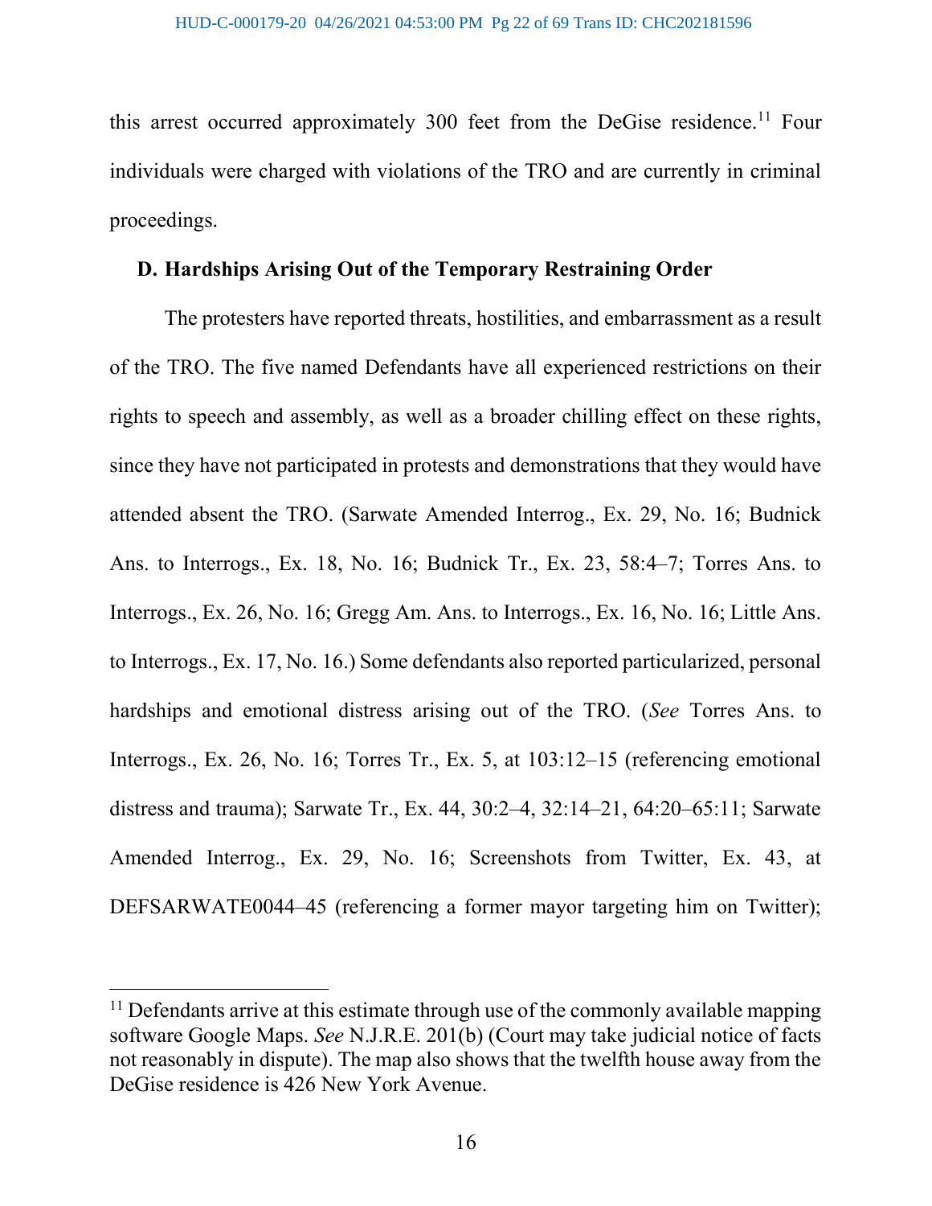this arrest occurred approximately 300 feet from the DeGise residence.[11] Four individuals were charged with violations of the TRO and are currently in criminal proceedings.

### D. Hardships Arising Out of the Temporary Restraining Order

The protesters have reported threats, hostilities, and embarrassment as a result of the TRO. The five named Defendants have all experienced restrictions on their rights to speech and assembly, as well as a broader chilling effect on these rights, since they have not participated in protests and demonstrations that they would have attended absent the TRO. (Sarwate Amended Interrog., Ex. 29, No. 16; Budnick Ans. to Interrogs., Ex. 18, No. 16; Budnick Tr., Ex. 23, 58:4–7; Torres Ans. to Interrogs., Ex. 26, No. 16; Gregg Am. Ans. to Interrogs., Ex. 16, No. 16; Little Ans. to Interrogs., Ex. 17, No. 16.) Some defendants also reported particularized, personal hardships and emotional distress arising out of the TRO. (*See* Torres Ans. to Interrogs., Ex. 26, No. 16; Torres Tr., Ex. 5, at 103:12–15 (referencing emotional distress and trauma); Sarwate Tr., Ex. 44, 30:2–4, 32:14–21, 64:20–65:11; Sarwate Amended Interrog., Ex. 29, No. 16; Screenshots from Twitter, Ex. 43, at DEFSARWATE0044–45 (referencing a former mayor targeting him on Twitter);

---

[11] Defendants arrive at this estimate through use of the commonly available mapping software Google Maps. *See* N.J.R.E. 201(b) (Court may take judicial notice of facts not reasonably in dispute). The map also shows that the twelfth house away from the DeGise residence is 426 New York Avenue.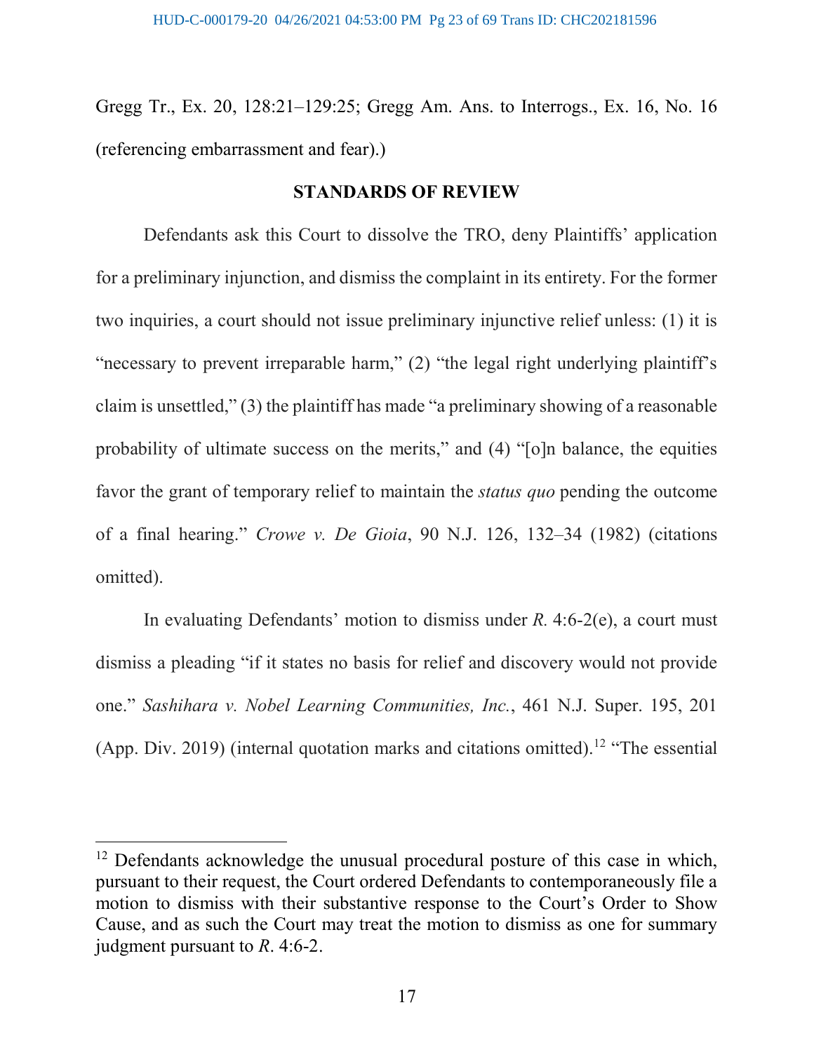Gregg Tr., Ex. 20, 128:21–129:25; Gregg Am. Ans. to Interrogs., Ex. 16, No. 16 (referencing embarrassment and fear).)

## STANDARDS OF REVIEW

Defendants ask this Court to dissolve the TRO, deny Plaintiffs' application for a preliminary injunction, and dismiss the complaint in its entirety. For the former two inquiries, a court should not issue preliminary injunctive relief unless: (1) it is "necessary to prevent irreparable harm," (2) "the legal right underlying plaintiff's claim is unsettled," (3) the plaintiff has made "a preliminary showing of a reasonable probability of ultimate success on the merits," and (4) "[o]n balance, the equities favor the grant of temporary relief to maintain the *status quo* pending the outcome of a final hearing." *Crowe v. De Gioia*, 90 N.J. 126, 132–34 (1982) (citations omitted).

In evaluating Defendants' motion to dismiss under *R.* 4:6-2(e), a court must dismiss a pleading "if it states no basis for relief and discovery would not provide one." *Sashihara v. Nobel Learning Communities, Inc.*, 461 N.J. Super. 195, 201 (App. Div. 2019) (internal quotation marks and citations omitted).[12] "The essential

[12] Defendants acknowledge the unusual procedural posture of this case in which, pursuant to their request, the Court ordered Defendants to contemporaneously file a motion to dismiss with their substantive response to the Court's Order to Show Cause, and as such the Court may treat the motion to dismiss as one for summary judgment pursuant to *R*. 4:6-2.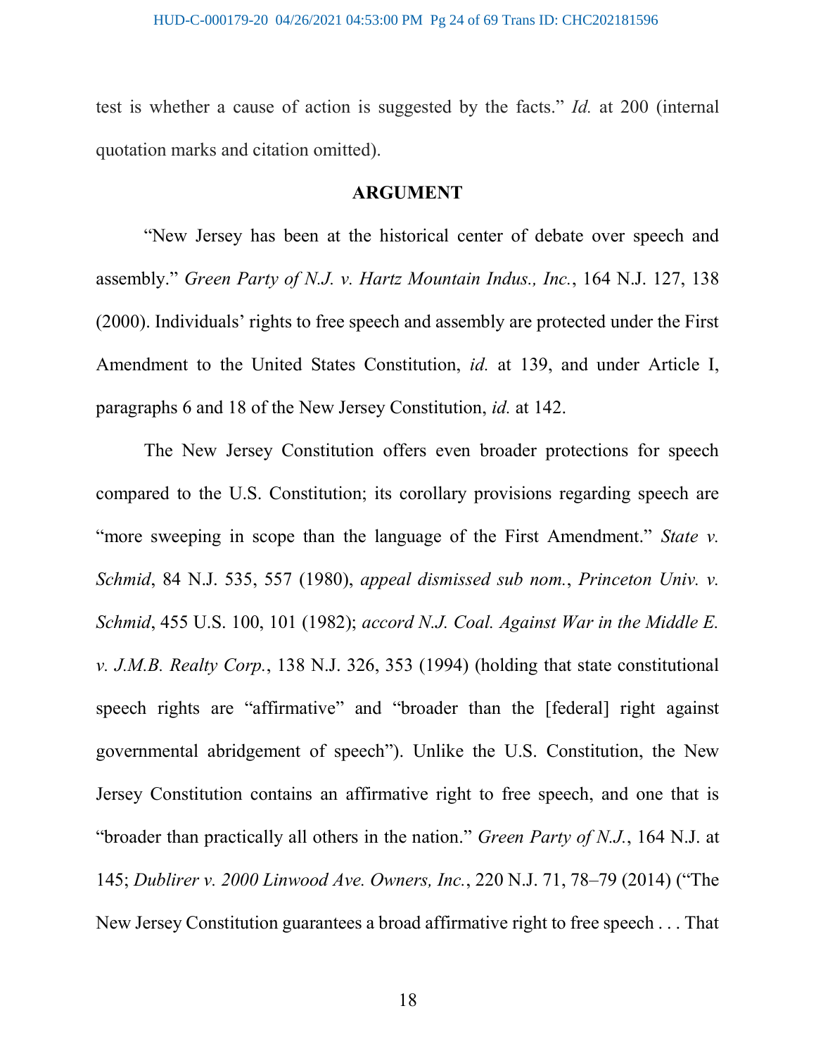test is whether a cause of action is suggested by the facts." *Id.* at 200 (internal quotation marks and citation omitted).

## ARGUMENT

"New Jersey has been at the historical center of debate over speech and assembly." *Green Party of N.J. v. Hartz Mountain Indus., Inc.*, 164 N.J. 127, 138 (2000). Individuals' rights to free speech and assembly are protected under the First Amendment to the United States Constitution, *id.* at 139, and under Article I, paragraphs 6 and 18 of the New Jersey Constitution, *id.* at 142.

The New Jersey Constitution offers even broader protections for speech compared to the U.S. Constitution; its corollary provisions regarding speech are "more sweeping in scope than the language of the First Amendment." *State v. Schmid*, 84 N.J. 535, 557 (1980), *appeal dismissed sub nom.*, *Princeton Univ. v. Schmid*, 455 U.S. 100, 101 (1982); *accord N.J. Coal. Against War in the Middle E. v. J.M.B. Realty Corp.*, 138 N.J. 326, 353 (1994) (holding that state constitutional speech rights are "affirmative" and "broader than the [federal] right against governmental abridgement of speech"). Unlike the U.S. Constitution, the New Jersey Constitution contains an affirmative right to free speech, and one that is "broader than practically all others in the nation." *Green Party of N.J.*, 164 N.J. at 145; *Dublirer v. 2000 Linwood Ave. Owners, Inc.*, 220 N.J. 71, 78–79 (2014) ("The New Jersey Constitution guarantees a broad affirmative right to free speech . . . That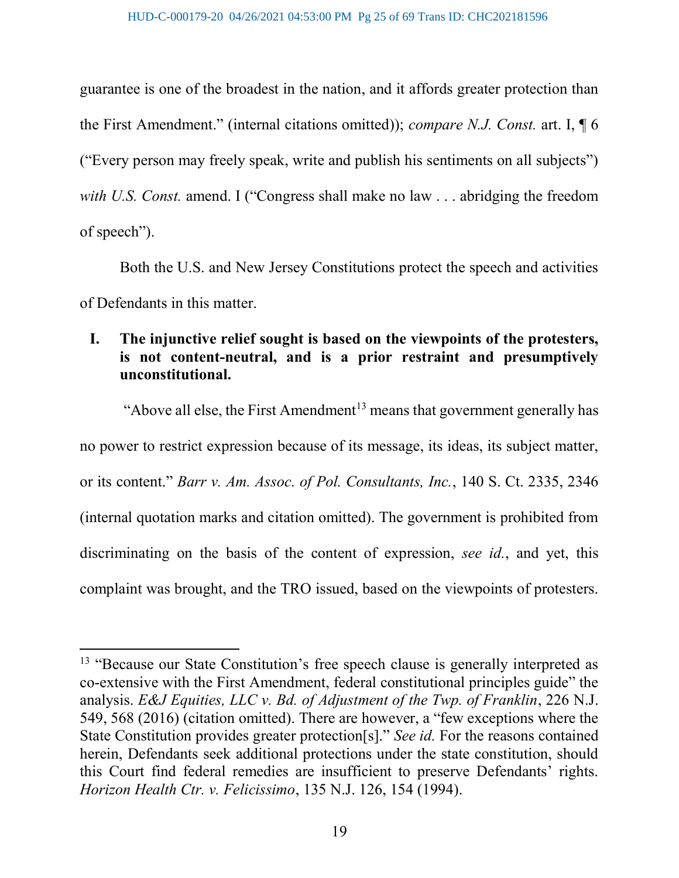guarantee is one of the broadest in the nation, and it affords greater protection than the First Amendment." (internal citations omitted)); *compare N.J. Const.* art. I, ¶ 6 ("Every person may freely speak, write and publish his sentiments on all subjects") *with U.S. Const.* amend. I ("Congress shall make no law . . . abridging the freedom of speech").

Both the U.S. and New Jersey Constitutions protect the speech and activities of Defendants in this matter.

## I. The injunctive relief sought is based on the viewpoints of the protesters, is not content-neutral, and is a prior restraint and presumptively unconstitutional.

"Above all else, the First Amendment[13] means that government generally has no power to restrict expression because of its message, its ideas, its subject matter, or its content." *Barr v. Am. Assoc. of Pol. Consultants, Inc.*, 140 S. Ct. 2335, 2346 (internal quotation marks and citation omitted). The government is prohibited from discriminating on the basis of the content of expression, *see id.*, and yet, this complaint was brought, and the TRO issued, based on the viewpoints of protesters.

---

[13] "Because our State Constitution's free speech clause is generally interpreted as co-extensive with the First Amendment, federal constitutional principles guide" the analysis. *E&J Equities, LLC v. Bd. of Adjustment of the Twp. of Franklin*, 226 N.J. 549, 568 (2016) (citation omitted). There are however, a "few exceptions where the State Constitution provides greater protection[s]." *See id.* For the reasons contained herein, Defendants seek additional protections under the state constitution, should this Court find federal remedies are insufficient to preserve Defendants' rights. *Horizon Health Ctr. v. Felicissimo*, 135 N.J. 126, 154 (1994).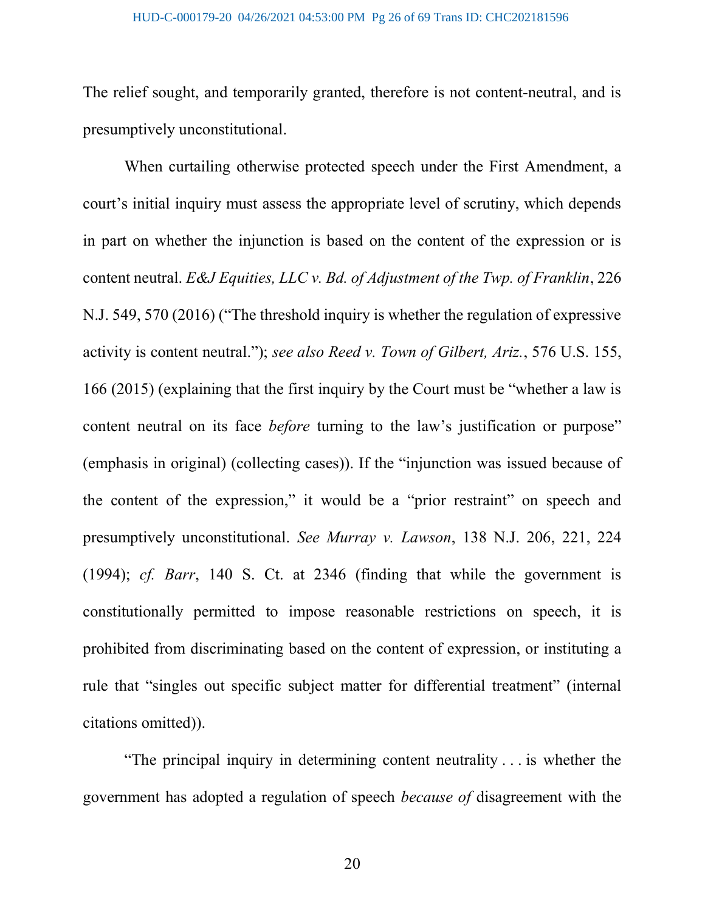The relief sought, and temporarily granted, therefore is not content-neutral, and is presumptively unconstitutional.

When curtailing otherwise protected speech under the First Amendment, a court's initial inquiry must assess the appropriate level of scrutiny, which depends in part on whether the injunction is based on the content of the expression or is content neutral. *E&J Equities, LLC v. Bd. of Adjustment of the Twp. of Franklin*, 226 N.J. 549, 570 (2016) ("The threshold inquiry is whether the regulation of expressive activity is content neutral."); *see also Reed v. Town of Gilbert, Ariz.*, 576 U.S. 155, 166 (2015) (explaining that the first inquiry by the Court must be "whether a law is content neutral on its face *before* turning to the law's justification or purpose" (emphasis in original) (collecting cases)). If the "injunction was issued because of the content of the expression," it would be a "prior restraint" on speech and presumptively unconstitutional. *See Murray v. Lawson*, 138 N.J. 206, 221, 224 (1994); *cf. Barr*, 140 S. Ct. at 2346 (finding that while the government is constitutionally permitted to impose reasonable restrictions on speech, it is prohibited from discriminating based on the content of expression, or instituting a rule that "singles out specific subject matter for differential treatment" (internal citations omitted)).

"The principal inquiry in determining content neutrality . . . is whether the government has adopted a regulation of speech *because of* disagreement with the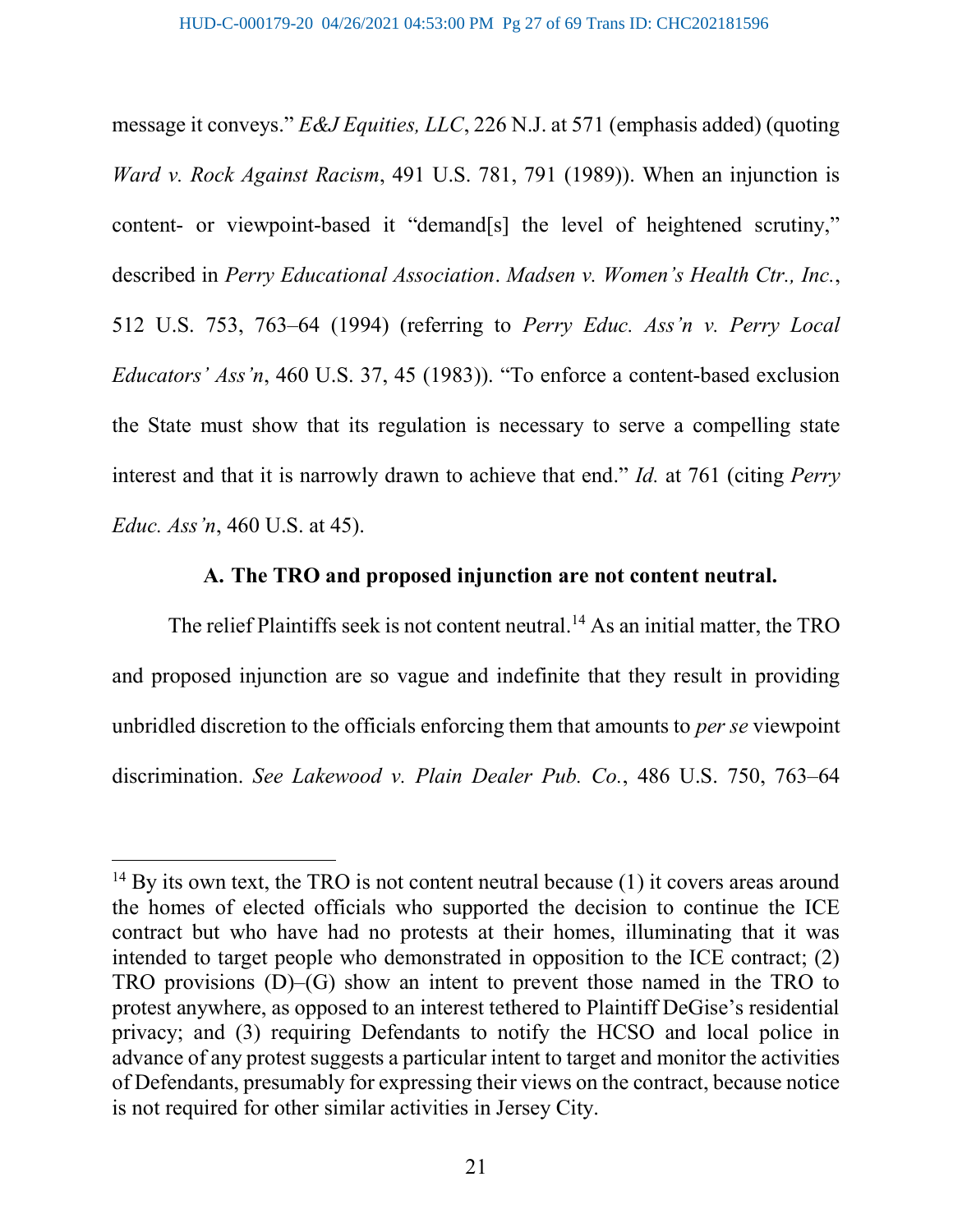message it conveys." *E&J Equities, LLC*, 226 N.J. at 571 (emphasis added) (quoting *Ward v. Rock Against Racism*, 491 U.S. 781, 791 (1989)). When an injunction is content- or viewpoint-based it "demand[s] the level of heightened scrutiny," described in *Perry Educational Association*. *Madsen v. Women's Health Ctr., Inc.*, 512 U.S. 753, 763–64 (1994) (referring to *Perry Educ. Ass'n v. Perry Local Educators' Ass'n*, 460 U.S. 37, 45 (1983)). "To enforce a content-based exclusion the State must show that its regulation is necessary to serve a compelling state interest and that it is narrowly drawn to achieve that end." *Id.* at 761 (citing *Perry Educ. Ass'n*, 460 U.S. at 45).

### A. The TRO and proposed injunction are not content neutral.

The relief Plaintiffs seek is not content neutral.[14] As an initial matter, the TRO and proposed injunction are so vague and indefinite that they result in providing unbridled discretion to the officials enforcing them that amounts to *per se* viewpoint discrimination. *See Lakewood v. Plain Dealer Pub. Co.*, 486 U.S. 750, 763–64

---

[14] By its own text, the TRO is not content neutral because (1) it covers areas around the homes of elected officials who supported the decision to continue the ICE contract but who have had no protests at their homes, illuminating that it was intended to target people who demonstrated in opposition to the ICE contract; (2) TRO provisions (D)–(G) show an intent to prevent those named in the TRO to protest anywhere, as opposed to an interest tethered to Plaintiff DeGise's residential privacy; and (3) requiring Defendants to notify the HCSO and local police in advance of any protest suggests a particular intent to target and monitor the activities of Defendants, presumably for expressing their views on the contract, because notice is not required for other similar activities in Jersey City.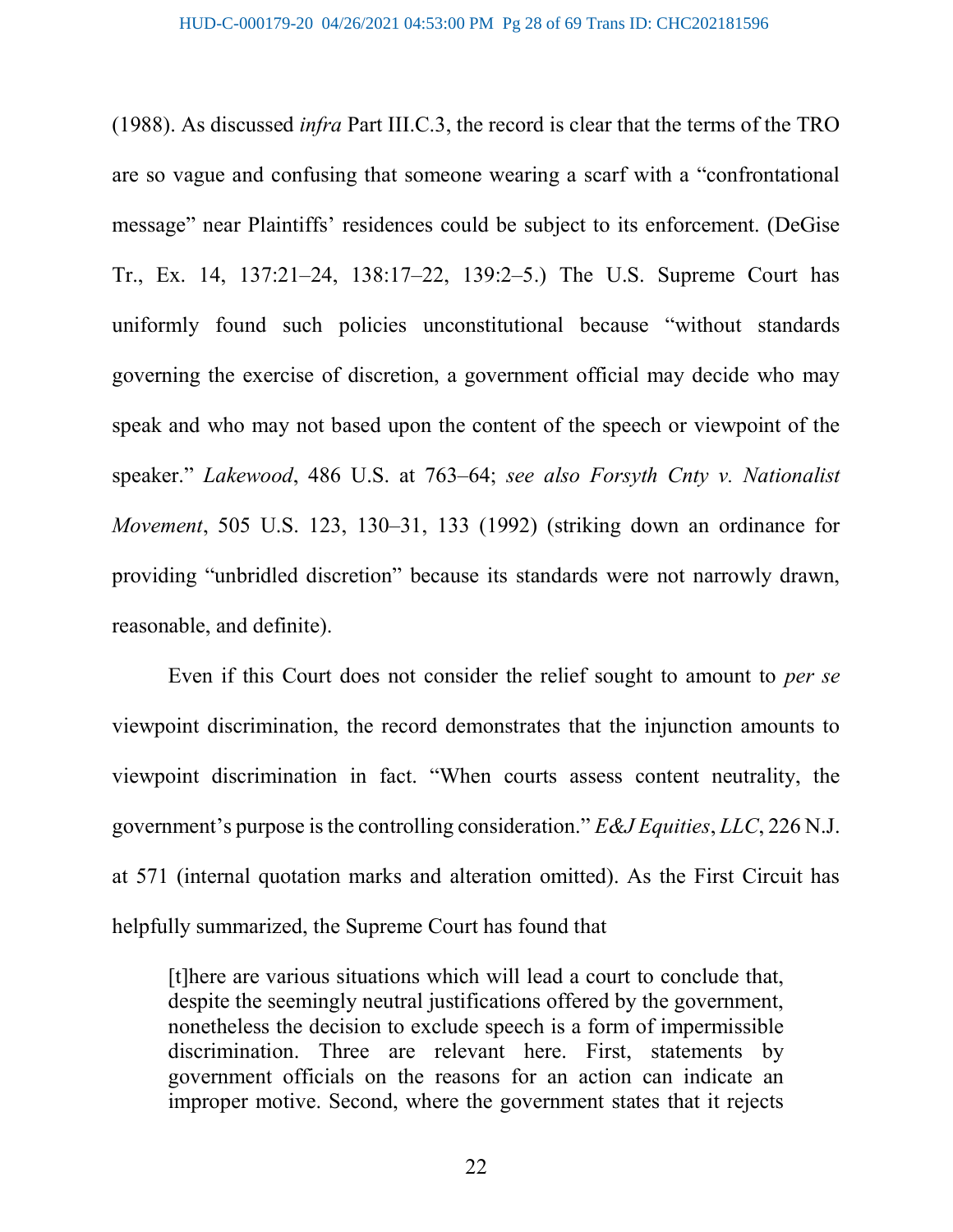(1988). As discussed *infra* Part III.C.3, the record is clear that the terms of the TRO are so vague and confusing that someone wearing a scarf with a "confrontational message" near Plaintiffs' residences could be subject to its enforcement. (DeGise Tr., Ex. 14, 137:21–24, 138:17–22, 139:2–5.) The U.S. Supreme Court has uniformly found such policies unconstitutional because "without standards governing the exercise of discretion, a government official may decide who may speak and who may not based upon the content of the speech or viewpoint of the speaker." *Lakewood*, 486 U.S. at 763–64; *see also Forsyth Cnty v. Nationalist Movement*, 505 U.S. 123, 130–31, 133 (1992) (striking down an ordinance for providing "unbridled discretion" because its standards were not narrowly drawn, reasonable, and definite).

Even if this Court does not consider the relief sought to amount to *per se* viewpoint discrimination, the record demonstrates that the injunction amounts to viewpoint discrimination in fact. "When courts assess content neutrality, the government's purpose is the controlling consideration." *E&J Equities*, *LLC*, 226 N.J. at 571 (internal quotation marks and alteration omitted). As the First Circuit has helpfully summarized, the Supreme Court has found that

> [t]here are various situations which will lead a court to conclude that, despite the seemingly neutral justifications offered by the government, nonetheless the decision to exclude speech is a form of impermissible discrimination. Three are relevant here. First, statements by government officials on the reasons for an action can indicate an improper motive. Second, where the government states that it rejects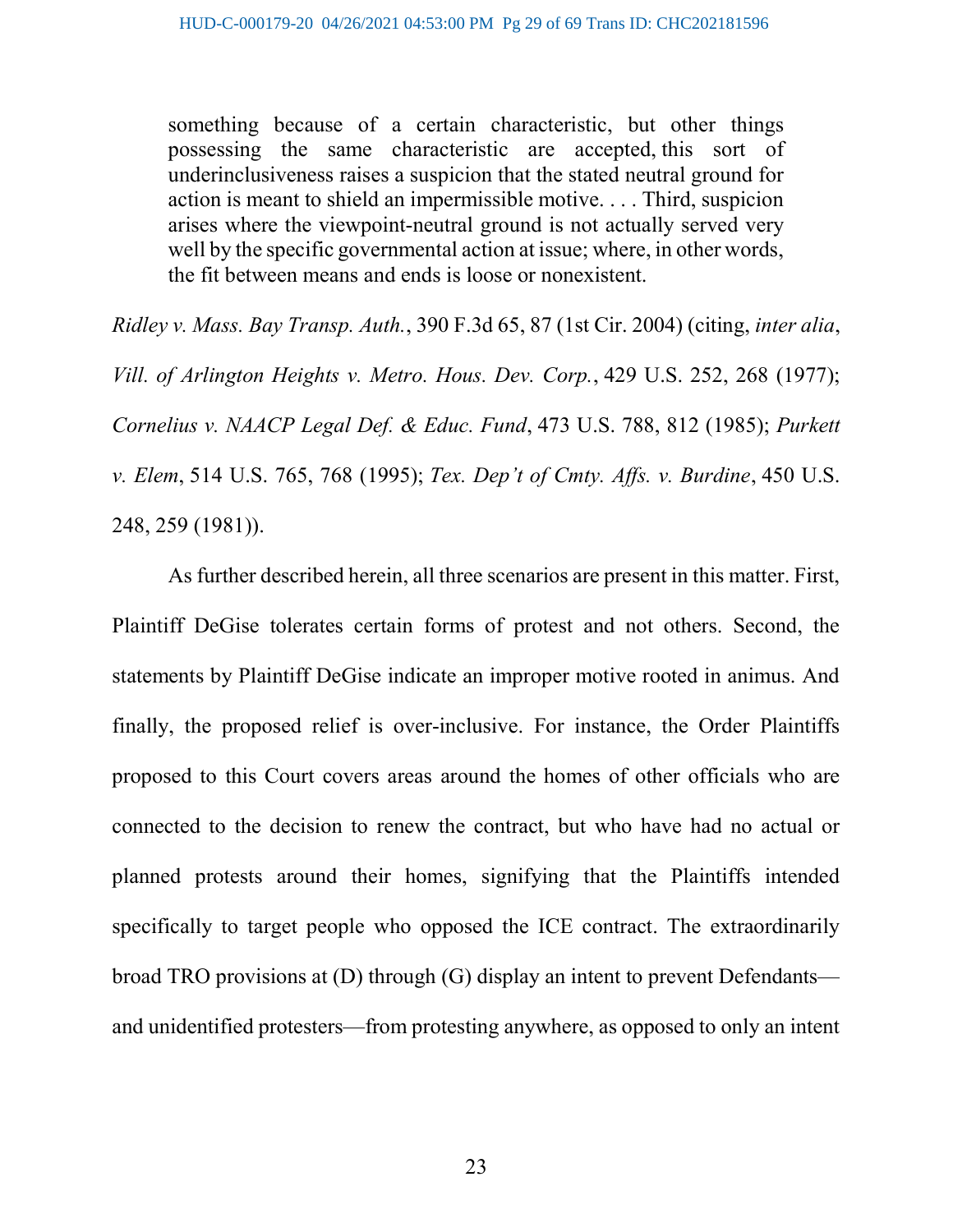> something because of a certain characteristic, but other things possessing the same characteristic are accepted, this sort of underinclusiveness raises a suspicion that the stated neutral ground for action is meant to shield an impermissible motive. . . . Third, suspicion arises where the viewpoint-neutral ground is not actually served very well by the specific governmental action at issue; where, in other words, the fit between means and ends is loose or nonexistent.

*Ridley v. Mass. Bay Transp. Auth.*, 390 F.3d 65, 87 (1st Cir. 2004) (citing, *inter alia*, *Vill. of Arlington Heights v. Metro. Hous. Dev. Corp.*, 429 U.S. 252, 268 (1977); *Cornelius v. NAACP Legal Def. & Educ. Fund*, 473 U.S. 788, 812 (1985); *Purkett v. Elem*, 514 U.S. 765, 768 (1995); *Tex. Dep't of Cmty. Affs. v. Burdine*, 450 U.S. 248, 259 (1981)).

As further described herein, all three scenarios are present in this matter. First, Plaintiff DeGise tolerates certain forms of protest and not others. Second, the statements by Plaintiff DeGise indicate an improper motive rooted in animus. And finally, the proposed relief is over-inclusive. For instance, the Order Plaintiffs proposed to this Court covers areas around the homes of other officials who are connected to the decision to renew the contract, but who have had no actual or planned protests around their homes, signifying that the Plaintiffs intended specifically to target people who opposed the ICE contract. The extraordinarily broad TRO provisions at (D) through (G) display an intent to prevent Defendants—and unidentified protesters—from protesting anywhere, as opposed to only an intent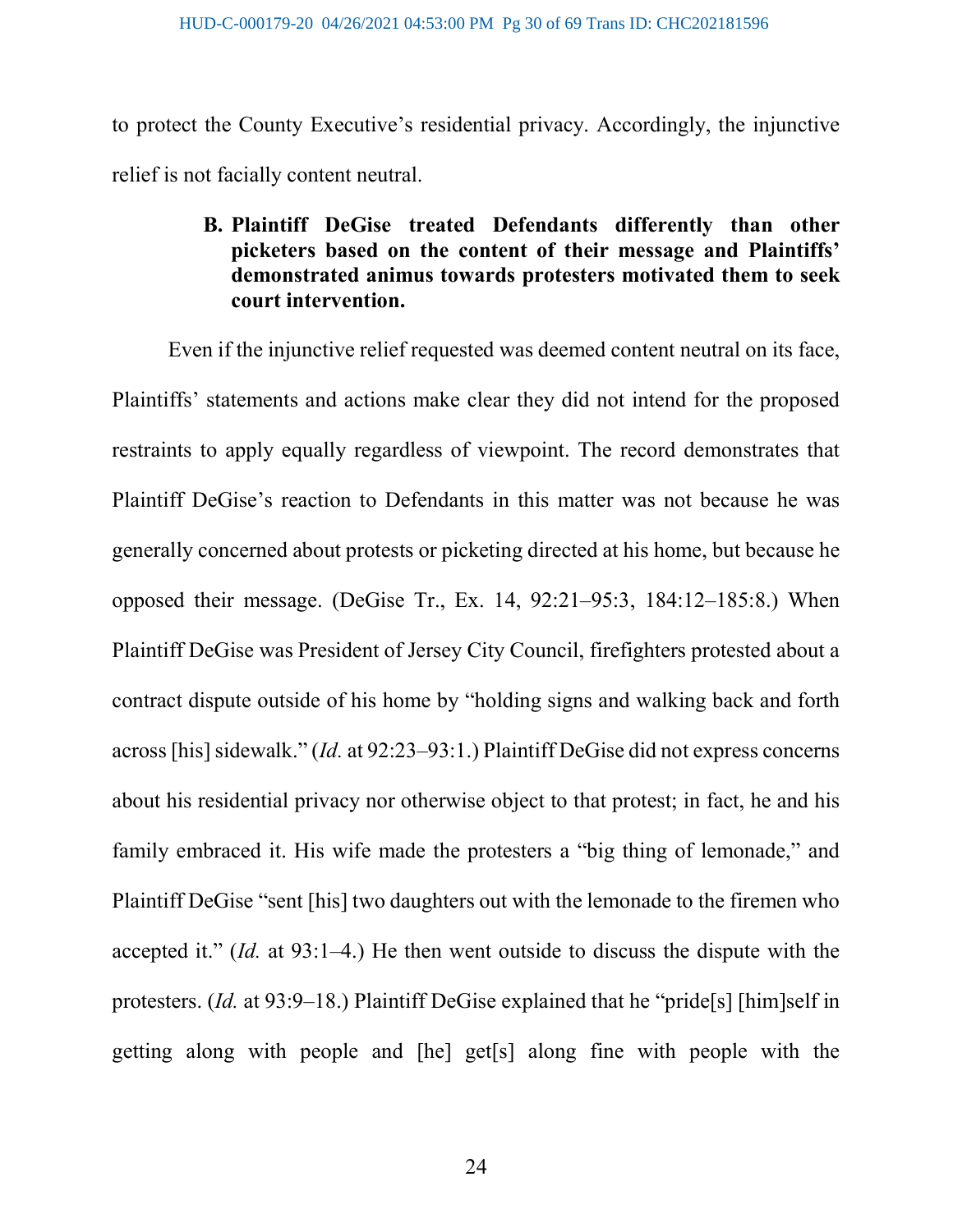to protect the County Executive's residential privacy. Accordingly, the injunctive relief is not facially content neutral.

### B. Plaintiff DeGise treated Defendants differently than other picketers based on the content of their message and Plaintiffs' demonstrated animus towards protesters motivated them to seek court intervention.

Even if the injunctive relief requested was deemed content neutral on its face, Plaintiffs' statements and actions make clear they did not intend for the proposed restraints to apply equally regardless of viewpoint. The record demonstrates that Plaintiff DeGise's reaction to Defendants in this matter was not because he was generally concerned about protests or picketing directed at his home, but because he opposed their message. (DeGise Tr., Ex. 14, 92:21–95:3, 184:12–185:8.) When Plaintiff DeGise was President of Jersey City Council, firefighters protested about a contract dispute outside of his home by "holding signs and walking back and forth across [his] sidewalk." (*Id.* at 92:23–93:1.) Plaintiff DeGise did not express concerns about his residential privacy nor otherwise object to that protest; in fact, he and his family embraced it. His wife made the protesters a "big thing of lemonade," and Plaintiff DeGise "sent [his] two daughters out with the lemonade to the firemen who accepted it." (*Id.* at 93:1–4.) He then went outside to discuss the dispute with the protesters. (*Id.* at 93:9–18.) Plaintiff DeGise explained that he "pride[s] [him]self in getting along with people and [he] get[s] along fine with people with the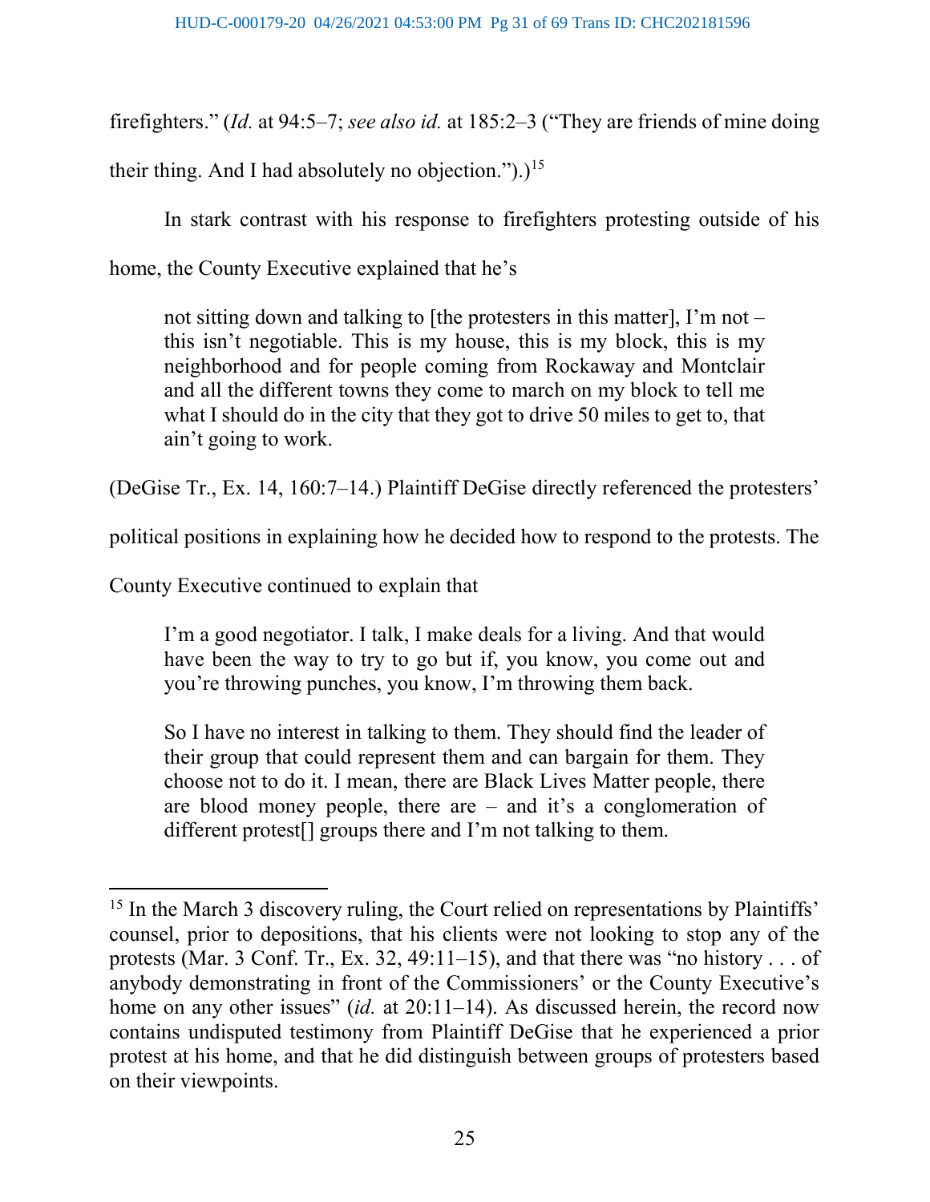firefighters." (*Id.* at 94:5–7; *see also id.* at 185:2–3 ("They are friends of mine doing their thing. And I had absolutely no objection.").)[15]

In stark contrast with his response to firefighters protesting outside of his home, the County Executive explained that he's

> not sitting down and talking to [the protesters in this matter], I'm not – this isn't negotiable. This is my house, this is my block, this is my neighborhood and for people coming from Rockaway and Montclair and all the different towns they come to march on my block to tell me what I should do in the city that they got to drive 50 miles to get to, that ain't going to work.

(DeGise Tr., Ex. 14, 160:7–14.) Plaintiff DeGise directly referenced the protesters' political positions in explaining how he decided how to respond to the protests. The County Executive continued to explain that

> I'm a good negotiator. I talk, I make deals for a living. And that would have been the way to try to go but if, you know, you come out and you're throwing punches, you know, I'm throwing them back.
>
> So I have no interest in talking to them. They should find the leader of their group that could represent them and can bargain for them. They choose not to do it. I mean, there are Black Lives Matter people, there are blood money people, there are – and it's a conglomeration of different protest[] groups there and I'm not talking to them.

---

[15] In the March 3 discovery ruling, the Court relied on representations by Plaintiffs' counsel, prior to depositions, that his clients were not looking to stop any of the protests (Mar. 3 Conf. Tr., Ex. 32, 49:11–15), and that there was "no history . . . of anybody demonstrating in front of the Commissioners' or the County Executive's home on any other issues" (*id.* at 20:11–14). As discussed herein, the record now contains undisputed testimony from Plaintiff DeGise that he experienced a prior protest at his home, and that he did distinguish between groups of protesters based on their viewpoints.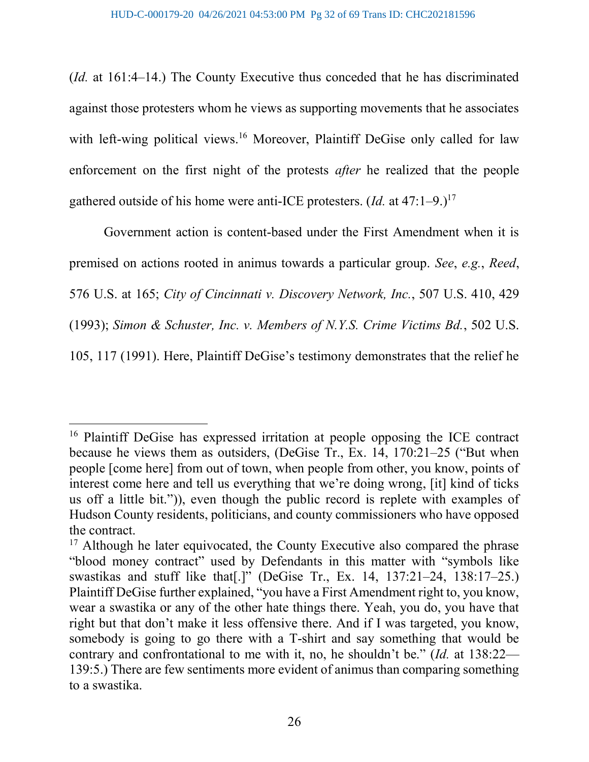(*Id.* at 161:4–14.) The County Executive thus conceded that he has discriminated against those protesters whom he views as supporting movements that he associates with left-wing political views.[16] Moreover, Plaintiff DeGise only called for law enforcement on the first night of the protests *after* he realized that the people gathered outside of his home were anti-ICE protesters. (*Id.* at 47:1–9.)[17]

Government action is content-based under the First Amendment when it is premised on actions rooted in animus towards a particular group. *See*, *e.g.*, *Reed*, 576 U.S. at 165; *City of Cincinnati v. Discovery Network, Inc.*, 507 U.S. 410, 429 (1993); *Simon & Schuster, Inc. v. Members of N.Y.S. Crime Victims Bd.*, 502 U.S. 105, 117 (1991). Here, Plaintiff DeGise's testimony demonstrates that the relief he

---

[16] Plaintiff DeGise has expressed irritation at people opposing the ICE contract because he views them as outsiders, (DeGise Tr., Ex. 14, 170:21–25 ("But when people [come here] from out of town, when people from other, you know, points of interest come here and tell us everything that we're doing wrong, [it] kind of ticks us off a little bit.")), even though the public record is replete with examples of Hudson County residents, politicians, and county commissioners who have opposed the contract.

[17] Although he later equivocated, the County Executive also compared the phrase "blood money contract" used by Defendants in this matter with "symbols like swastikas and stuff like that[.]" (DeGise Tr., Ex. 14, 137:21–24, 138:17–25.) Plaintiff DeGise further explained, "you have a First Amendment right to, you know, wear a swastika or any of the other hate things there. Yeah, you do, you have that right but that don't make it less offensive there. And if I was targeted, you know, somebody is going to go there with a T-shirt and say something that would be contrary and confrontational to me with it, no, he shouldn't be." (*Id.* at 138:22—139:5.) There are few sentiments more evident of animus than comparing something to a swastika.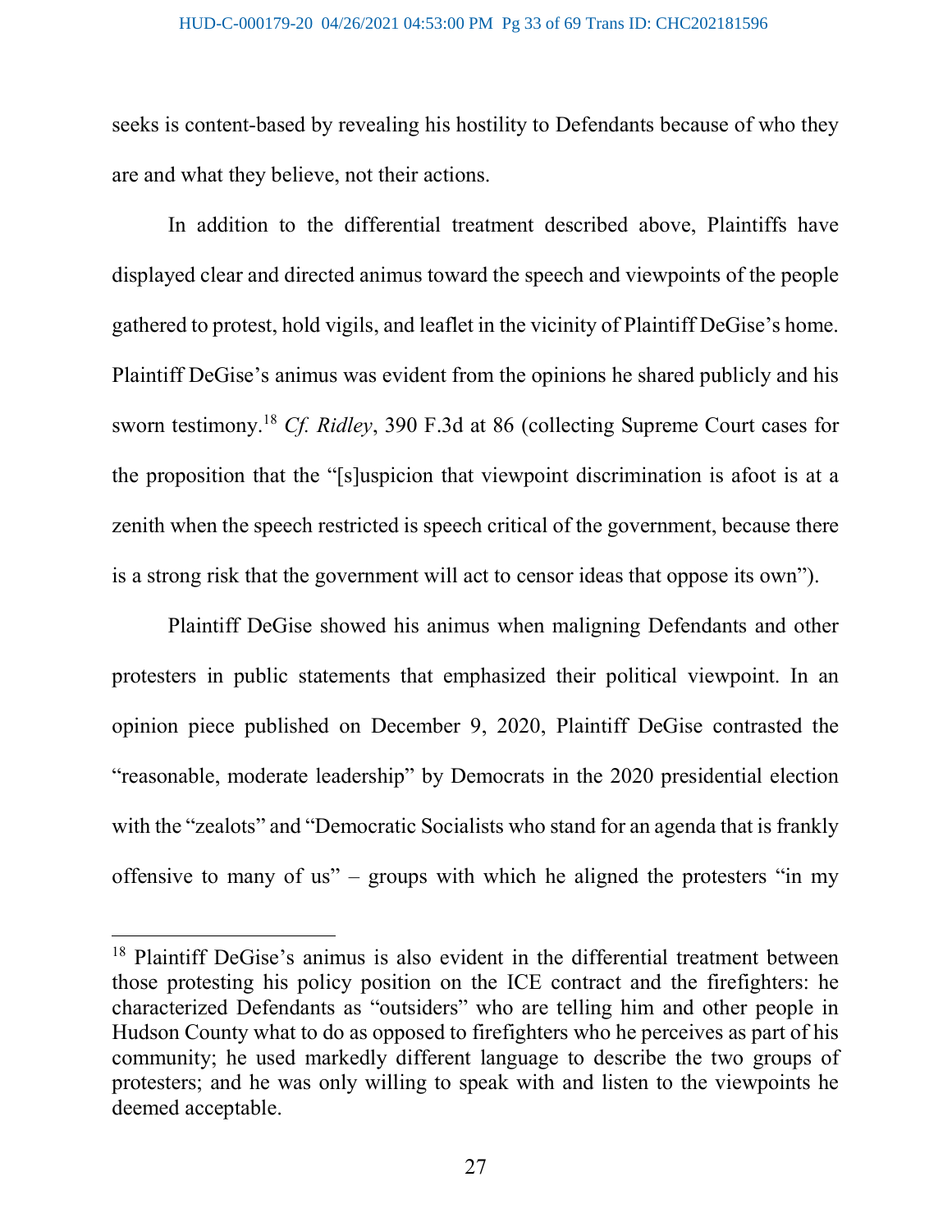seeks is content-based by revealing his hostility to Defendants because of who they are and what they believe, not their actions.

In addition to the differential treatment described above, Plaintiffs have displayed clear and directed animus toward the speech and viewpoints of the people gathered to protest, hold vigils, and leaflet in the vicinity of Plaintiff DeGise's home. Plaintiff DeGise's animus was evident from the opinions he shared publicly and his sworn testimony.[18] *Cf. Ridley*, 390 F.3d at 86 (collecting Supreme Court cases for the proposition that the "[s]uspicion that viewpoint discrimination is afoot is at a zenith when the speech restricted is speech critical of the government, because there is a strong risk that the government will act to censor ideas that oppose its own").

Plaintiff DeGise showed his animus when maligning Defendants and other protesters in public statements that emphasized their political viewpoint. In an opinion piece published on December 9, 2020, Plaintiff DeGise contrasted the "reasonable, moderate leadership" by Democrats in the 2020 presidential election with the "zealots" and "Democratic Socialists who stand for an agenda that is frankly offensive to many of us" – groups with which he aligned the protesters "in my

---

[18] Plaintiff DeGise's animus is also evident in the differential treatment between those protesting his policy position on the ICE contract and the firefighters: he characterized Defendants as "outsiders" who are telling him and other people in Hudson County what to do as opposed to firefighters who he perceives as part of his community; he used markedly different language to describe the two groups of protesters; and he was only willing to speak with and listen to the viewpoints he deemed acceptable.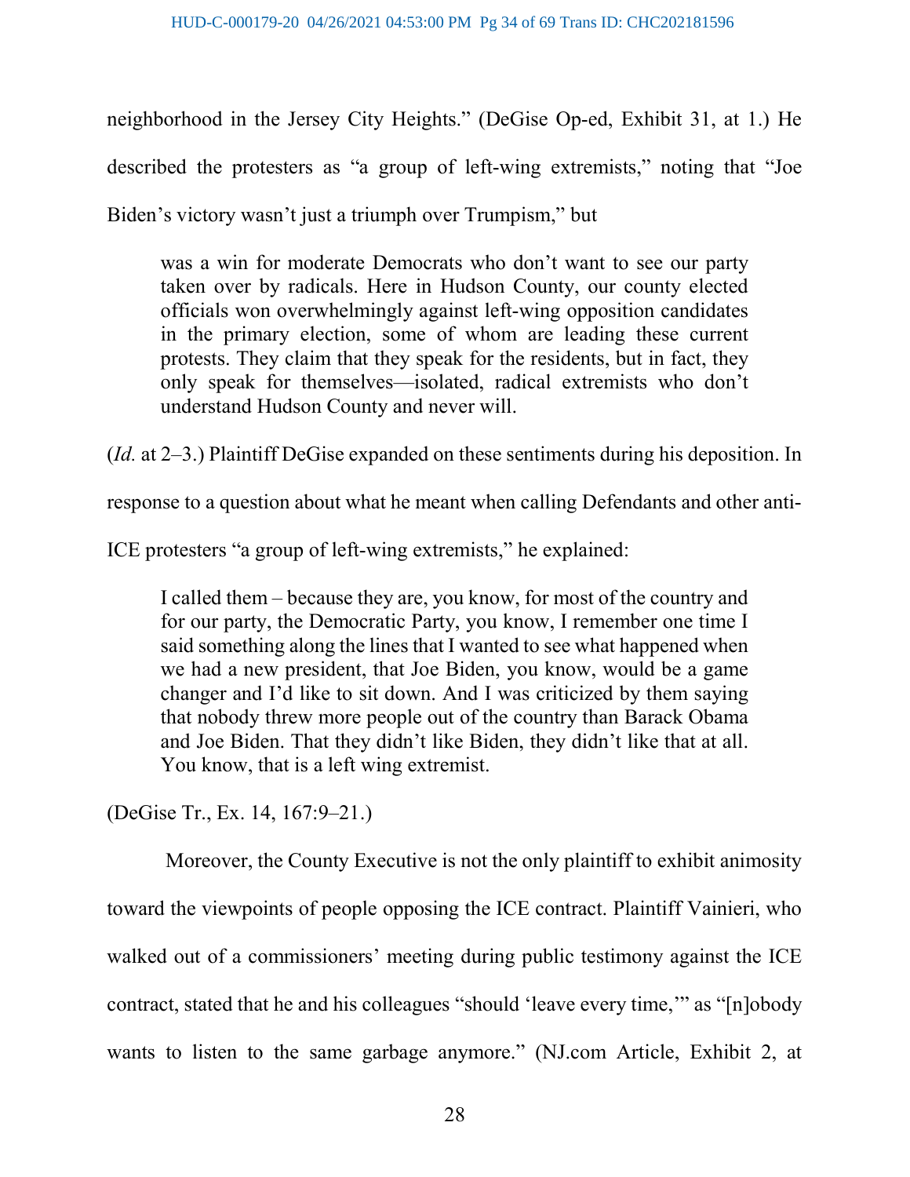neighborhood in the Jersey City Heights." (DeGise Op-ed, Exhibit 31, at 1.) He described the protesters as "a group of left-wing extremists," noting that "Joe Biden's victory wasn't just a triumph over Trumpism," but

> was a win for moderate Democrats who don't want to see our party taken over by radicals. Here in Hudson County, our county elected officials won overwhelmingly against left-wing opposition candidates in the primary election, some of whom are leading these current protests. They claim that they speak for the residents, but in fact, they only speak for themselves—isolated, radical extremists who don't understand Hudson County and never will.

(*Id.* at 2–3.) Plaintiff DeGise expanded on these sentiments during his deposition. In response to a question about what he meant when calling Defendants and other anti-ICE protesters "a group of left-wing extremists," he explained:

> I called them – because they are, you know, for most of the country and for our party, the Democratic Party, you know, I remember one time I said something along the lines that I wanted to see what happened when we had a new president, that Joe Biden, you know, would be a game changer and I'd like to sit down. And I was criticized by them saying that nobody threw more people out of the country than Barack Obama and Joe Biden. That they didn't like Biden, they didn't like that at all. You know, that is a left wing extremist.

(DeGise Tr., Ex. 14, 167:9–21.)

Moreover, the County Executive is not the only plaintiff to exhibit animosity toward the viewpoints of people opposing the ICE contract. Plaintiff Vainieri, who walked out of a commissioners' meeting during public testimony against the ICE contract, stated that he and his colleagues "should 'leave every time,'" as "[n]obody wants to listen to the same garbage anymore." (NJ.com Article, Exhibit 2, at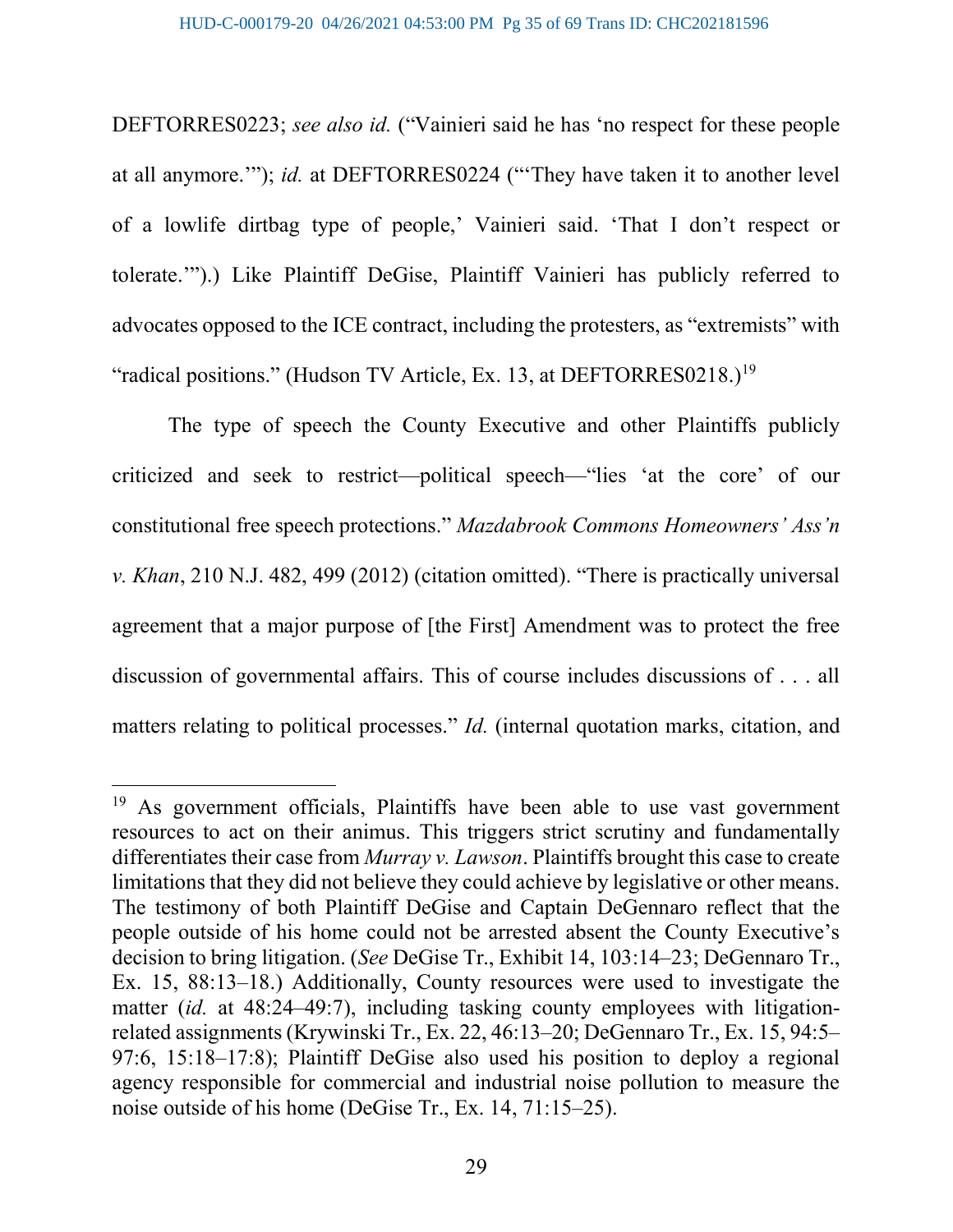DEFTORRES0223; *see also id.* ("Vainieri said he has 'no respect for these people at all anymore.'"); *id.* at DEFTORRES0224 ("'They have taken it to another level of a lowlife dirtbag type of people,' Vainieri said. 'That I don't respect or tolerate.'").) Like Plaintiff DeGise, Plaintiff Vainieri has publicly referred to advocates opposed to the ICE contract, including the protesters, as "extremists" with "radical positions." (Hudson TV Article, Ex. 13, at DEFTORRES0218.)[19]

The type of speech the County Executive and other Plaintiffs publicly criticized and seek to restrict—political speech—"lies 'at the core' of our constitutional free speech protections." *Mazdabrook Commons Homeowners' Ass'n v. Khan*, 210 N.J. 482, 499 (2012) (citation omitted). "There is practically universal agreement that a major purpose of [the First] Amendment was to protect the free discussion of governmental affairs. This of course includes discussions of . . . all matters relating to political processes." *Id.* (internal quotation marks, citation, and

---

[19] As government officials, Plaintiffs have been able to use vast government resources to act on their animus. This triggers strict scrutiny and fundamentally differentiates their case from *Murray v. Lawson*. Plaintiffs brought this case to create limitations that they did not believe they could achieve by legislative or other means. The testimony of both Plaintiff DeGise and Captain DeGennaro reflect that the people outside of his home could not be arrested absent the County Executive's decision to bring litigation. (*See* DeGise Tr., Exhibit 14, 103:14–23; DeGennaro Tr., Ex. 15, 88:13–18.) Additionally, County resources were used to investigate the matter (*id.* at 48:24–49:7), including tasking county employees with litigation-related assignments (Krywinski Tr., Ex. 22, 46:13–20; DeGennaro Tr., Ex. 15, 94:5–97:6, 15:18–17:8); Plaintiff DeGise also used his position to deploy a regional agency responsible for commercial and industrial noise pollution to measure the noise outside of his home (DeGise Tr., Ex. 14, 71:15–25).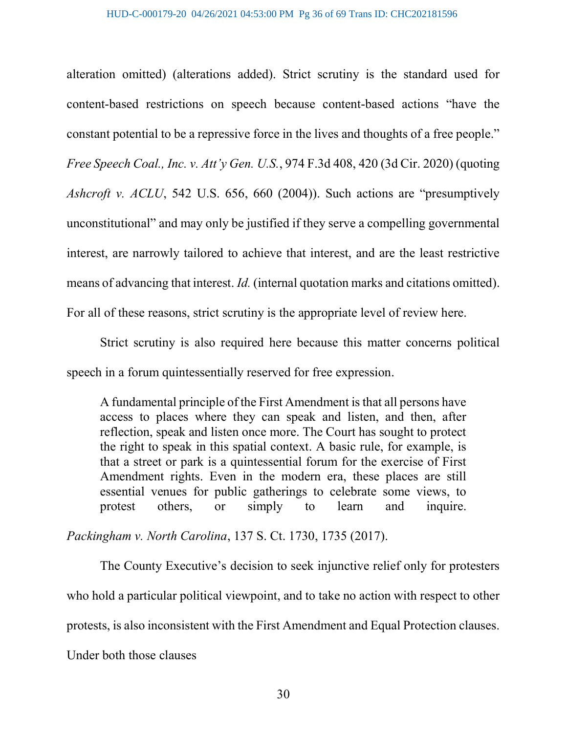alteration omitted) (alterations added). Strict scrutiny is the standard used for content-based restrictions on speech because content-based actions "have the constant potential to be a repressive force in the lives and thoughts of a free people." *Free Speech Coal., Inc. v. Att'y Gen. U.S.*, 974 F.3d 408, 420 (3d Cir. 2020) (quoting *Ashcroft v. ACLU*, 542 U.S. 656, 660 (2004)). Such actions are "presumptively unconstitutional" and may only be justified if they serve a compelling governmental interest, are narrowly tailored to achieve that interest, and are the least restrictive means of advancing that interest. *Id.* (internal quotation marks and citations omitted). For all of these reasons, strict scrutiny is the appropriate level of review here.

Strict scrutiny is also required here because this matter concerns political speech in a forum quintessentially reserved for free expression.

> A fundamental principle of the First Amendment is that all persons have access to places where they can speak and listen, and then, after reflection, speak and listen once more. The Court has sought to protect the right to speak in this spatial context. A basic rule, for example, is that a street or park is a quintessential forum for the exercise of First Amendment rights. Even in the modern era, these places are still essential venues for public gatherings to celebrate some views, to protest others, or simply to learn and inquire.

*Packingham v. North Carolina*, 137 S. Ct. 1730, 1735 (2017).

The County Executive's decision to seek injunctive relief only for protesters who hold a particular political viewpoint, and to take no action with respect to other protests, is also inconsistent with the First Amendment and Equal Protection clauses. Under both those clauses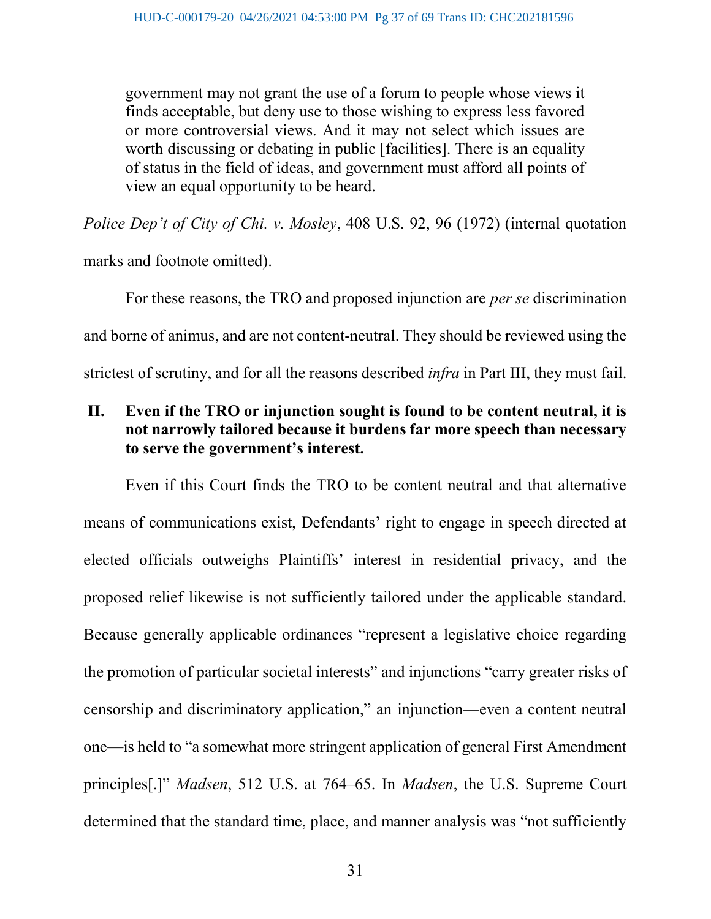> government may not grant the use of a forum to people whose views it finds acceptable, but deny use to those wishing to express less favored or more controversial views. And it may not select which issues are worth discussing or debating in public [facilities]. There is an equality of status in the field of ideas, and government must afford all points of view an equal opportunity to be heard.

*Police Dep't of City of Chi. v. Mosley*, 408 U.S. 92, 96 (1972) (internal quotation marks and footnote omitted).

For these reasons, the TRO and proposed injunction are *per se* discrimination and borne of animus, and are not content-neutral. They should be reviewed using the strictest of scrutiny, and for all the reasons described *infra* in Part III, they must fail.

## II. Even if the TRO or injunction sought is found to be content neutral, it is not narrowly tailored because it burdens far more speech than necessary to serve the government's interest.

Even if this Court finds the TRO to be content neutral and that alternative means of communications exist, Defendants' right to engage in speech directed at elected officials outweighs Plaintiffs' interest in residential privacy, and the proposed relief likewise is not sufficiently tailored under the applicable standard. Because generally applicable ordinances "represent a legislative choice regarding the promotion of particular societal interests" and injunctions "carry greater risks of censorship and discriminatory application," an injunction—even a content neutral one—is held to "a somewhat more stringent application of general First Amendment principles[.]" *Madsen*, 512 U.S. at 764–65. In *Madsen*, the U.S. Supreme Court determined that the standard time, place, and manner analysis was "not sufficiently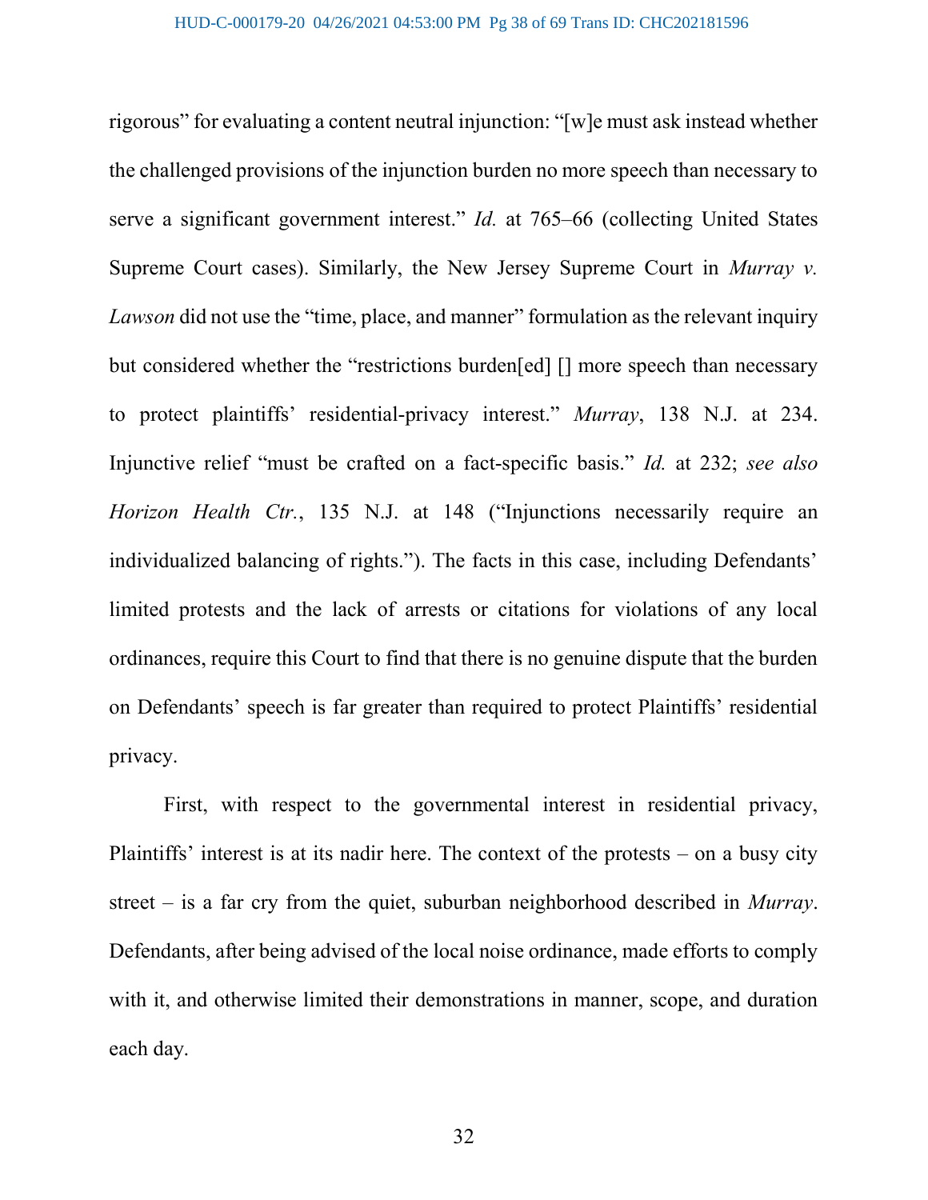rigorous" for evaluating a content neutral injunction: "[w]e must ask instead whether the challenged provisions of the injunction burden no more speech than necessary to serve a significant government interest." *Id.* at 765–66 (collecting United States Supreme Court cases). Similarly, the New Jersey Supreme Court in *Murray v. Lawson* did not use the "time, place, and manner" formulation as the relevant inquiry but considered whether the "restrictions burden[ed] [] more speech than necessary to protect plaintiffs' residential-privacy interest." *Murray*, 138 N.J. at 234. Injunctive relief "must be crafted on a fact-specific basis." *Id.* at 232; *see also Horizon Health Ctr.*, 135 N.J. at 148 ("Injunctions necessarily require an individualized balancing of rights."). The facts in this case, including Defendants' limited protests and the lack of arrests or citations for violations of any local ordinances, require this Court to find that there is no genuine dispute that the burden on Defendants' speech is far greater than required to protect Plaintiffs' residential privacy.

First, with respect to the governmental interest in residential privacy, Plaintiffs' interest is at its nadir here. The context of the protests – on a busy city street – is a far cry from the quiet, suburban neighborhood described in *Murray*. Defendants, after being advised of the local noise ordinance, made efforts to comply with it, and otherwise limited their demonstrations in manner, scope, and duration each day.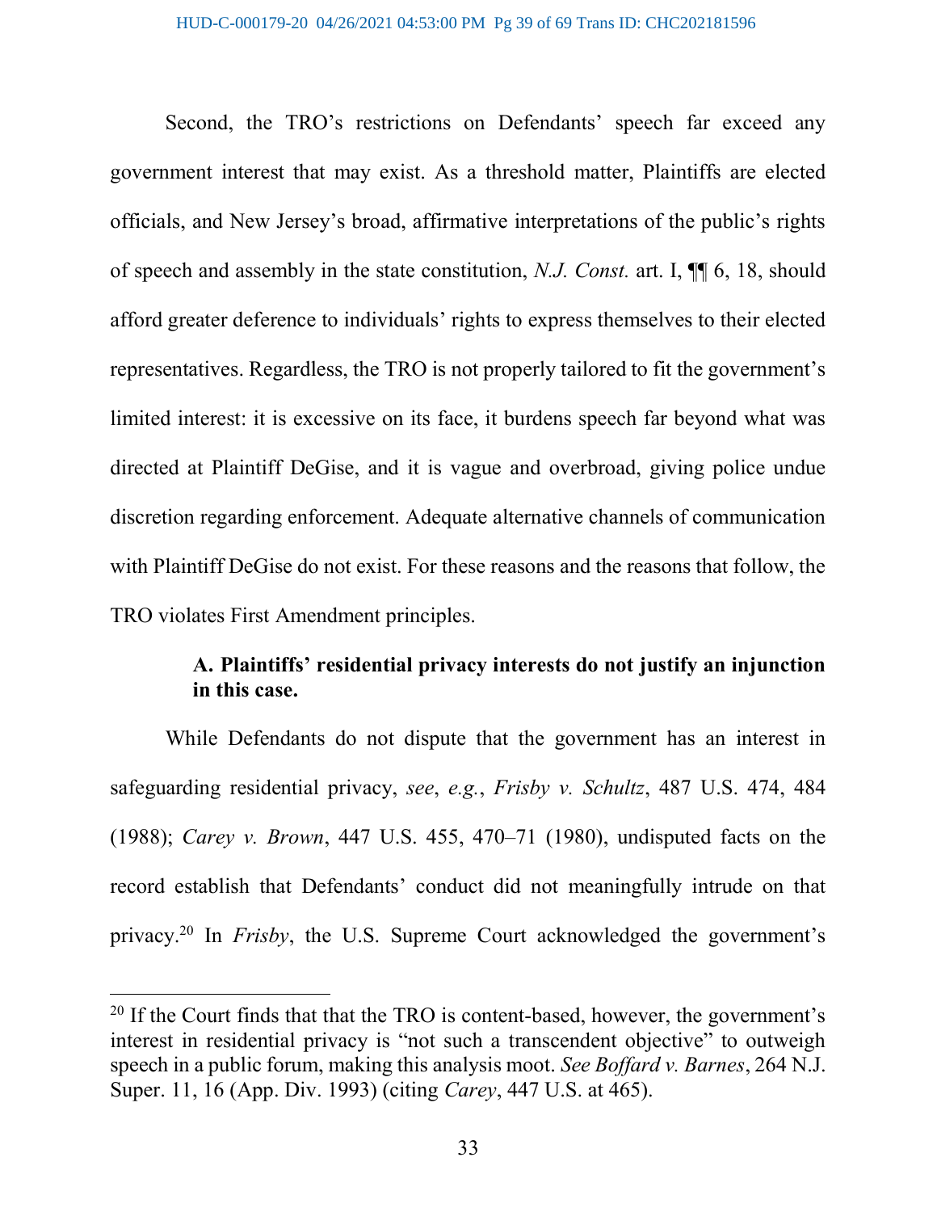Second, the TRO's restrictions on Defendants' speech far exceed any government interest that may exist. As a threshold matter, Plaintiffs are elected officials, and New Jersey's broad, affirmative interpretations of the public's rights of speech and assembly in the state constitution, *N.J. Const.* art. I, ¶¶ 6, 18, should afford greater deference to individuals' rights to express themselves to their elected representatives. Regardless, the TRO is not properly tailored to fit the government's limited interest: it is excessive on its face, it burdens speech far beyond what was directed at Plaintiff DeGise, and it is vague and overbroad, giving police undue discretion regarding enforcement. Adequate alternative channels of communication with Plaintiff DeGise do not exist. For these reasons and the reasons that follow, the TRO violates First Amendment principles.

### A. Plaintiffs' residential privacy interests do not justify an injunction in this case.

While Defendants do not dispute that the government has an interest in safeguarding residential privacy, *see*, *e.g.*, *Frisby v. Schultz*, 487 U.S. 474, 484 (1988); *Carey v. Brown*, 447 U.S. 455, 470–71 (1980), undisputed facts on the record establish that Defendants' conduct did not meaningfully intrude on that privacy.[20] In *Frisby*, the U.S. Supreme Court acknowledged the government's

---

[20] If the Court finds that that the TRO is content-based, however, the government's interest in residential privacy is "not such a transcendent objective" to outweigh speech in a public forum, making this analysis moot. *See Boffard v. Barnes*, 264 N.J. Super. 11, 16 (App. Div. 1993) (citing *Carey*, 447 U.S. at 465).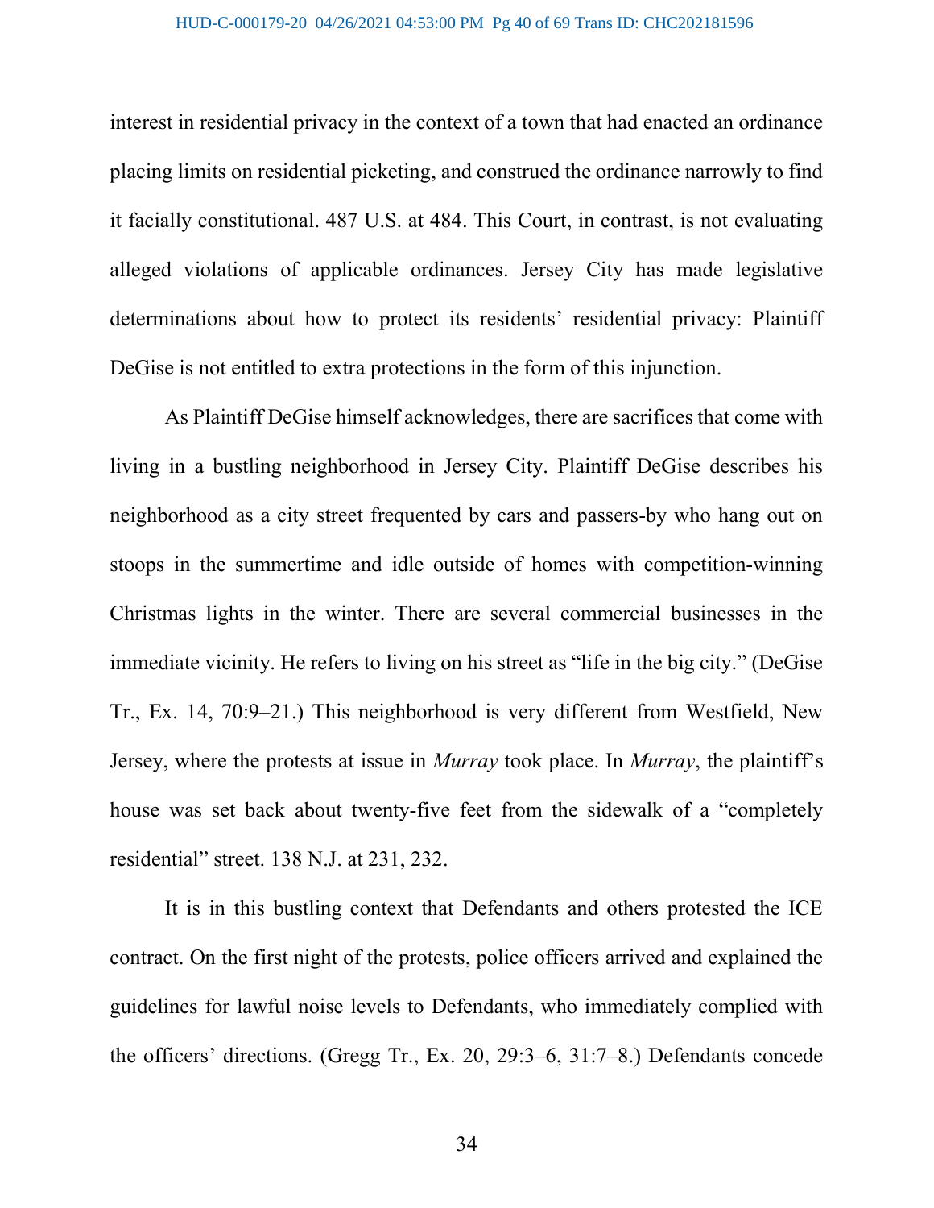interest in residential privacy in the context of a town that had enacted an ordinance placing limits on residential picketing, and construed the ordinance narrowly to find it facially constitutional. 487 U.S. at 484. This Court, in contrast, is not evaluating alleged violations of applicable ordinances. Jersey City has made legislative determinations about how to protect its residents' residential privacy: Plaintiff DeGise is not entitled to extra protections in the form of this injunction.

As Plaintiff DeGise himself acknowledges, there are sacrifices that come with living in a bustling neighborhood in Jersey City. Plaintiff DeGise describes his neighborhood as a city street frequented by cars and passers-by who hang out on stoops in the summertime and idle outside of homes with competition-winning Christmas lights in the winter. There are several commercial businesses in the immediate vicinity. He refers to living on his street as "life in the big city." (DeGise Tr., Ex. 14, 70:9–21.) This neighborhood is very different from Westfield, New Jersey, where the protests at issue in *Murray* took place. In *Murray*, the plaintiff's house was set back about twenty-five feet from the sidewalk of a "completely residential" street. 138 N.J. at 231, 232.

It is in this bustling context that Defendants and others protested the ICE contract. On the first night of the protests, police officers arrived and explained the guidelines for lawful noise levels to Defendants, who immediately complied with the officers' directions. (Gregg Tr., Ex. 20, 29:3–6, 31:7–8.) Defendants concede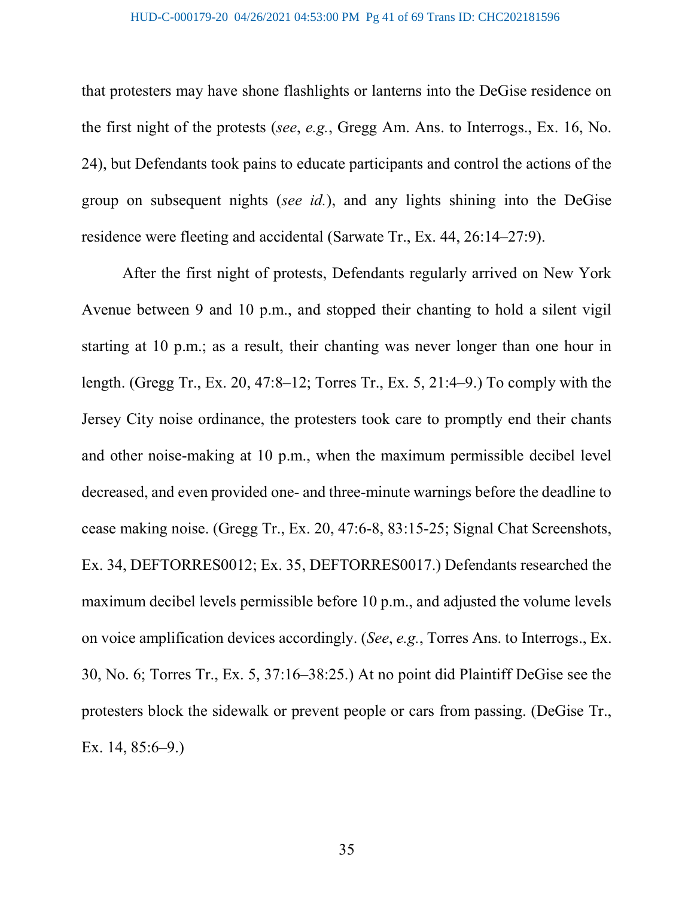that protesters may have shone flashlights or lanterns into the DeGise residence on the first night of the protests (*see*, *e.g.*, Gregg Am. Ans. to Interrogs., Ex. 16, No. 24), but Defendants took pains to educate participants and control the actions of the group on subsequent nights (*see id.*), and any lights shining into the DeGise residence were fleeting and accidental (Sarwate Tr., Ex. 44, 26:14–27:9).

After the first night of protests, Defendants regularly arrived on New York Avenue between 9 and 10 p.m., and stopped their chanting to hold a silent vigil starting at 10 p.m.; as a result, their chanting was never longer than one hour in length. (Gregg Tr., Ex. 20, 47:8–12; Torres Tr., Ex. 5, 21:4–9.) To comply with the Jersey City noise ordinance, the protesters took care to promptly end their chants and other noise-making at 10 p.m., when the maximum permissible decibel level decreased, and even provided one- and three-minute warnings before the deadline to cease making noise. (Gregg Tr., Ex. 20, 47:6-8, 83:15-25; Signal Chat Screenshots, Ex. 34, DEFTORRES0012; Ex. 35, DEFTORRES0017.) Defendants researched the maximum decibel levels permissible before 10 p.m., and adjusted the volume levels on voice amplification devices accordingly. (*See*, *e.g.*, Torres Ans. to Interrogs., Ex. 30, No. 6; Torres Tr., Ex. 5, 37:16–38:25.) At no point did Plaintiff DeGise see the protesters block the sidewalk or prevent people or cars from passing. (DeGise Tr., Ex. 14, 85:6–9.)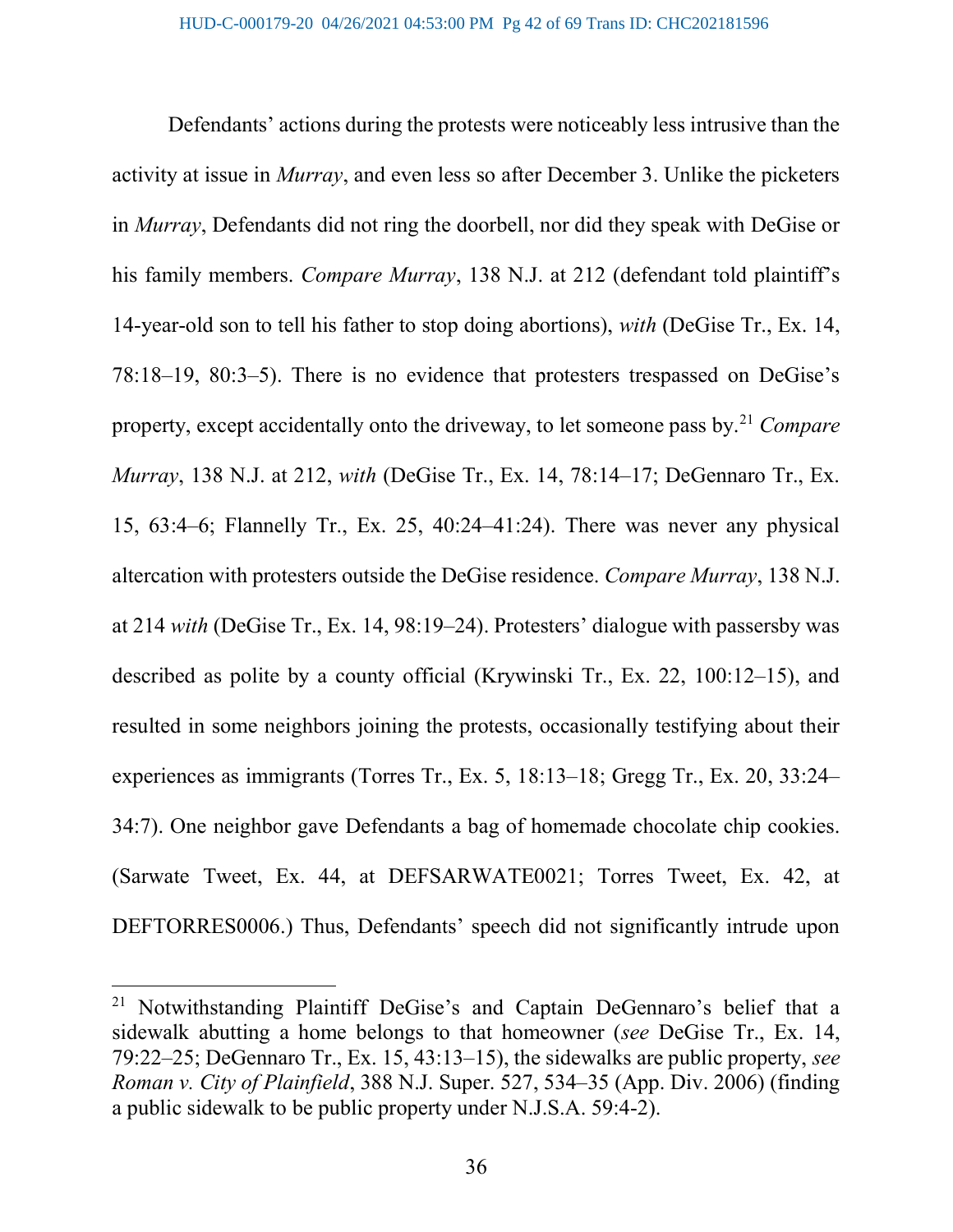Defendants' actions during the protests were noticeably less intrusive than the activity at issue in *Murray*, and even less so after December 3. Unlike the picketers in *Murray*, Defendants did not ring the doorbell, nor did they speak with DeGise or his family members. *Compare Murray*, 138 N.J. at 212 (defendant told plaintiff's 14-year-old son to tell his father to stop doing abortions), *with* (DeGise Tr., Ex. 14, 78:18–19, 80:3–5). There is no evidence that protesters trespassed on DeGise's property, except accidentally onto the driveway, to let someone pass by.[21] *Compare Murray*, 138 N.J. at 212, *with* (DeGise Tr., Ex. 14, 78:14–17; DeGennaro Tr., Ex. 15, 63:4–6; Flannelly Tr., Ex. 25, 40:24–41:24). There was never any physical altercation with protesters outside the DeGise residence. *Compare Murray*, 138 N.J. at 214 *with* (DeGise Tr., Ex. 14, 98:19–24). Protesters' dialogue with passersby was described as polite by a county official (Krywinski Tr., Ex. 22, 100:12–15), and resulted in some neighbors joining the protests, occasionally testifying about their experiences as immigrants (Torres Tr., Ex. 5, 18:13–18; Gregg Tr., Ex. 20, 33:24–34:7). One neighbor gave Defendants a bag of homemade chocolate chip cookies. (Sarwate Tweet, Ex. 44, at DEFSARWATE0021; Torres Tweet, Ex. 42, at DEFTORRES0006.) Thus, Defendants' speech did not significantly intrude upon

---

[21] Notwithstanding Plaintiff DeGise's and Captain DeGennaro's belief that a sidewalk abutting a home belongs to that homeowner (*see* DeGise Tr., Ex. 14, 79:22–25; DeGennaro Tr., Ex. 15, 43:13–15), the sidewalks are public property, *see Roman v. City of Plainfield*, 388 N.J. Super. 527, 534–35 (App. Div. 2006) (finding a public sidewalk to be public property under N.J.S.A. 59:4-2).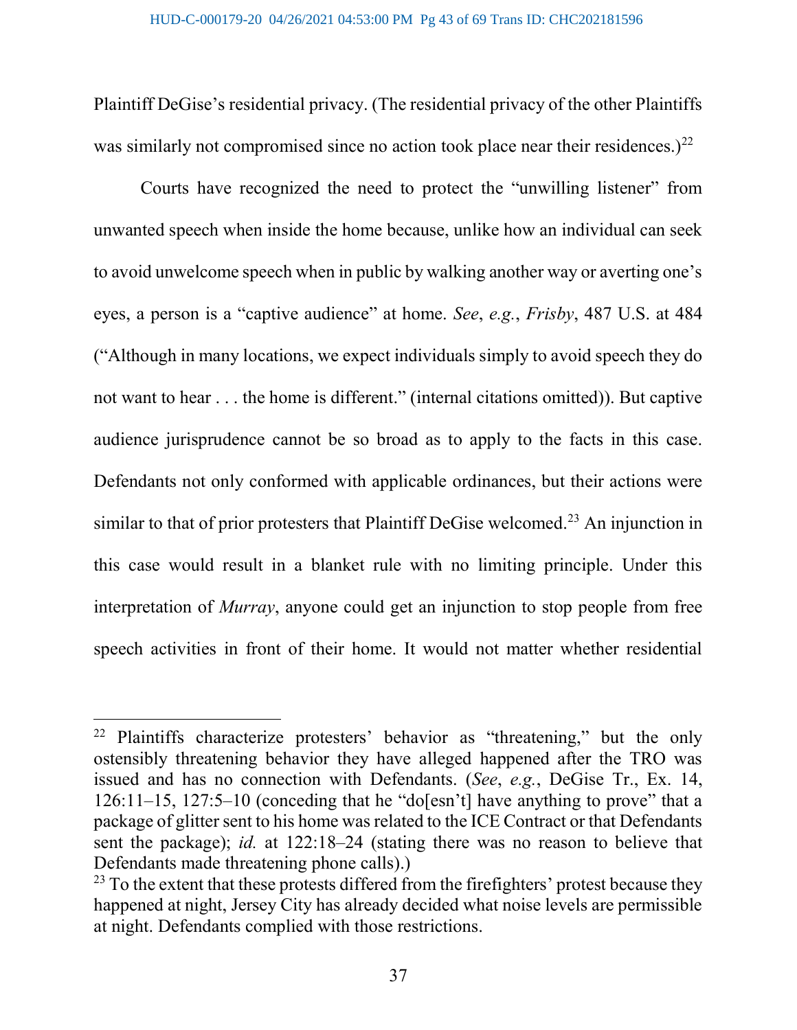Plaintiff DeGise's residential privacy. (The residential privacy of the other Plaintiffs was similarly not compromised since no action took place near their residences.)[22]

Courts have recognized the need to protect the "unwilling listener" from unwanted speech when inside the home because, unlike how an individual can seek to avoid unwelcome speech when in public by walking another way or averting one's eyes, a person is a "captive audience" at home. *See*, *e.g.*, *Frisby*, 487 U.S. at 484 ("Although in many locations, we expect individuals simply to avoid speech they do not want to hear . . . the home is different." (internal citations omitted)). But captive audience jurisprudence cannot be so broad as to apply to the facts in this case. Defendants not only conformed with applicable ordinances, but their actions were similar to that of prior protesters that Plaintiff DeGise welcomed.[23] An injunction in this case would result in a blanket rule with no limiting principle. Under this interpretation of *Murray*, anyone could get an injunction to stop people from free speech activities in front of their home. It would not matter whether residential

---

[22] Plaintiffs characterize protesters' behavior as "threatening," but the only ostensibly threatening behavior they have alleged happened after the TRO was issued and has no connection with Defendants. (*See*, *e.g.*, DeGise Tr., Ex. 14, 126:11–15, 127:5–10 (conceding that he "do[esn't] have anything to prove" that a package of glitter sent to his home was related to the ICE Contract or that Defendants sent the package); *id.* at 122:18–24 (stating there was no reason to believe that Defendants made threatening phone calls).)

[23] To the extent that these protests differed from the firefighters' protest because they happened at night, Jersey City has already decided what noise levels are permissible at night. Defendants complied with those restrictions.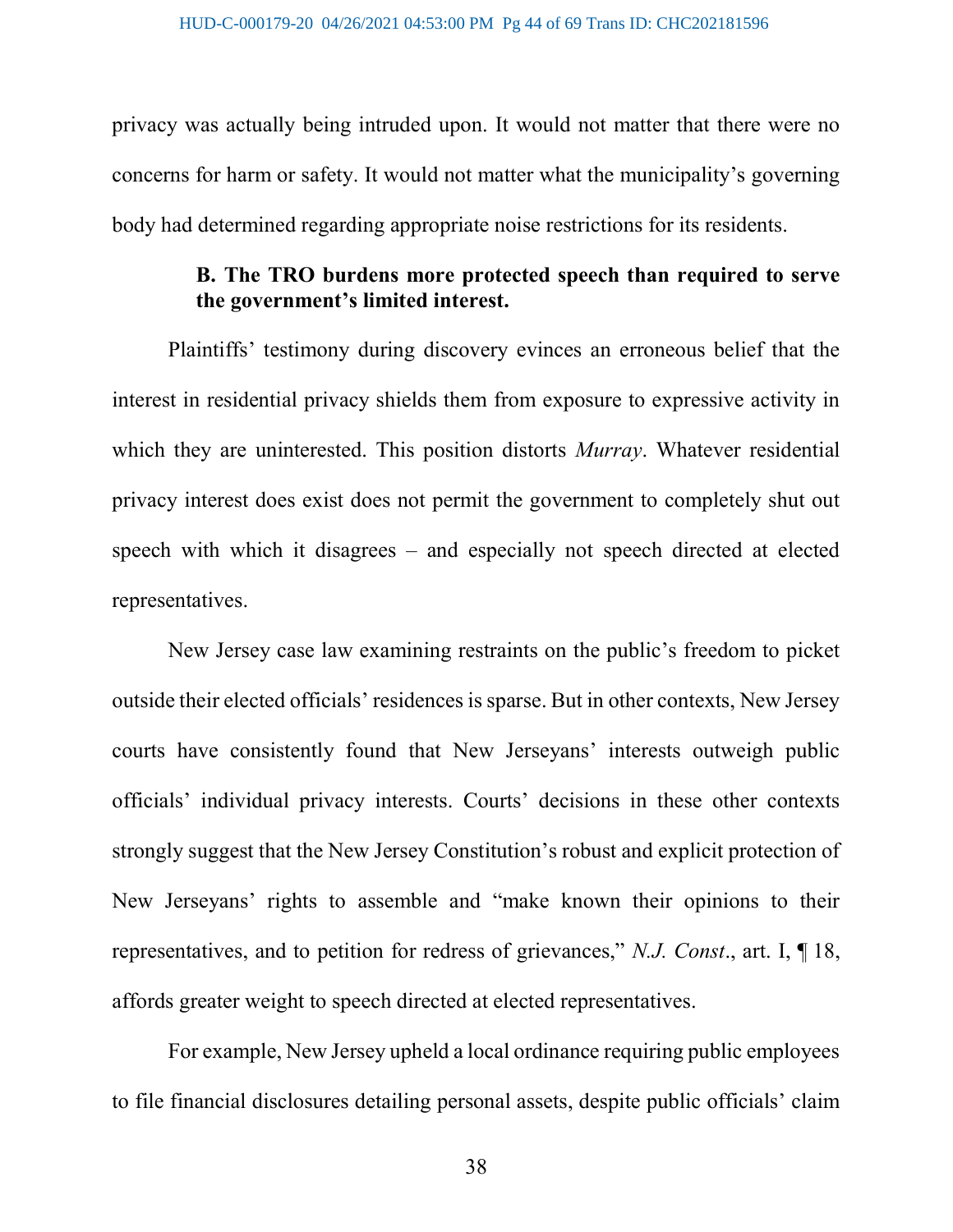privacy was actually being intruded upon. It would not matter that there were no concerns for harm or safety. It would not matter what the municipality's governing body had determined regarding appropriate noise restrictions for its residents.

### B. The TRO burdens more protected speech than required to serve the government's limited interest.

Plaintiffs' testimony during discovery evinces an erroneous belief that the interest in residential privacy shields them from exposure to expressive activity in which they are uninterested. This position distorts *Murray*. Whatever residential privacy interest does exist does not permit the government to completely shut out speech with which it disagrees – and especially not speech directed at elected representatives.

New Jersey case law examining restraints on the public's freedom to picket outside their elected officials' residences is sparse. But in other contexts, New Jersey courts have consistently found that New Jerseyans' interests outweigh public officials' individual privacy interests. Courts' decisions in these other contexts strongly suggest that the New Jersey Constitution's robust and explicit protection of New Jerseyans' rights to assemble and "make known their opinions to their representatives, and to petition for redress of grievances," *N.J. Const*., art. I, ¶ 18, affords greater weight to speech directed at elected representatives.

For example, New Jersey upheld a local ordinance requiring public employees to file financial disclosures detailing personal assets, despite public officials' claim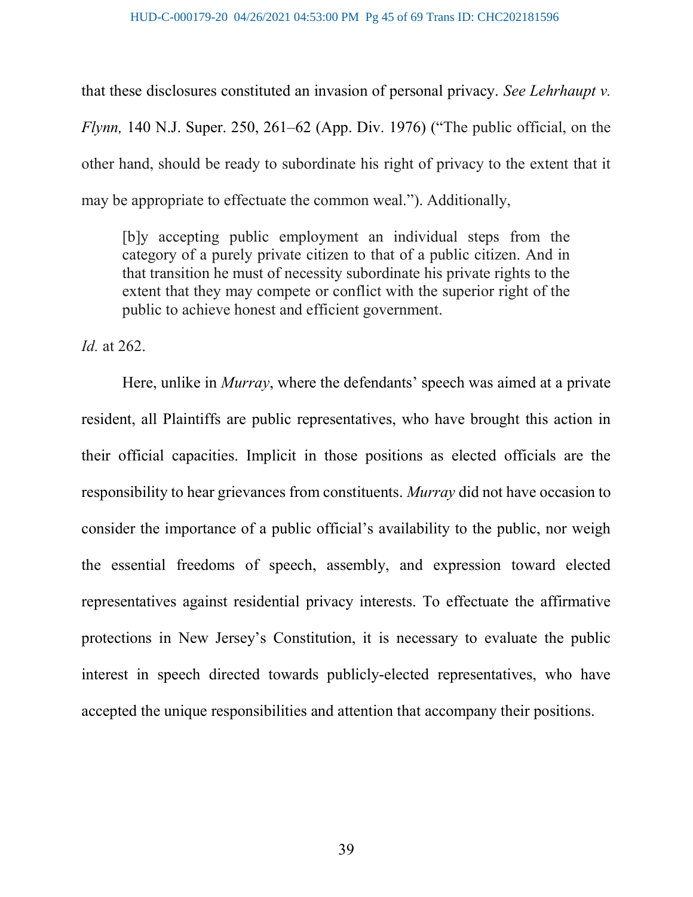that these disclosures constituted an invasion of personal privacy. *See Lehrhaupt v. Flynn,* 140 N.J. Super. 250, 261–62 (App. Div. 1976) ("The public official, on the other hand, should be ready to subordinate his right of privacy to the extent that it may be appropriate to effectuate the common weal."). Additionally,

> [b]y accepting public employment an individual steps from the category of a purely private citizen to that of a public citizen. And in that transition he must of necessity subordinate his private rights to the extent that they may compete or conflict with the superior right of the public to achieve honest and efficient government.

*Id.* at 262.

Here, unlike in *Murray*, where the defendants' speech was aimed at a private resident, all Plaintiffs are public representatives, who have brought this action in their official capacities. Implicit in those positions as elected officials are the responsibility to hear grievances from constituents. *Murray* did not have occasion to consider the importance of a public official's availability to the public, nor weigh the essential freedoms of speech, assembly, and expression toward elected representatives against residential privacy interests. To effectuate the affirmative protections in New Jersey's Constitution, it is necessary to evaluate the public interest in speech directed towards publicly-elected representatives, who have accepted the unique responsibilities and attention that accompany their positions.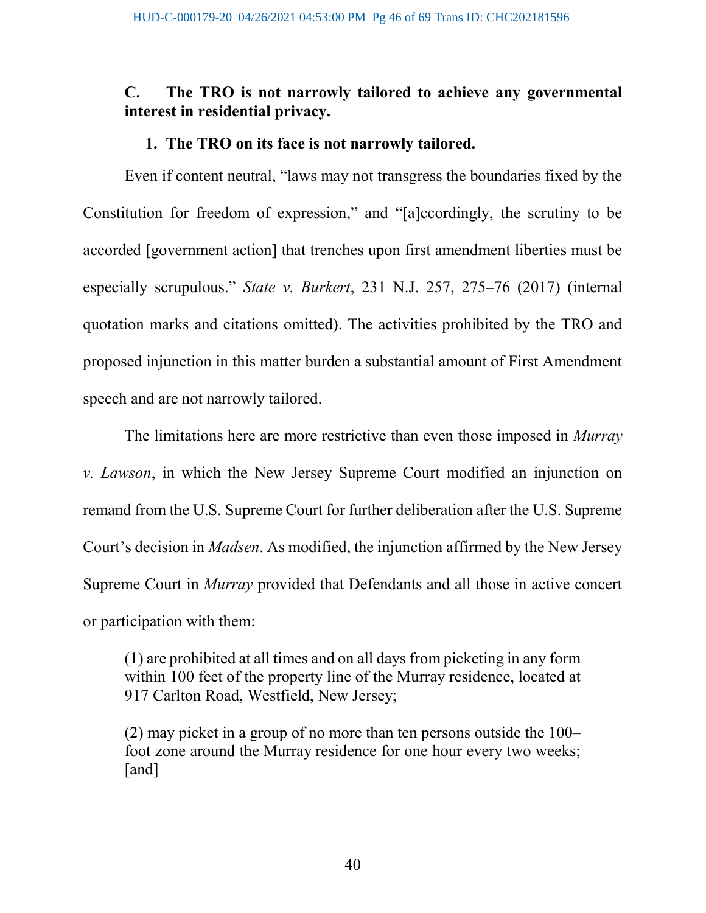### C. The TRO is not narrowly tailored to achieve any governmental interest in residential privacy.

#### 1. The TRO on its face is not narrowly tailored.

Even if content neutral, "laws may not transgress the boundaries fixed by the Constitution for freedom of expression," and "[a]ccordingly, the scrutiny to be accorded [government action] that trenches upon first amendment liberties must be especially scrupulous." *State v. Burkert*, 231 N.J. 257, 275–76 (2017) (internal quotation marks and citations omitted). The activities prohibited by the TRO and proposed injunction in this matter burden a substantial amount of First Amendment speech and are not narrowly tailored.

The limitations here are more restrictive than even those imposed in *Murray v. Lawson*, in which the New Jersey Supreme Court modified an injunction on remand from the U.S. Supreme Court for further deliberation after the U.S. Supreme Court's decision in *Madsen*. As modified, the injunction affirmed by the New Jersey Supreme Court in *Murray* provided that Defendants and all those in active concert or participation with them:

> (1) are prohibited at all times and on all days from picketing in any form within 100 feet of the property line of the Murray residence, located at 917 Carlton Road, Westfield, New Jersey;
>
> (2) may picket in a group of no more than ten persons outside the 100–foot zone around the Murray residence for one hour every two weeks; [and]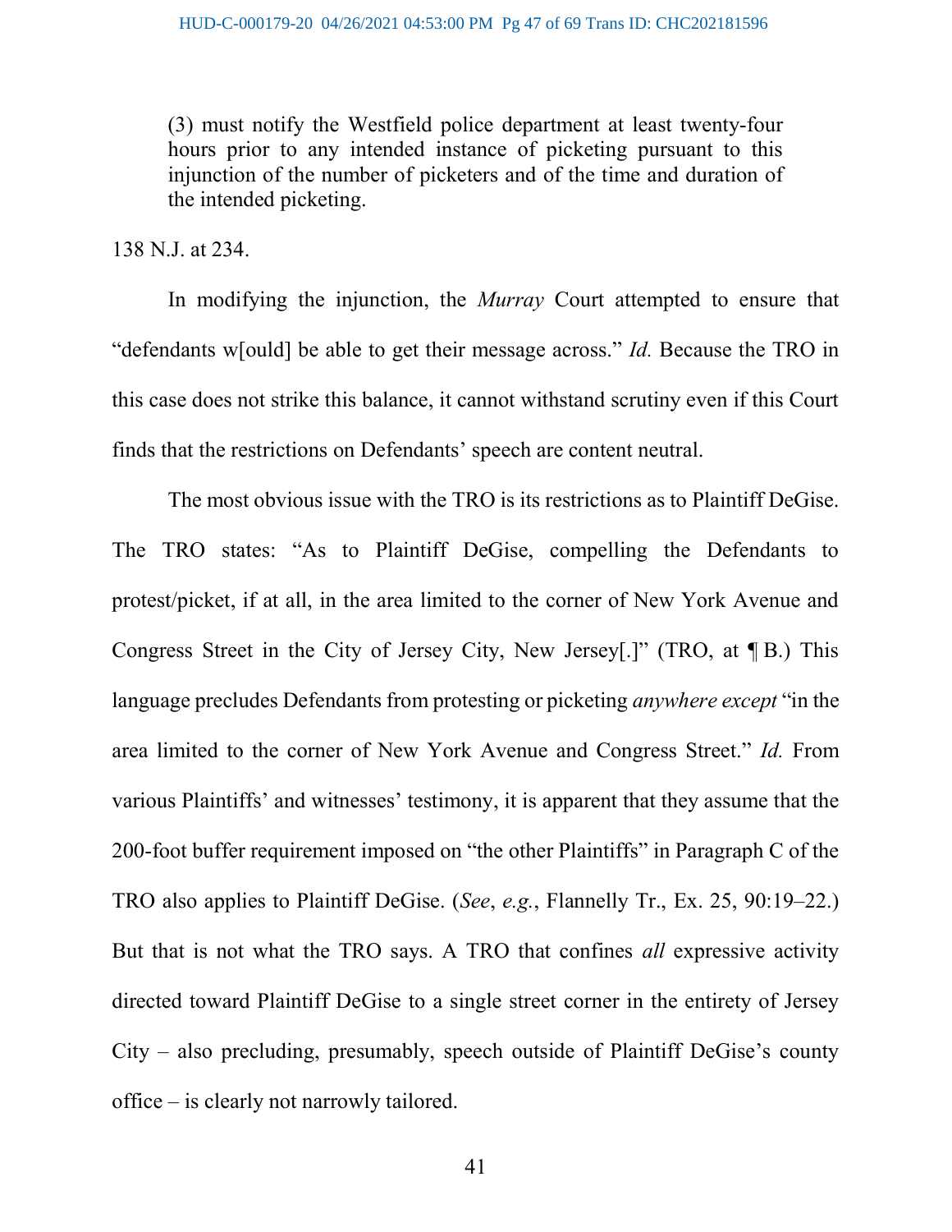(3) must notify the Westfield police department at least twenty-four hours prior to any intended instance of picketing pursuant to this injunction of the number of picketers and of the time and duration of the intended picketing.

138 N.J. at 234.

In modifying the injunction, the *Murray* Court attempted to ensure that "defendants w[ould] be able to get their message across." *Id.* Because the TRO in this case does not strike this balance, it cannot withstand scrutiny even if this Court finds that the restrictions on Defendants' speech are content neutral.

The most obvious issue with the TRO is its restrictions as to Plaintiff DeGise. The TRO states: "As to Plaintiff DeGise, compelling the Defendants to protest/picket, if at all, in the area limited to the corner of New York Avenue and Congress Street in the City of Jersey City, New Jersey[.]" (TRO, at ¶ B.) This language precludes Defendants from protesting or picketing *anywhere except* "in the area limited to the corner of New York Avenue and Congress Street." *Id.* From various Plaintiffs' and witnesses' testimony, it is apparent that they assume that the 200-foot buffer requirement imposed on "the other Plaintiffs" in Paragraph C of the TRO also applies to Plaintiff DeGise. (*See*, *e.g.*, Flannelly Tr., Ex. 25, 90:19–22.) But that is not what the TRO says. A TRO that confines *all* expressive activity directed toward Plaintiff DeGise to a single street corner in the entirety of Jersey City – also precluding, presumably, speech outside of Plaintiff DeGise's county office – is clearly not narrowly tailored.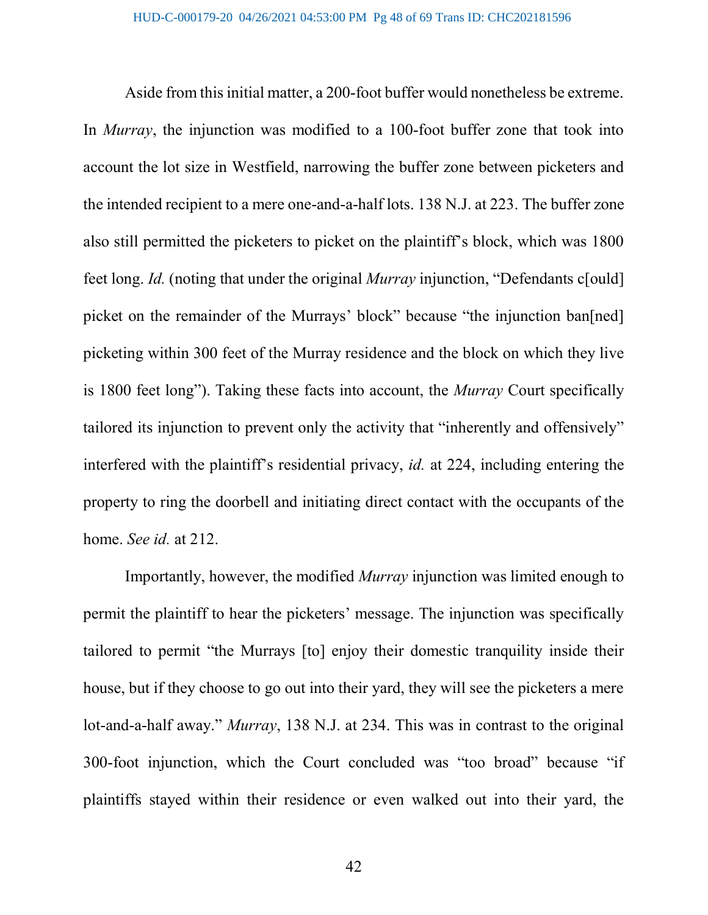Aside from this initial matter, a 200-foot buffer would nonetheless be extreme. In *Murray*, the injunction was modified to a 100-foot buffer zone that took into account the lot size in Westfield, narrowing the buffer zone between picketers and the intended recipient to a mere one-and-a-half lots. 138 N.J. at 223. The buffer zone also still permitted the picketers to picket on the plaintiff's block, which was 1800 feet long. *Id.* (noting that under the original *Murray* injunction, "Defendants c[ould] picket on the remainder of the Murrays' block" because "the injunction ban[ned] picketing within 300 feet of the Murray residence and the block on which they live is 1800 feet long"). Taking these facts into account, the *Murray* Court specifically tailored its injunction to prevent only the activity that "inherently and offensively" interfered with the plaintiff's residential privacy, *id.* at 224, including entering the property to ring the doorbell and initiating direct contact with the occupants of the home. *See id.* at 212.

Importantly, however, the modified *Murray* injunction was limited enough to permit the plaintiff to hear the picketers' message. The injunction was specifically tailored to permit "the Murrays [to] enjoy their domestic tranquility inside their house, but if they choose to go out into their yard, they will see the picketers a mere lot-and-a-half away." *Murray*, 138 N.J. at 234. This was in contrast to the original 300-foot injunction, which the Court concluded was "too broad" because "if plaintiffs stayed within their residence or even walked out into their yard, the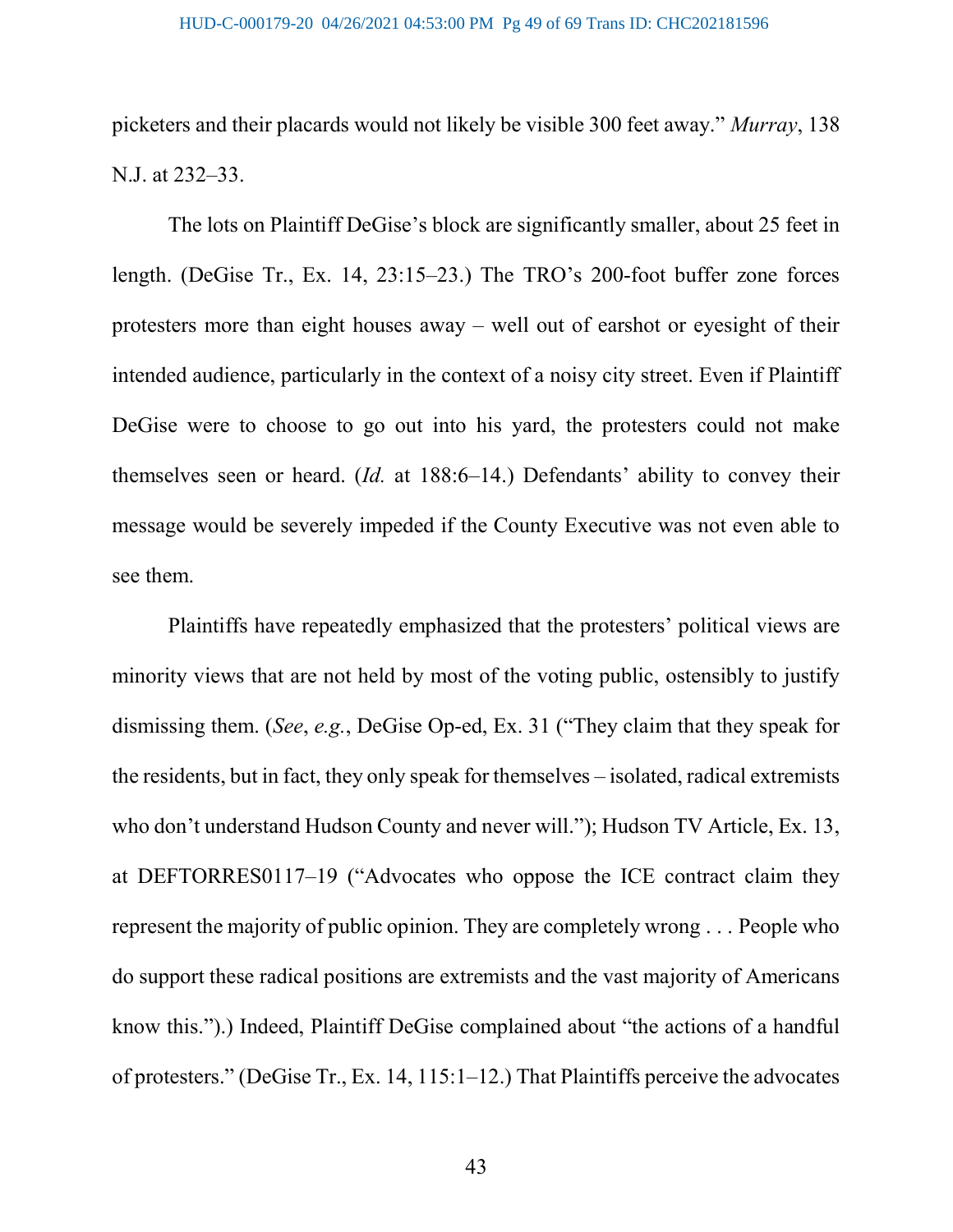picketers and their placards would not likely be visible 300 feet away." *Murray*, 138 N.J. at 232–33.

The lots on Plaintiff DeGise's block are significantly smaller, about 25 feet in length. (DeGise Tr., Ex. 14, 23:15–23.) The TRO's 200-foot buffer zone forces protesters more than eight houses away – well out of earshot or eyesight of their intended audience, particularly in the context of a noisy city street. Even if Plaintiff DeGise were to choose to go out into his yard, the protesters could not make themselves seen or heard. (*Id.* at 188:6–14.) Defendants' ability to convey their message would be severely impeded if the County Executive was not even able to see them.

Plaintiffs have repeatedly emphasized that the protesters' political views are minority views that are not held by most of the voting public, ostensibly to justify dismissing them. (*See*, *e.g.*, DeGise Op-ed, Ex. 31 ("They claim that they speak for the residents, but in fact, they only speak for themselves – isolated, radical extremists who don't understand Hudson County and never will."); Hudson TV Article, Ex. 13, at DEFTORRES0117–19 ("Advocates who oppose the ICE contract claim they represent the majority of public opinion. They are completely wrong . . . People who do support these radical positions are extremists and the vast majority of Americans know this.").) Indeed, Plaintiff DeGise complained about "the actions of a handful of protesters." (DeGise Tr., Ex. 14, 115:1–12.) That Plaintiffs perceive the advocates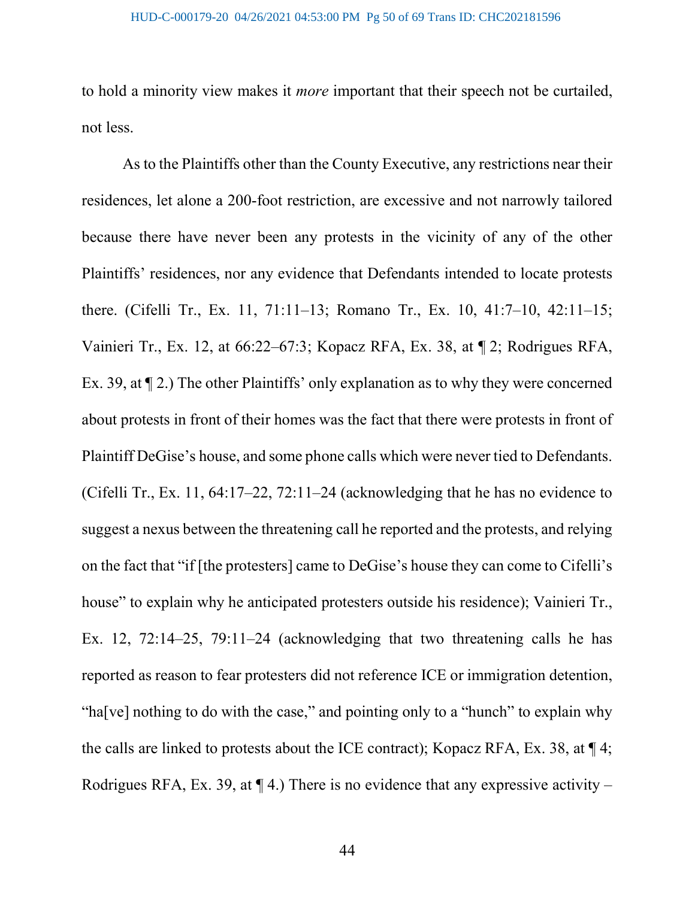to hold a minority view makes it *more* important that their speech not be curtailed, not less.

As to the Plaintiffs other than the County Executive, any restrictions near their residences, let alone a 200-foot restriction, are excessive and not narrowly tailored because there have never been any protests in the vicinity of any of the other Plaintiffs' residences, nor any evidence that Defendants intended to locate protests there. (Cifelli Tr., Ex. 11, 71:11–13; Romano Tr., Ex. 10, 41:7–10, 42:11–15; Vainieri Tr., Ex. 12, at 66:22–67:3; Kopacz RFA, Ex. 38, at ¶ 2; Rodrigues RFA, Ex. 39, at ¶ 2.) The other Plaintiffs' only explanation as to why they were concerned about protests in front of their homes was the fact that there were protests in front of Plaintiff DeGise's house, and some phone calls which were never tied to Defendants. (Cifelli Tr., Ex. 11, 64:17–22, 72:11–24 (acknowledging that he has no evidence to suggest a nexus between the threatening call he reported and the protests, and relying on the fact that "if [the protesters] came to DeGise's house they can come to Cifelli's house" to explain why he anticipated protesters outside his residence); Vainieri Tr., Ex. 12, 72:14–25, 79:11–24 (acknowledging that two threatening calls he has reported as reason to fear protesters did not reference ICE or immigration detention, "ha[ve] nothing to do with the case," and pointing only to a "hunch" to explain why the calls are linked to protests about the ICE contract); Kopacz RFA, Ex. 38, at ¶ 4; Rodrigues RFA, Ex. 39, at ¶ 4.) There is no evidence that any expressive activity –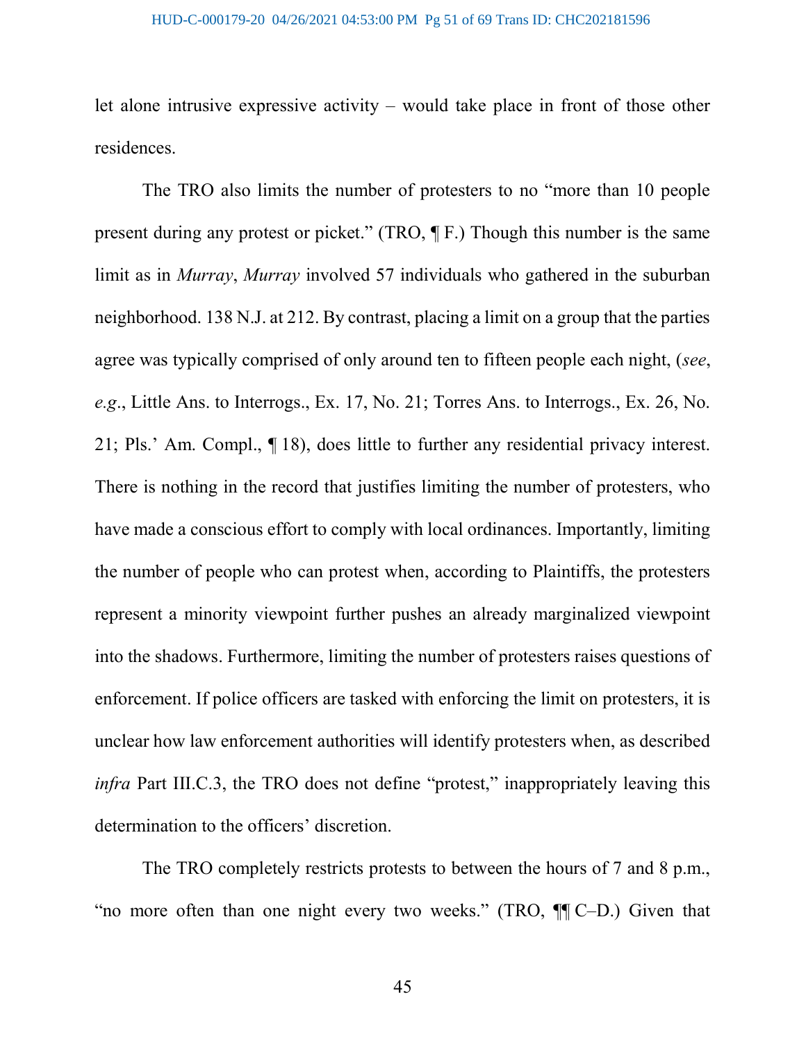let alone intrusive expressive activity – would take place in front of those other residences.

The TRO also limits the number of protesters to no "more than 10 people present during any protest or picket." (TRO, ¶ F.) Though this number is the same limit as in *Murray*, *Murray* involved 57 individuals who gathered in the suburban neighborhood. 138 N.J. at 212. By contrast, placing a limit on a group that the parties agree was typically comprised of only around ten to fifteen people each night, (*see*, *e.g.*, Little Ans. to Interrogs., Ex. 17, No. 21; Torres Ans. to Interrogs., Ex. 26, No. 21; Pls.' Am. Compl., ¶ 18), does little to further any residential privacy interest. There is nothing in the record that justifies limiting the number of protesters, who have made a conscious effort to comply with local ordinances. Importantly, limiting the number of people who can protest when, according to Plaintiffs, the protesters represent a minority viewpoint further pushes an already marginalized viewpoint into the shadows. Furthermore, limiting the number of protesters raises questions of enforcement. If police officers are tasked with enforcing the limit on protesters, it is unclear how law enforcement authorities will identify protesters when, as described *infra* Part III.C.3, the TRO does not define "protest," inappropriately leaving this determination to the officers' discretion.

The TRO completely restricts protests to between the hours of 7 and 8 p.m., "no more often than one night every two weeks." (TRO, ¶¶ C–D.) Given that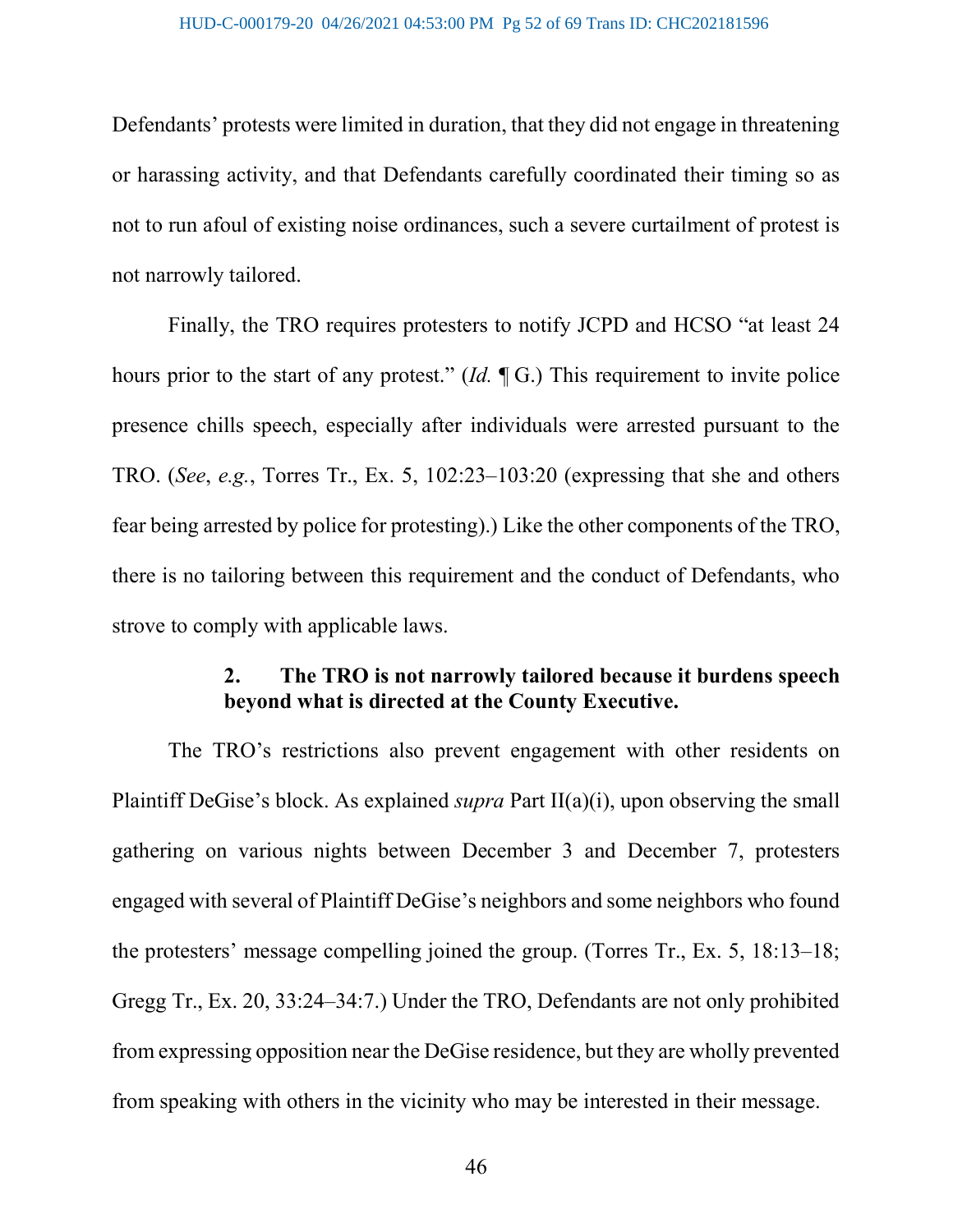Defendants' protests were limited in duration, that they did not engage in threatening or harassing activity, and that Defendants carefully coordinated their timing so as not to run afoul of existing noise ordinances, such a severe curtailment of protest is not narrowly tailored.

Finally, the TRO requires protesters to notify JCPD and HCSO "at least 24 hours prior to the start of any protest." (*Id.* ¶ G.) This requirement to invite police presence chills speech, especially after individuals were arrested pursuant to the TRO. (*See*, *e.g.*, Torres Tr., Ex. 5, 102:23–103:20 (expressing that she and others fear being arrested by police for protesting).) Like the other components of the TRO, there is no tailoring between this requirement and the conduct of Defendants, who strove to comply with applicable laws.

**2. The TRO is not narrowly tailored because it burdens speech beyond what is directed at the County Executive.**

The TRO's restrictions also prevent engagement with other residents on Plaintiff DeGise's block. As explained *supra* Part II(a)(i), upon observing the small gathering on various nights between December 3 and December 7, protesters engaged with several of Plaintiff DeGise's neighbors and some neighbors who found the protesters' message compelling joined the group. (Torres Tr., Ex. 5, 18:13–18; Gregg Tr., Ex. 20, 33:24–34:7.) Under the TRO, Defendants are not only prohibited from expressing opposition near the DeGise residence, but they are wholly prevented from speaking with others in the vicinity who may be interested in their message.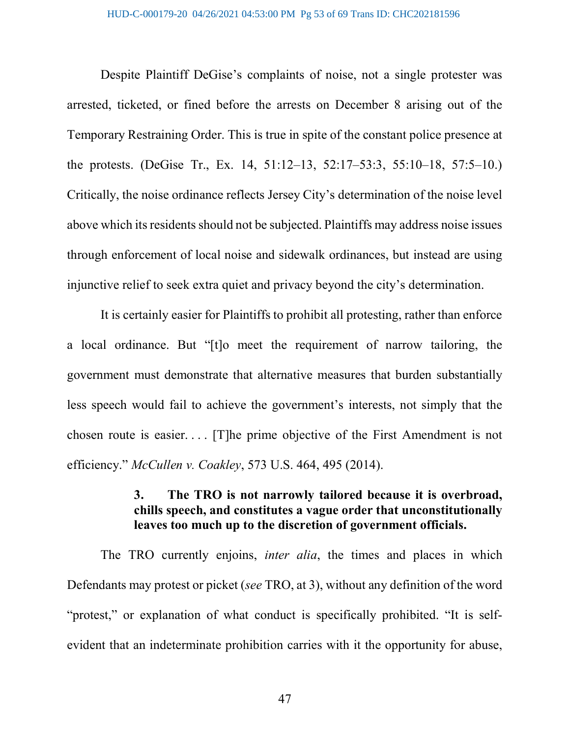Despite Plaintiff DeGise's complaints of noise, not a single protester was arrested, ticketed, or fined before the arrests on December 8 arising out of the Temporary Restraining Order. This is true in spite of the constant police presence at the protests. (DeGise Tr., Ex. 14, 51:12–13, 52:17–53:3, 55:10–18, 57:5–10.) Critically, the noise ordinance reflects Jersey City's determination of the noise level above which its residents should not be subjected. Plaintiffs may address noise issues through enforcement of local noise and sidewalk ordinances, but instead are using injunctive relief to seek extra quiet and privacy beyond the city's determination.

It is certainly easier for Plaintiffs to prohibit all protesting, rather than enforce a local ordinance. But "[t]o meet the requirement of narrow tailoring, the government must demonstrate that alternative measures that burden substantially less speech would fail to achieve the government's interests, not simply that the chosen route is easier. . . . [T]he prime objective of the First Amendment is not efficiency." *McCullen v. Coakley*, 573 U.S. 464, 495 (2014).

### 3. The TRO is not narrowly tailored because it is overbroad, chills speech, and constitutes a vague order that unconstitutionally leaves too much up to the discretion of government officials.

The TRO currently enjoins, *inter alia*, the times and places in which Defendants may protest or picket (*see* TRO, at 3), without any definition of the word "protest," or explanation of what conduct is specifically prohibited. "It is self-evident that an indeterminate prohibition carries with it the opportunity for abuse,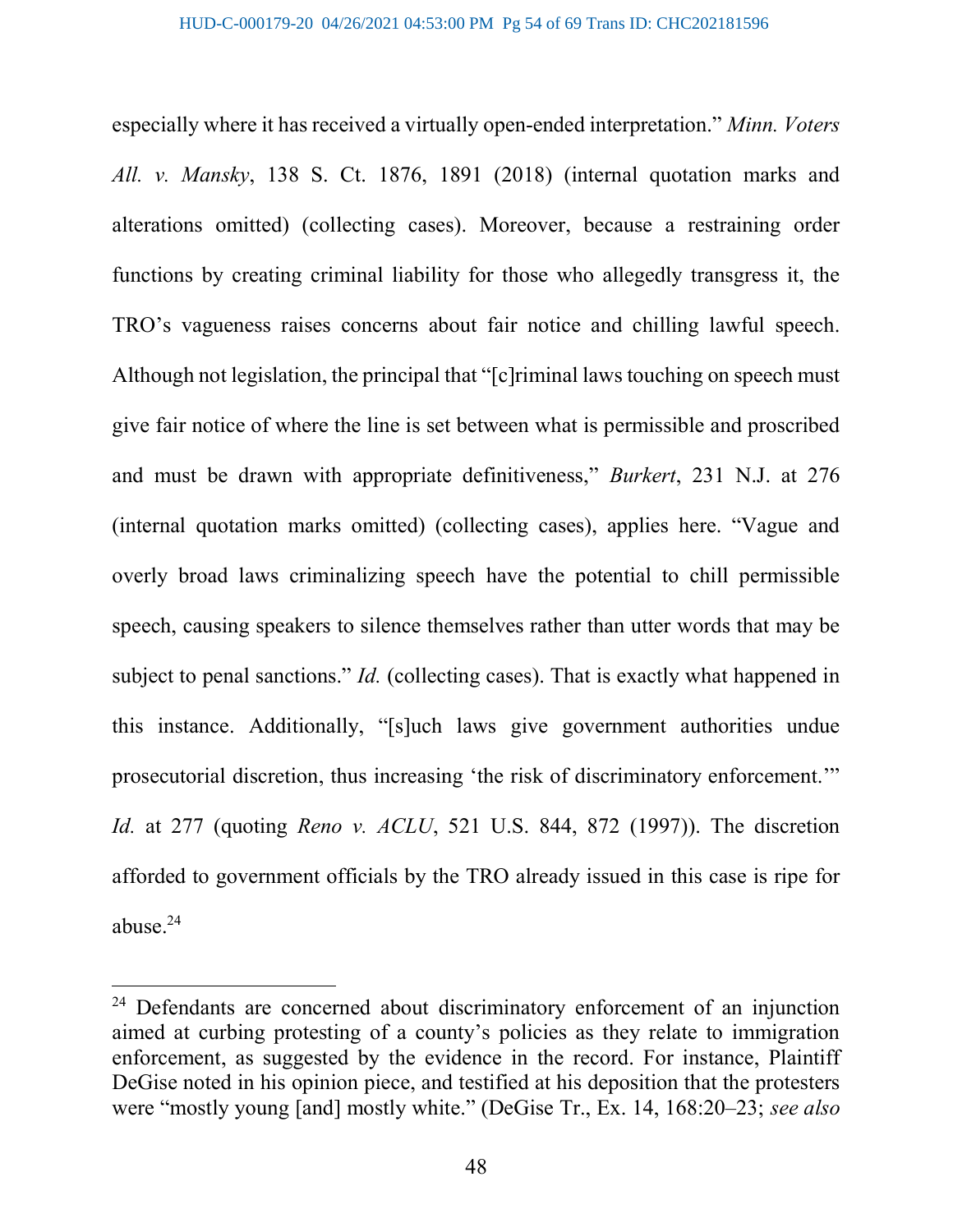especially where it has received a virtually open-ended interpretation." *Minn. Voters All. v. Mansky*, 138 S. Ct. 1876, 1891 (2018) (internal quotation marks and alterations omitted) (collecting cases). Moreover, because a restraining order functions by creating criminal liability for those who allegedly transgress it, the TRO's vagueness raises concerns about fair notice and chilling lawful speech. Although not legislation, the principal that "[c]riminal laws touching on speech must give fair notice of where the line is set between what is permissible and proscribed and must be drawn with appropriate definitiveness," *Burkert*, 231 N.J. at 276 (internal quotation marks omitted) (collecting cases), applies here. "Vague and overly broad laws criminalizing speech have the potential to chill permissible speech, causing speakers to silence themselves rather than utter words that may be subject to penal sanctions." *Id.* (collecting cases). That is exactly what happened in this instance. Additionally, "[s]uch laws give government authorities undue prosecutorial discretion, thus increasing 'the risk of discriminatory enforcement.'" *Id.* at 277 (quoting *Reno v. ACLU*, 521 U.S. 844, 872 (1997)). The discretion afforded to government officials by the TRO already issued in this case is ripe for abuse.[24]

---

[24] Defendants are concerned about discriminatory enforcement of an injunction aimed at curbing protesting of a county's policies as they relate to immigration enforcement, as suggested by the evidence in the record. For instance, Plaintiff DeGise noted in his opinion piece, and testified at his deposition that the protesters were "mostly young [and] mostly white." (DeGise Tr., Ex. 14, 168:20–23; *see also*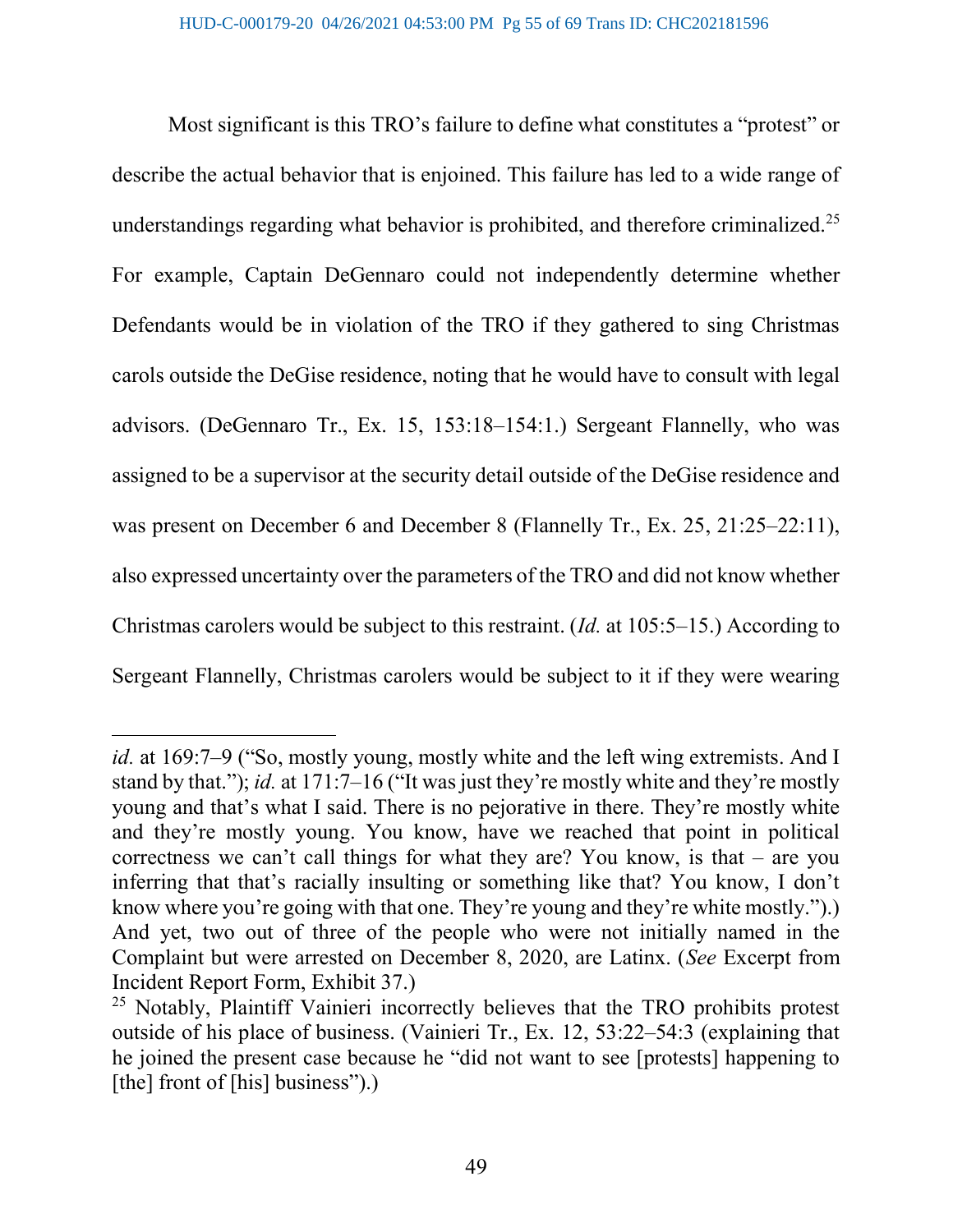Most significant is this TRO's failure to define what constitutes a "protest" or describe the actual behavior that is enjoined. This failure has led to a wide range of understandings regarding what behavior is prohibited, and therefore criminalized.[25] For example, Captain DeGennaro could not independently determine whether Defendants would be in violation of the TRO if they gathered to sing Christmas carols outside the DeGise residence, noting that he would have to consult with legal advisors. (DeGennaro Tr., Ex. 15, 153:18–154:1.) Sergeant Flannelly, who was assigned to be a supervisor at the security detail outside of the DeGise residence and was present on December 6 and December 8 (Flannelly Tr., Ex. 25, 21:25–22:11), also expressed uncertainty over the parameters of the TRO and did not know whether Christmas carolers would be subject to this restraint. (*Id.* at 105:5–15.) According to Sergeant Flannelly, Christmas carolers would be subject to it if they were wearing

---

*id.* at 169:7–9 ("So, mostly young, mostly white and the left wing extremists. And I stand by that."); *id.* at 171:7–16 ("It was just they're mostly white and they're mostly young and that's what I said. There is no pejorative in there. They're mostly white and they're mostly young. You know, have we reached that point in political correctness we can't call things for what they are? You know, is that – are you inferring that that's racially insulting or something like that? You know, I don't know where you're going with that one. They're young and they're white mostly.").) And yet, two out of three of the people who were not initially named in the Complaint but were arrested on December 8, 2020, are Latinx. (*See* Excerpt from Incident Report Form, Exhibit 37.)

[25] Notably, Plaintiff Vainieri incorrectly believes that the TRO prohibits protest outside of his place of business. (Vainieri Tr., Ex. 12, 53:22–54:3 (explaining that he joined the present case because he "did not want to see [protests] happening to [the] front of [his] business").)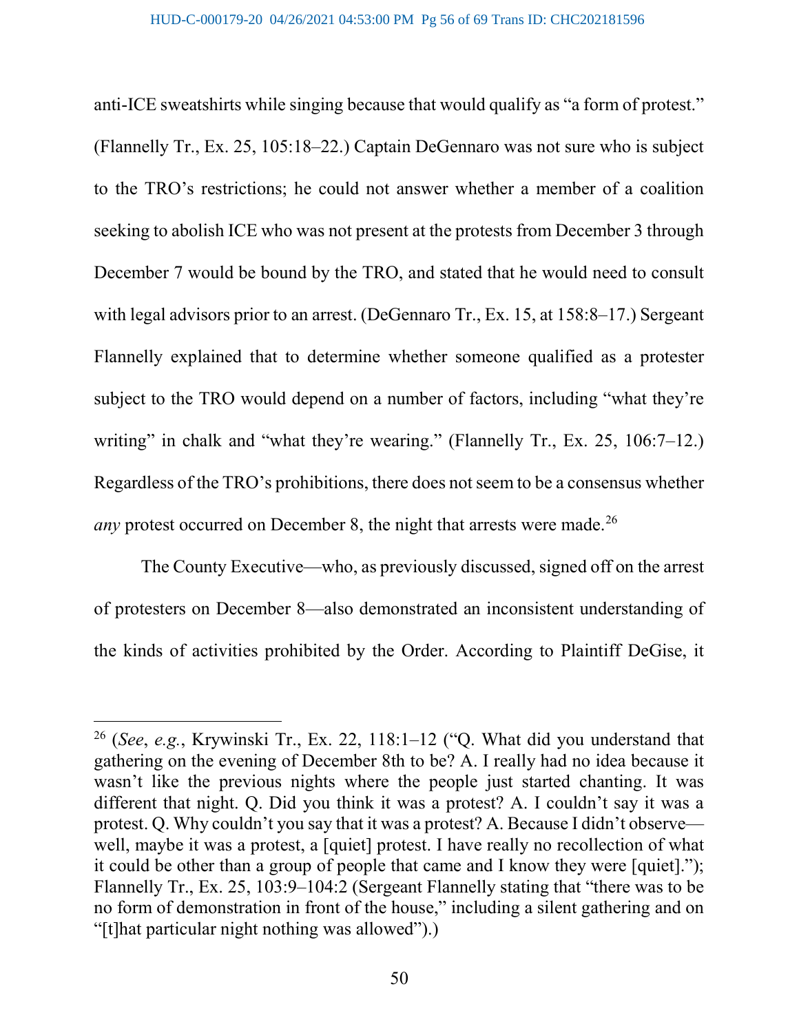anti-ICE sweatshirts while singing because that would qualify as "a form of protest." (Flannelly Tr., Ex. 25, 105:18–22.) Captain DeGennaro was not sure who is subject to the TRO's restrictions; he could not answer whether a member of a coalition seeking to abolish ICE who was not present at the protests from December 3 through December 7 would be bound by the TRO, and stated that he would need to consult with legal advisors prior to an arrest. (DeGennaro Tr., Ex. 15, at 158:8–17.) Sergeant Flannelly explained that to determine whether someone qualified as a protester subject to the TRO would depend on a number of factors, including "what they're writing" in chalk and "what they're wearing." (Flannelly Tr., Ex. 25, 106:7–12.) Regardless of the TRO's prohibitions, there does not seem to be a consensus whether *any* protest occurred on December 8, the night that arrests were made.[26]

The County Executive—who, as previously discussed, signed off on the arrest of protesters on December 8—also demonstrated an inconsistent understanding of the kinds of activities prohibited by the Order. According to Plaintiff DeGise, it

---

[26] (*See*, *e.g.*, Krywinski Tr., Ex. 22, 118:1–12 ("Q. What did you understand that gathering on the evening of December 8th to be? A. I really had no idea because it wasn't like the previous nights where the people just started chanting. It was different that night. Q. Did you think it was a protest? A. I couldn't say it was a protest. Q. Why couldn't you say that it was a protest? A. Because I didn't observe—well, maybe it was a protest, a [quiet] protest. I have really no recollection of what it could be other than a group of people that came and I know they were [quiet]."); Flannelly Tr., Ex. 25, 103:9–104:2 (Sergeant Flannelly stating that "there was to be no form of demonstration in front of the house," including a silent gathering and on "[t]hat particular night nothing was allowed").)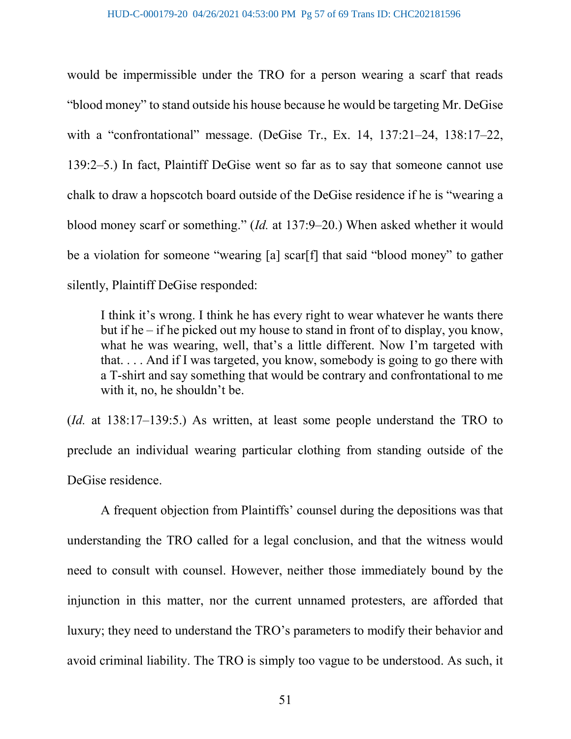would be impermissible under the TRO for a person wearing a scarf that reads "blood money" to stand outside his house because he would be targeting Mr. DeGise with a "confrontational" message. (DeGise Tr., Ex. 14, 137:21–24, 138:17–22, 139:2–5.) In fact, Plaintiff DeGise went so far as to say that someone cannot use chalk to draw a hopscotch board outside of the DeGise residence if he is "wearing a blood money scarf or something." (*Id.* at 137:9–20.) When asked whether it would be a violation for someone "wearing [a] scar[f] that said "blood money" to gather silently, Plaintiff DeGise responded:

> I think it's wrong. I think he has every right to wear whatever he wants there but if he – if he picked out my house to stand in front of to display, you know, what he was wearing, well, that's a little different. Now I'm targeted with that. . . . And if I was targeted, you know, somebody is going to go there with a T-shirt and say something that would be contrary and confrontational to me with it, no, he shouldn't be.

(*Id.* at 138:17–139:5.) As written, at least some people understand the TRO to preclude an individual wearing particular clothing from standing outside of the DeGise residence.

A frequent objection from Plaintiffs' counsel during the depositions was that understanding the TRO called for a legal conclusion, and that the witness would need to consult with counsel. However, neither those immediately bound by the injunction in this matter, nor the current unnamed protesters, are afforded that luxury; they need to understand the TRO's parameters to modify their behavior and avoid criminal liability. The TRO is simply too vague to be understood. As such, it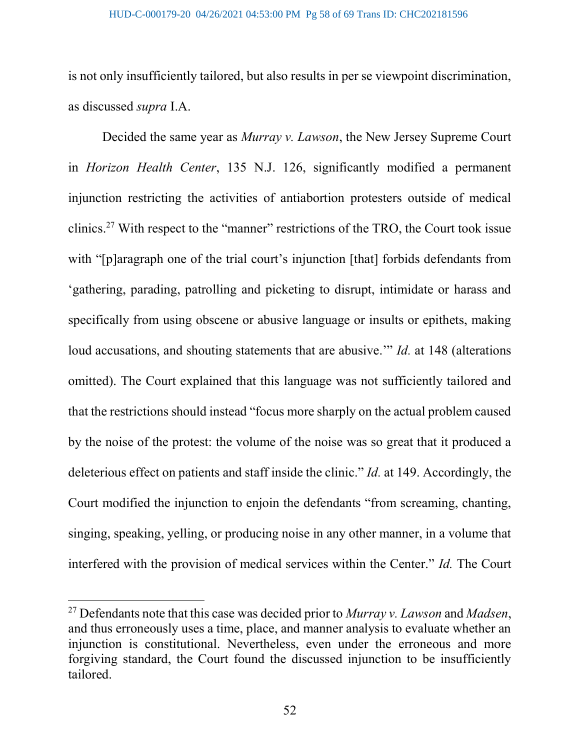is not only insufficiently tailored, but also results in per se viewpoint discrimination, as discussed *supra* I.A.

Decided the same year as *Murray v. Lawson*, the New Jersey Supreme Court in *Horizon Health Center*, 135 N.J. 126, significantly modified a permanent injunction restricting the activities of antiabortion protesters outside of medical clinics.[27] With respect to the "manner" restrictions of the TRO, the Court took issue with "[p]aragraph one of the trial court's injunction [that] forbids defendants from 'gathering, parading, patrolling and picketing to disrupt, intimidate or harass and specifically from using obscene or abusive language or insults or epithets, making loud accusations, and shouting statements that are abusive.'" *Id.* at 148 (alterations omitted). The Court explained that this language was not sufficiently tailored and that the restrictions should instead "focus more sharply on the actual problem caused by the noise of the protest: the volume of the noise was so great that it produced a deleterious effect on patients and staff inside the clinic." *Id.* at 149. Accordingly, the Court modified the injunction to enjoin the defendants "from screaming, chanting, singing, speaking, yelling, or producing noise in any other manner, in a volume that interfered with the provision of medical services within the Center." *Id.* The Court

---

[27] Defendants note that this case was decided prior to *Murray v. Lawson* and *Madsen*, and thus erroneously uses a time, place, and manner analysis to evaluate whether an injunction is constitutional. Nevertheless, even under the erroneous and more forgiving standard, the Court found the discussed injunction to be insufficiently tailored.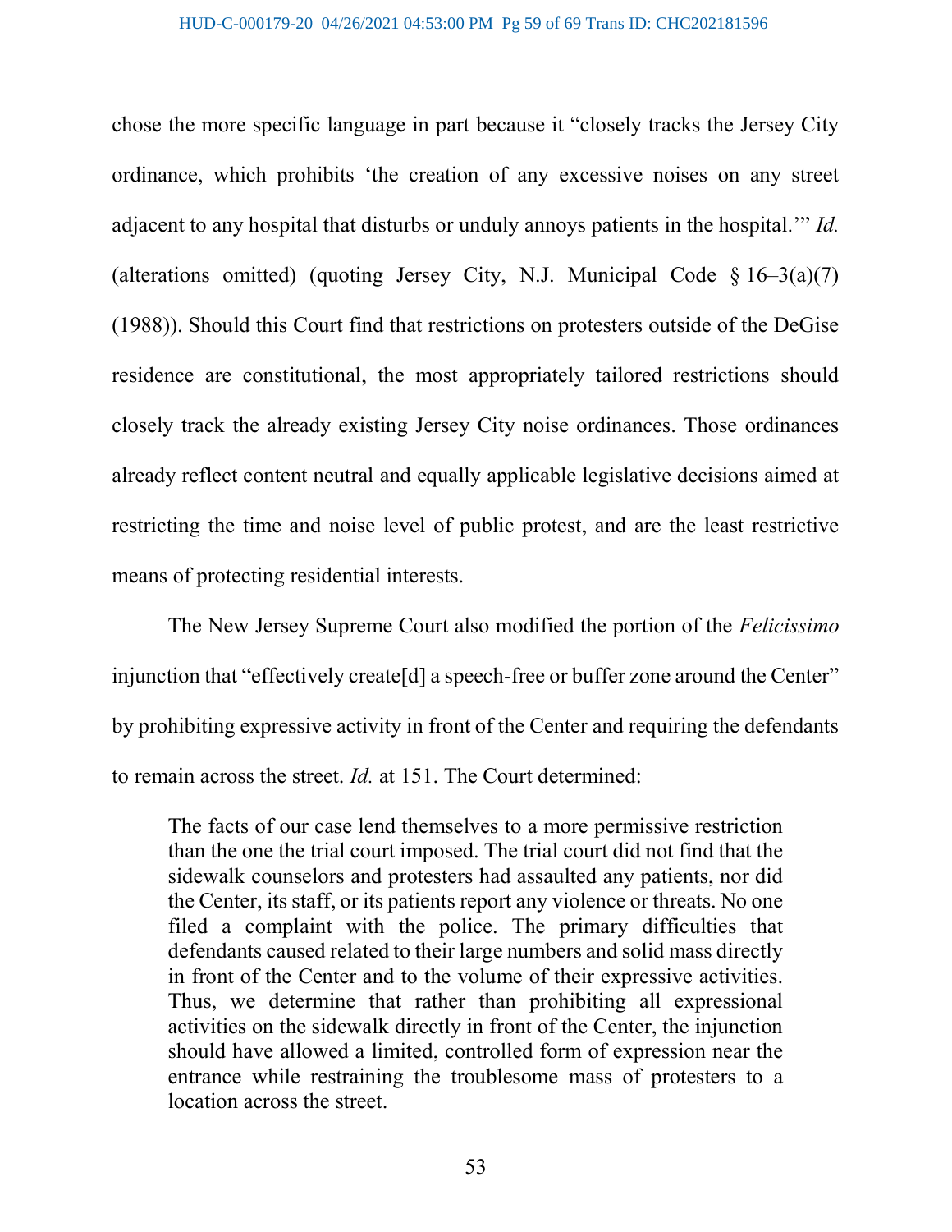chose the more specific language in part because it "closely tracks the Jersey City ordinance, which prohibits 'the creation of any excessive noises on any street adjacent to any hospital that disturbs or unduly annoys patients in the hospital.'" *Id.* (alterations omitted) (quoting Jersey City, N.J. Municipal Code § 16–3(a)(7) (1988)). Should this Court find that restrictions on protesters outside of the DeGise residence are constitutional, the most appropriately tailored restrictions should closely track the already existing Jersey City noise ordinances. Those ordinances already reflect content neutral and equally applicable legislative decisions aimed at restricting the time and noise level of public protest, and are the least restrictive means of protecting residential interests.

The New Jersey Supreme Court also modified the portion of the *Felicissimo* injunction that "effectively create[d] a speech-free or buffer zone around the Center" by prohibiting expressive activity in front of the Center and requiring the defendants to remain across the street. *Id.* at 151. The Court determined:

> The facts of our case lend themselves to a more permissive restriction than the one the trial court imposed. The trial court did not find that the sidewalk counselors and protesters had assaulted any patients, nor did the Center, its staff, or its patients report any violence or threats. No one filed a complaint with the police. The primary difficulties that defendants caused related to their large numbers and solid mass directly in front of the Center and to the volume of their expressive activities. Thus, we determine that rather than prohibiting all expressional activities on the sidewalk directly in front of the Center, the injunction should have allowed a limited, controlled form of expression near the entrance while restraining the troublesome mass of protesters to a location across the street.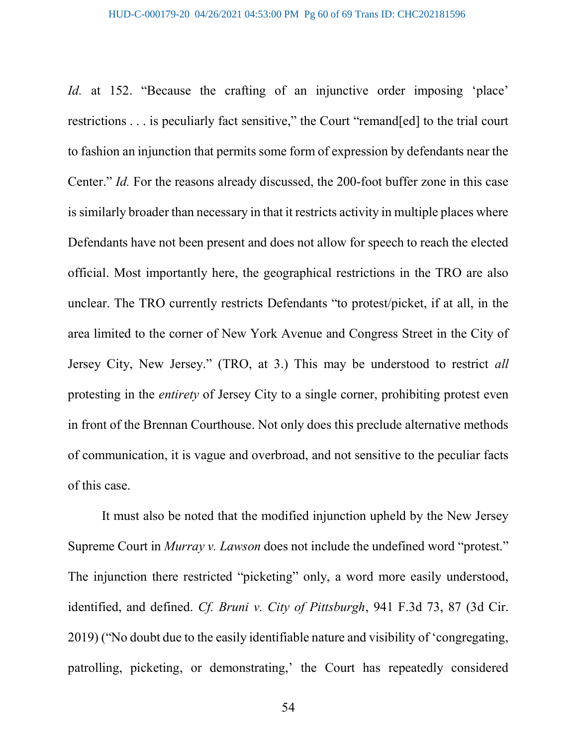*Id.* at 152. "Because the crafting of an injunctive order imposing 'place' restrictions . . . is peculiarly fact sensitive," the Court "remand[ed] to the trial court to fashion an injunction that permits some form of expression by defendants near the Center." *Id.* For the reasons already discussed, the 200-foot buffer zone in this case is similarly broader than necessary in that it restricts activity in multiple places where Defendants have not been present and does not allow for speech to reach the elected official. Most importantly here, the geographical restrictions in the TRO are also unclear. The TRO currently restricts Defendants "to protest/picket, if at all, in the area limited to the corner of New York Avenue and Congress Street in the City of Jersey City, New Jersey." (TRO, at 3.) This may be understood to restrict *all* protesting in the *entirety* of Jersey City to a single corner, prohibiting protest even in front of the Brennan Courthouse. Not only does this preclude alternative methods of communication, it is vague and overbroad, and not sensitive to the peculiar facts of this case.

It must also be noted that the modified injunction upheld by the New Jersey Supreme Court in *Murray v. Lawson* does not include the undefined word "protest." The injunction there restricted "picketing" only, a word more easily understood, identified, and defined. *Cf. Bruni v. City of Pittsburgh*, 941 F.3d 73, 87 (3d Cir. 2019) ("No doubt due to the easily identifiable nature and visibility of 'congregating, patrolling, picketing, or demonstrating,' the Court has repeatedly considered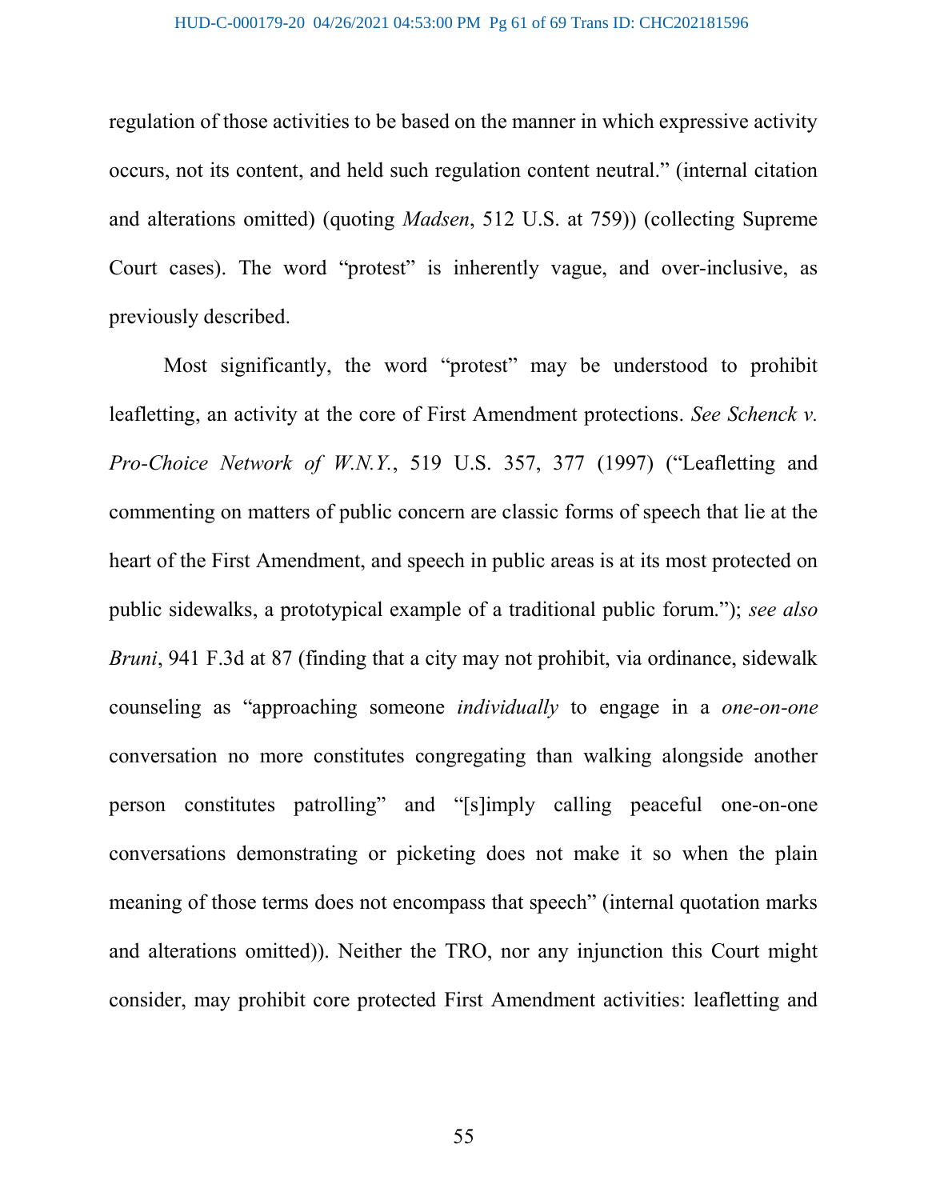regulation of those activities to be based on the manner in which expressive activity occurs, not its content, and held such regulation content neutral." (internal citation and alterations omitted) (quoting *Madsen*, 512 U.S. at 759)) (collecting Supreme Court cases). The word "protest" is inherently vague, and over-inclusive, as previously described.

Most significantly, the word "protest" may be understood to prohibit leafletting, an activity at the core of First Amendment protections. *See Schenck v. Pro-Choice Network of W.N.Y.*, 519 U.S. 357, 377 (1997) ("Leafletting and commenting on matters of public concern are classic forms of speech that lie at the heart of the First Amendment, and speech in public areas is at its most protected on public sidewalks, a prototypical example of a traditional public forum."); *see also Bruni*, 941 F.3d at 87 (finding that a city may not prohibit, via ordinance, sidewalk counseling as "approaching someone *individually* to engage in a *one-on-one* conversation no more constitutes congregating than walking alongside another person constitutes patrolling" and "[s]imply calling peaceful one-on-one conversations demonstrating or picketing does not make it so when the plain meaning of those terms does not encompass that speech" (internal quotation marks and alterations omitted)). Neither the TRO, nor any injunction this Court might consider, may prohibit core protected First Amendment activities: leafletting and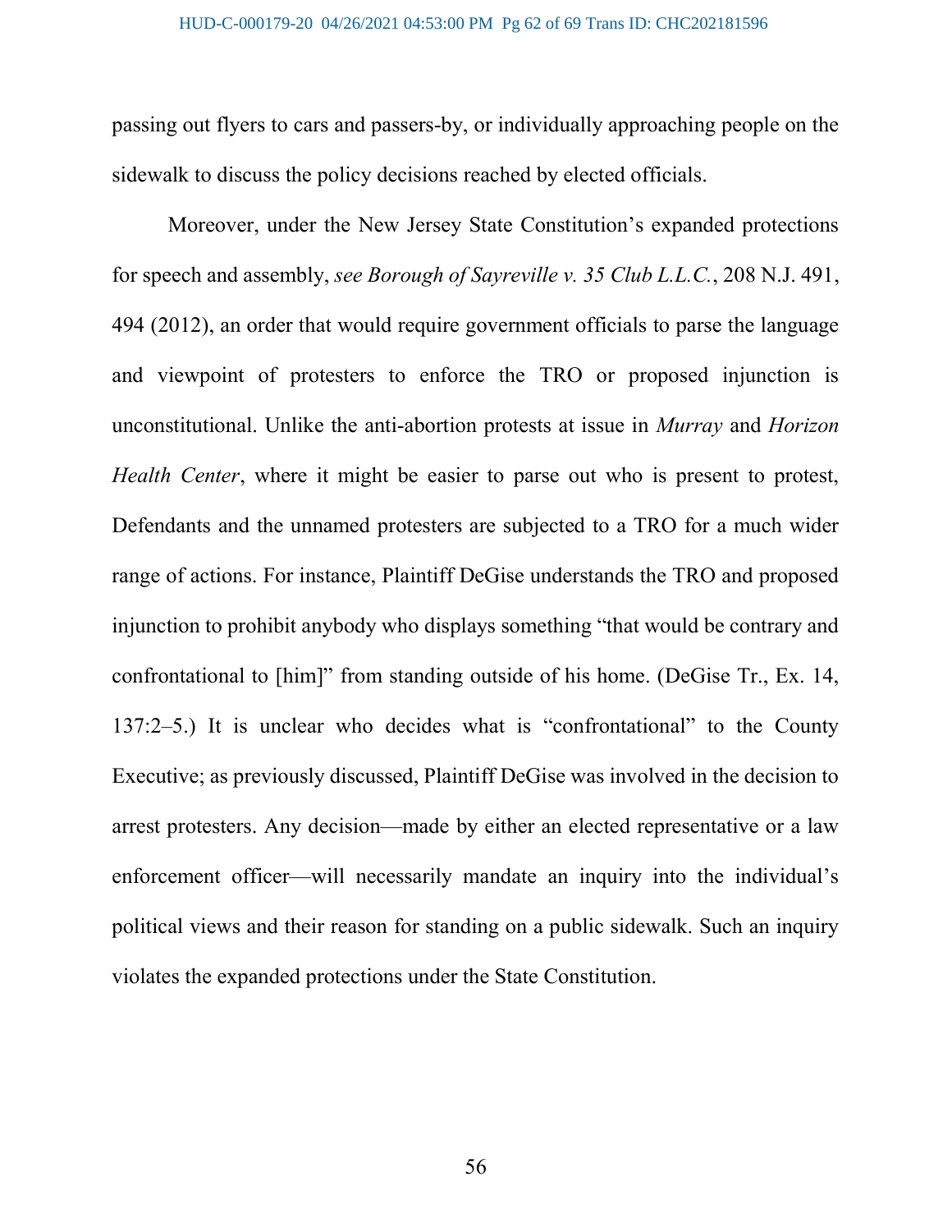passing out flyers to cars and passers-by, or individually approaching people on the sidewalk to discuss the policy decisions reached by elected officials.

Moreover, under the New Jersey State Constitution's expanded protections for speech and assembly, *see Borough of Sayreville v. 35 Club L.L.C.*, 208 N.J. 491, 494 (2012), an order that would require government officials to parse the language and viewpoint of protesters to enforce the TRO or proposed injunction is unconstitutional. Unlike the anti-abortion protests at issue in *Murray* and *Horizon Health Center*, where it might be easier to parse out who is present to protest, Defendants and the unnamed protesters are subjected to a TRO for a much wider range of actions. For instance, Plaintiff DeGise understands the TRO and proposed injunction to prohibit anybody who displays something "that would be contrary and confrontational to [him]" from standing outside of his home. (DeGise Tr., Ex. 14, 137:2–5.) It is unclear who decides what is "confrontational" to the County Executive; as previously discussed, Plaintiff DeGise was involved in the decision to arrest protesters. Any decision—made by either an elected representative or a law enforcement officer—will necessarily mandate an inquiry into the individual's political views and their reason for standing on a public sidewalk. Such an inquiry violates the expanded protections under the State Constitution.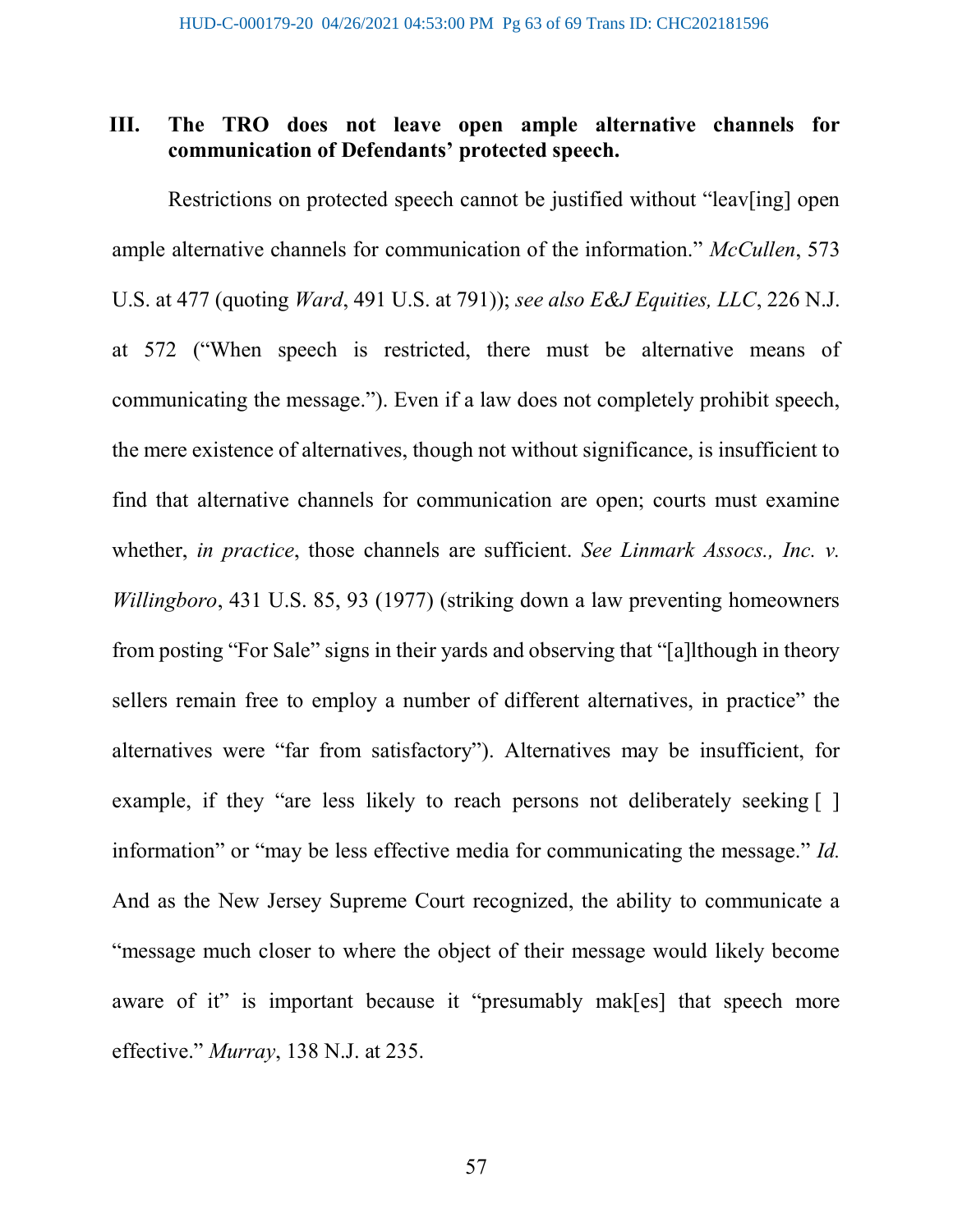### III. The TRO does not leave open ample alternative channels for communication of Defendants' protected speech.

Restrictions on protected speech cannot be justified without "leav[ing] open ample alternative channels for communication of the information." *McCullen*, 573 U.S. at 477 (quoting *Ward*, 491 U.S. at 791)); *see also E&J Equities, LLC*, 226 N.J. at 572 ("When speech is restricted, there must be alternative means of communicating the message."). Even if a law does not completely prohibit speech, the mere existence of alternatives, though not without significance, is insufficient to find that alternative channels for communication are open; courts must examine whether, *in practice*, those channels are sufficient. *See Linmark Assocs., Inc. v. Willingboro*, 431 U.S. 85, 93 (1977) (striking down a law preventing homeowners from posting "For Sale" signs in their yards and observing that "[a]lthough in theory sellers remain free to employ a number of different alternatives, in practice" the alternatives were "far from satisfactory"). Alternatives may be insufficient, for example, if they "are less likely to reach persons not deliberately seeking [ ] information" or "may be less effective media for communicating the message." *Id.* And as the New Jersey Supreme Court recognized, the ability to communicate a "message much closer to where the object of their message would likely become aware of it" is important because it "presumably mak[es] that speech more effective." *Murray*, 138 N.J. at 235.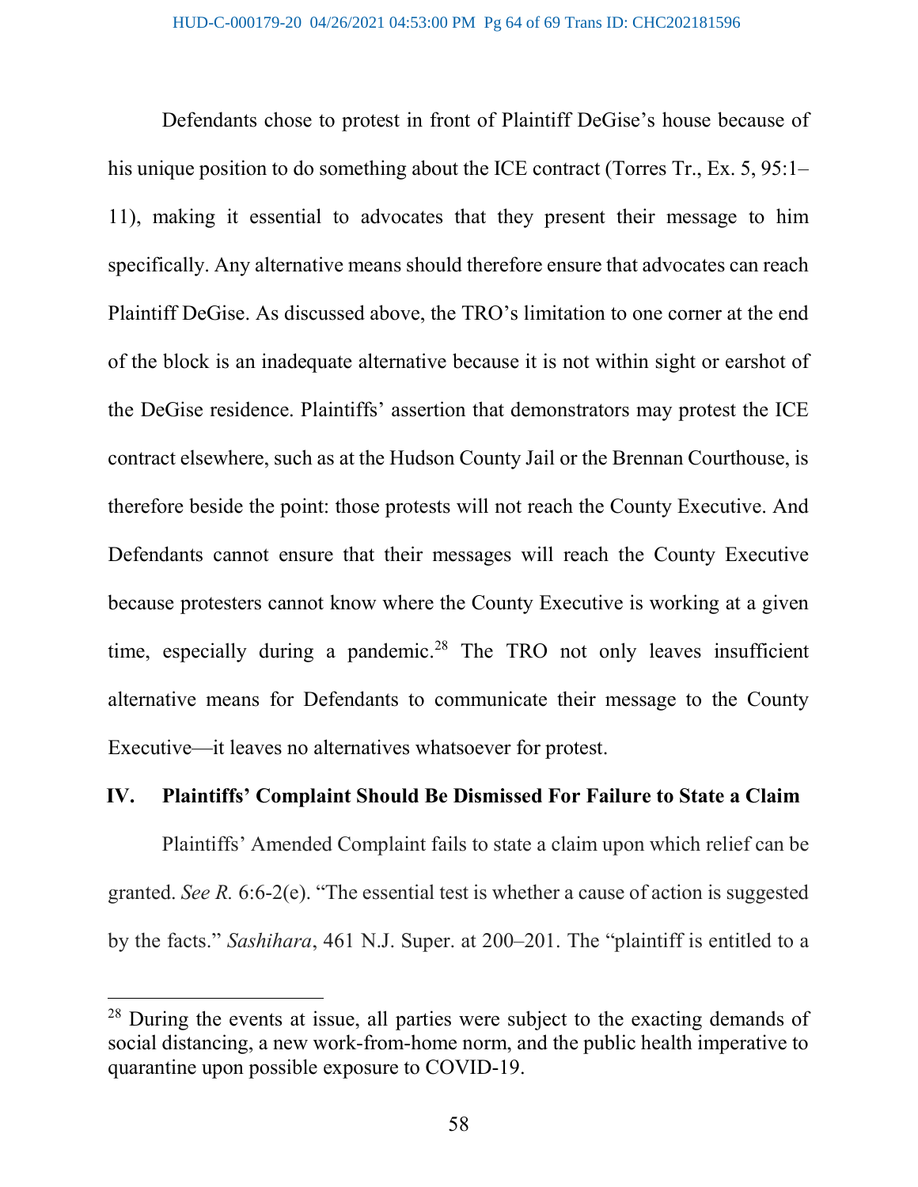Defendants chose to protest in front of Plaintiff DeGise's house because of his unique position to do something about the ICE contract (Torres Tr., Ex. 5, 95:1–11), making it essential to advocates that they present their message to him specifically. Any alternative means should therefore ensure that advocates can reach Plaintiff DeGise. As discussed above, the TRO's limitation to one corner at the end of the block is an inadequate alternative because it is not within sight or earshot of the DeGise residence. Plaintiffs' assertion that demonstrators may protest the ICE contract elsewhere, such as at the Hudson County Jail or the Brennan Courthouse, is therefore beside the point: those protests will not reach the County Executive. And Defendants cannot ensure that their messages will reach the County Executive because protesters cannot know where the County Executive is working at a given time, especially during a pandemic.[28] The TRO not only leaves insufficient alternative means for Defendants to communicate their message to the County Executive—it leaves no alternatives whatsoever for protest.

## IV. Plaintiffs' Complaint Should Be Dismissed For Failure to State a Claim

Plaintiffs' Amended Complaint fails to state a claim upon which relief can be granted. *See R.* 6:6-2(e). "The essential test is whether a cause of action is suggested by the facts." *Sashihara*, 461 N.J. Super. at 200–201. The "plaintiff is entitled to a

---

[28] During the events at issue, all parties were subject to the exacting demands of social distancing, a new work-from-home norm, and the public health imperative to quarantine upon possible exposure to COVID-19.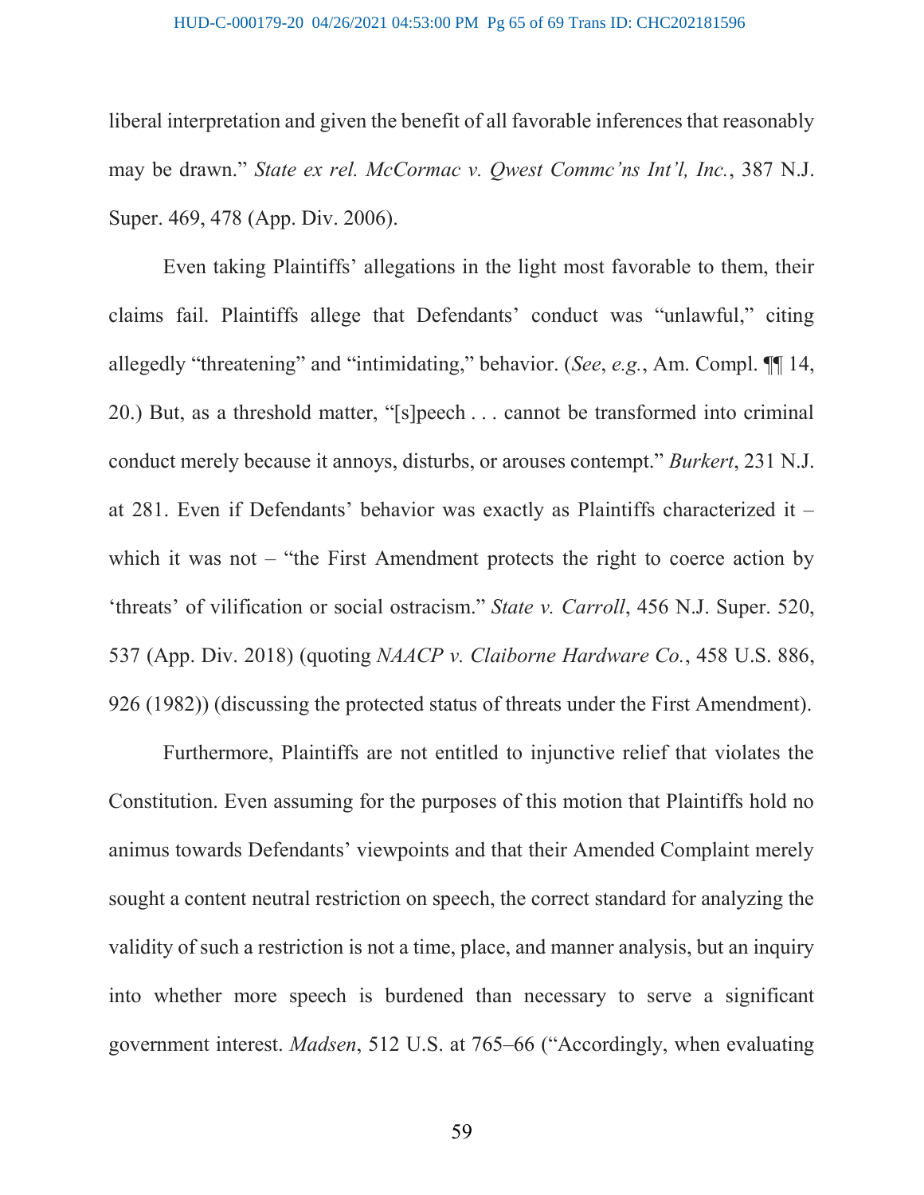liberal interpretation and given the benefit of all favorable inferences that reasonably may be drawn." *State ex rel. McCormac v. Qwest Commc'ns Int'l, Inc.*, 387 N.J. Super. 469, 478 (App. Div. 2006).

Even taking Plaintiffs' allegations in the light most favorable to them, their claims fail. Plaintiffs allege that Defendants' conduct was "unlawful," citing allegedly "threatening" and "intimidating," behavior. (*See*, *e.g.*, Am. Compl. ¶¶ 14, 20.) But, as a threshold matter, "[s]peech . . . cannot be transformed into criminal conduct merely because it annoys, disturbs, or arouses contempt." *Burkert*, 231 N.J. at 281. Even if Defendants' behavior was exactly as Plaintiffs characterized it – which it was not – "the First Amendment protects the right to coerce action by 'threats' of vilification or social ostracism." *State v. Carroll*, 456 N.J. Super. 520, 537 (App. Div. 2018) (quoting *NAACP v. Claiborne Hardware Co.*, 458 U.S. 886, 926 (1982)) (discussing the protected status of threats under the First Amendment).

Furthermore, Plaintiffs are not entitled to injunctive relief that violates the Constitution. Even assuming for the purposes of this motion that Plaintiffs hold no animus towards Defendants' viewpoints and that their Amended Complaint merely sought a content neutral restriction on speech, the correct standard for analyzing the validity of such a restriction is not a time, place, and manner analysis, but an inquiry into whether more speech is burdened than necessary to serve a significant government interest. *Madsen*, 512 U.S. at 765–66 ("Accordingly, when evaluating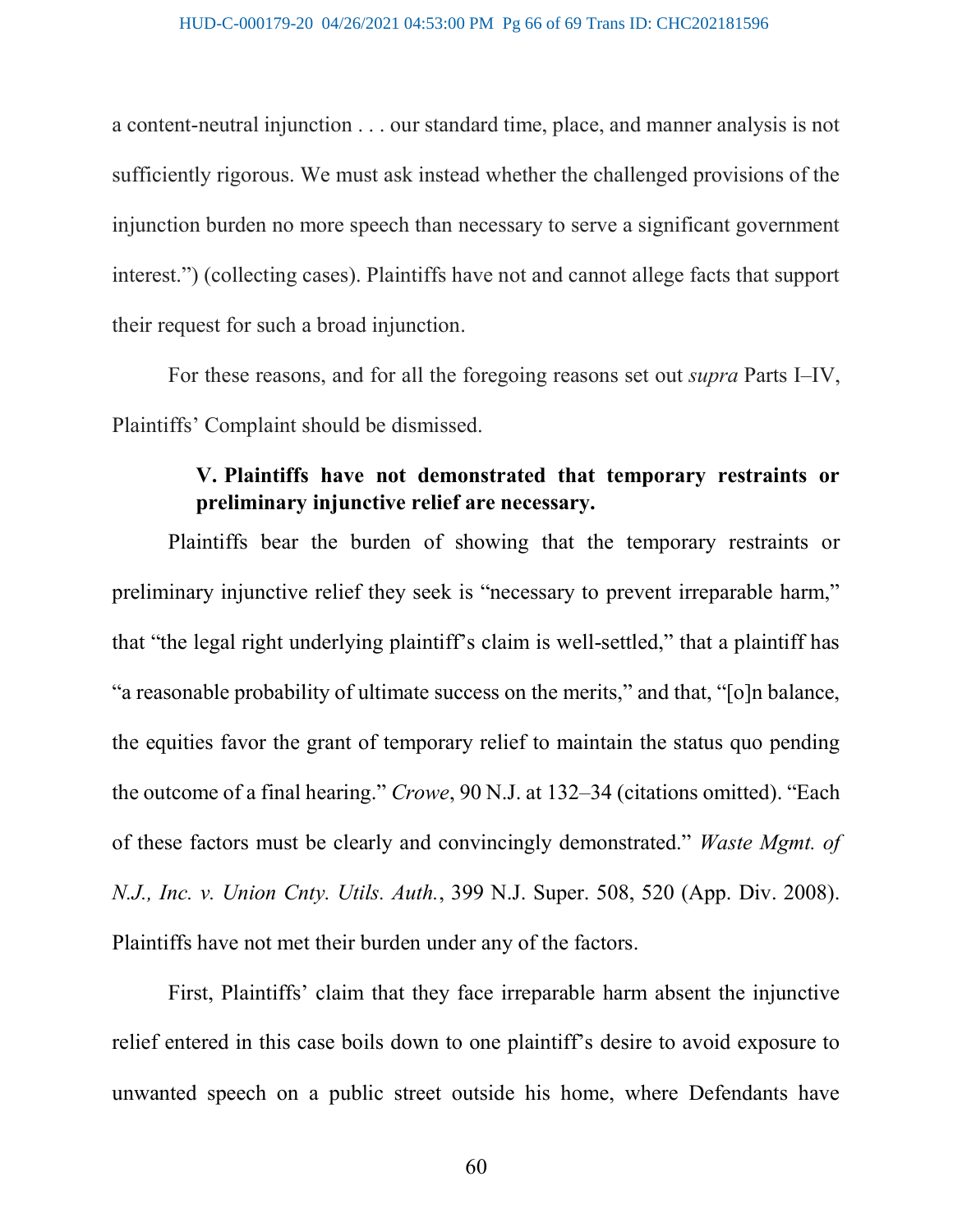a content-neutral injunction . . . our standard time, place, and manner analysis is not sufficiently rigorous. We must ask instead whether the challenged provisions of the injunction burden no more speech than necessary to serve a significant government interest.") (collecting cases). Plaintiffs have not and cannot allege facts that support their request for such a broad injunction.

For these reasons, and for all the foregoing reasons set out *supra* Parts I–IV, Plaintiffs' Complaint should be dismissed.

### V. Plaintiffs have not demonstrated that temporary restraints or preliminary injunctive relief are necessary.

Plaintiffs bear the burden of showing that the temporary restraints or preliminary injunctive relief they seek is "necessary to prevent irreparable harm," that "the legal right underlying plaintiff's claim is well-settled," that a plaintiff has "a reasonable probability of ultimate success on the merits," and that, "[o]n balance, the equities favor the grant of temporary relief to maintain the status quo pending the outcome of a final hearing." *Crowe*, 90 N.J. at 132–34 (citations omitted). "Each of these factors must be clearly and convincingly demonstrated." *Waste Mgmt. of N.J., Inc. v. Union Cnty. Utils. Auth.*, 399 N.J. Super. 508, 520 (App. Div. 2008). Plaintiffs have not met their burden under any of the factors.

First, Plaintiffs' claim that they face irreparable harm absent the injunctive relief entered in this case boils down to one plaintiff's desire to avoid exposure to unwanted speech on a public street outside his home, where Defendants have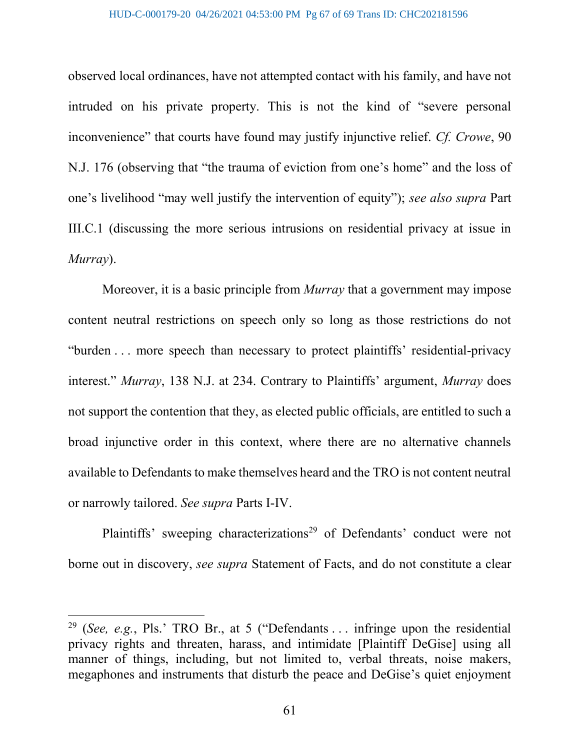observed local ordinances, have not attempted contact with his family, and have not intruded on his private property. This is not the kind of "severe personal inconvenience" that courts have found may justify injunctive relief. *Cf. Crowe*, 90 N.J. 176 (observing that "the trauma of eviction from one's home" and the loss of one's livelihood "may well justify the intervention of equity"); *see also supra* Part III.C.1 (discussing the more serious intrusions on residential privacy at issue in *Murray*).

Moreover, it is a basic principle from *Murray* that a government may impose content neutral restrictions on speech only so long as those restrictions do not "burden . . . more speech than necessary to protect plaintiffs' residential-privacy interest." *Murray*, 138 N.J. at 234. Contrary to Plaintiffs' argument, *Murray* does not support the contention that they, as elected public officials, are entitled to such a broad injunctive order in this context, where there are no alternative channels available to Defendants to make themselves heard and the TRO is not content neutral or narrowly tailored. *See supra* Parts I-IV.

Plaintiffs' sweeping characterizations[29] of Defendants' conduct were not borne out in discovery, *see supra* Statement of Facts, and do not constitute a clear

---

[29] (*See, e.g.*, Pls.' TRO Br., at 5 ("Defendants . . . infringe upon the residential privacy rights and threaten, harass, and intimidate [Plaintiff DeGise] using all manner of things, including, but not limited to, verbal threats, noise makers, megaphones and instruments that disturb the peace and DeGise's quiet enjoyment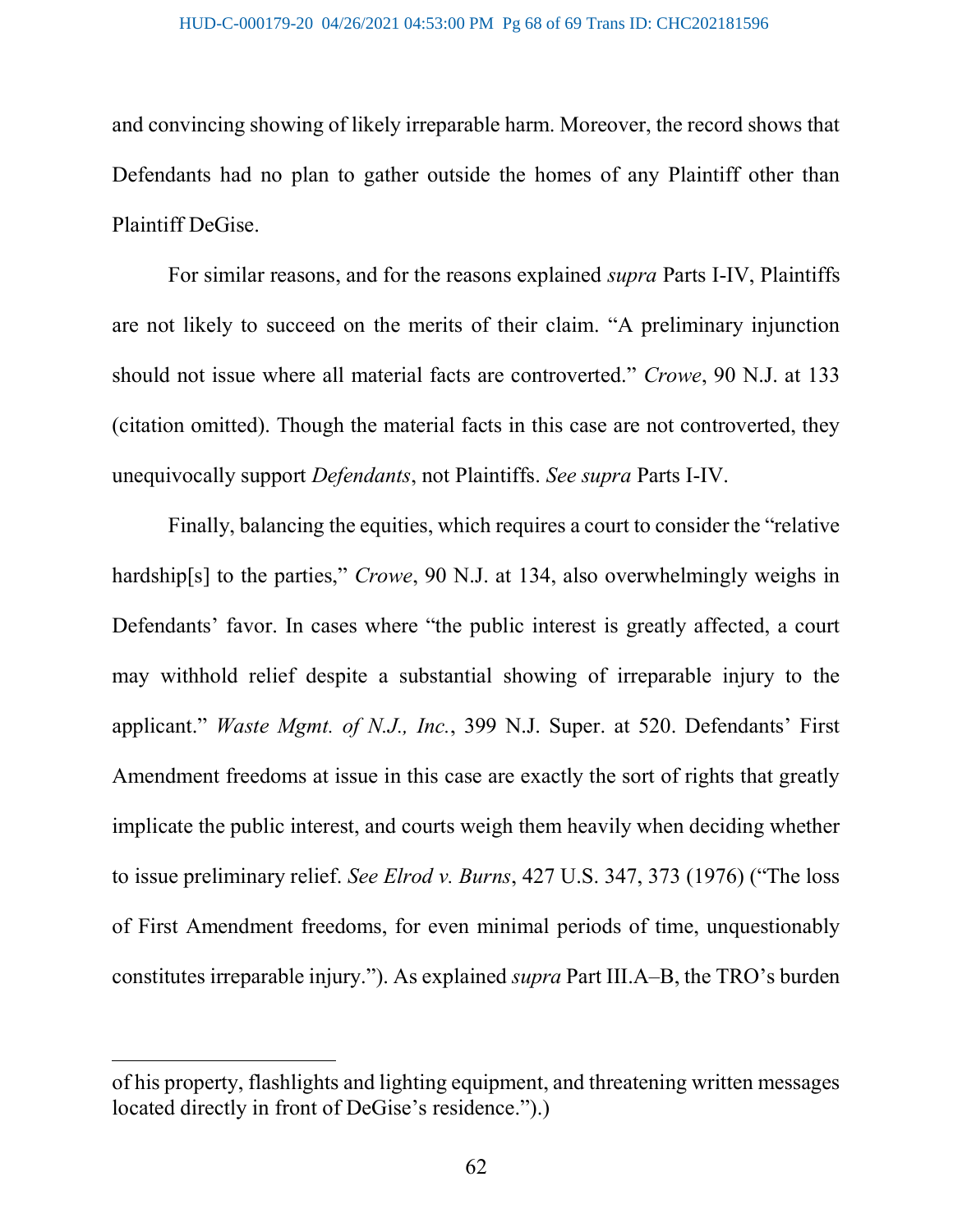and convincing showing of likely irreparable harm. Moreover, the record shows that Defendants had no plan to gather outside the homes of any Plaintiff other than Plaintiff DeGise.

For similar reasons, and for the reasons explained *supra* Parts I-IV, Plaintiffs are not likely to succeed on the merits of their claim. "A preliminary injunction should not issue where all material facts are controverted." *Crowe*, 90 N.J. at 133 (citation omitted). Though the material facts in this case are not controverted, they unequivocally support *Defendants*, not Plaintiffs. *See supra* Parts I-IV.

Finally, balancing the equities, which requires a court to consider the "relative hardship[s] to the parties," *Crowe*, 90 N.J. at 134, also overwhelmingly weighs in Defendants' favor. In cases where "the public interest is greatly affected, a court may withhold relief despite a substantial showing of irreparable injury to the applicant." *Waste Mgmt. of N.J., Inc.*, 399 N.J. Super. at 520. Defendants' First Amendment freedoms at issue in this case are exactly the sort of rights that greatly implicate the public interest, and courts weigh them heavily when deciding whether to issue preliminary relief. *See Elrod v. Burns*, 427 U.S. 347, 373 (1976) ("The loss of First Amendment freedoms, for even minimal periods of time, unquestionably constitutes irreparable injury."). As explained *supra* Part III.A–B, the TRO's burden

---

of his property, flashlights and lighting equipment, and threatening written messages located directly in front of DeGise's residence.").)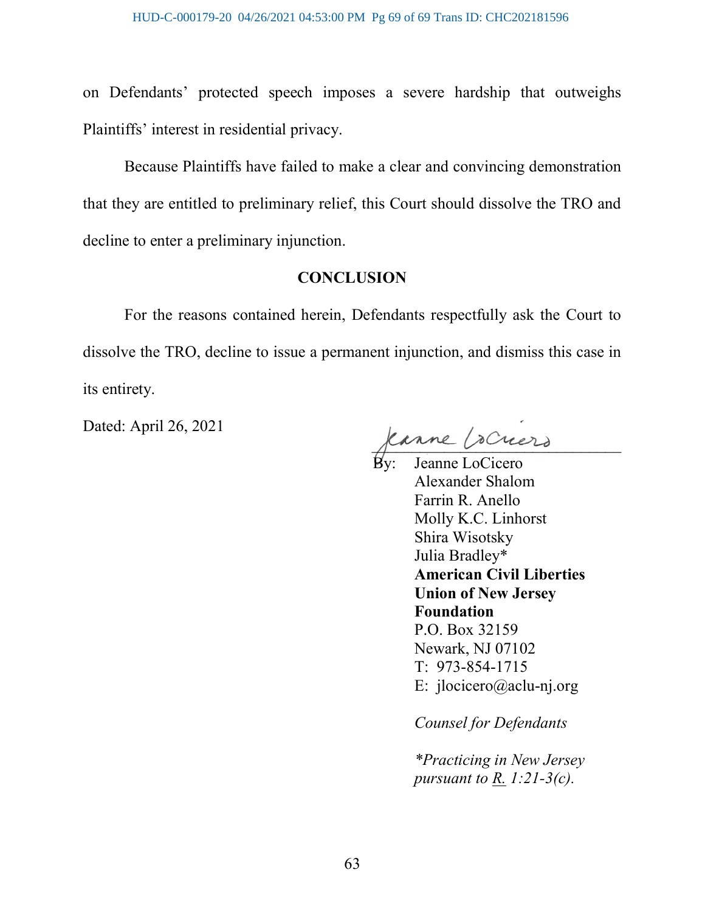on Defendants' protected speech imposes a severe hardship that outweighs Plaintiffs' interest in residential privacy.

Because Plaintiffs have failed to make a clear and convincing demonstration that they are entitled to preliminary relief, this Court should dissolve the TRO and decline to enter a preliminary injunction.

## CONCLUSION

For the reasons contained herein, Defendants respectfully ask the Court to dissolve the TRO, decline to issue a permanent injunction, and dismiss this case in its entirety.

Dated: April 26, 2021

By: Jeanne LoCicero
Alexander Shalom
Farrin R. Anello
Molly K.C. Linhorst
Shira Wisotsky
Julia Bradley*
**American Civil Liberties Union of New Jersey Foundation**
P.O. Box 32159
Newark, NJ 07102
T: 973-854-1715
E: jlocicero@aclu-nj.org

*Counsel for Defendants*

*\*Practicing in New Jersey pursuant to R. 1:21-3(c).*